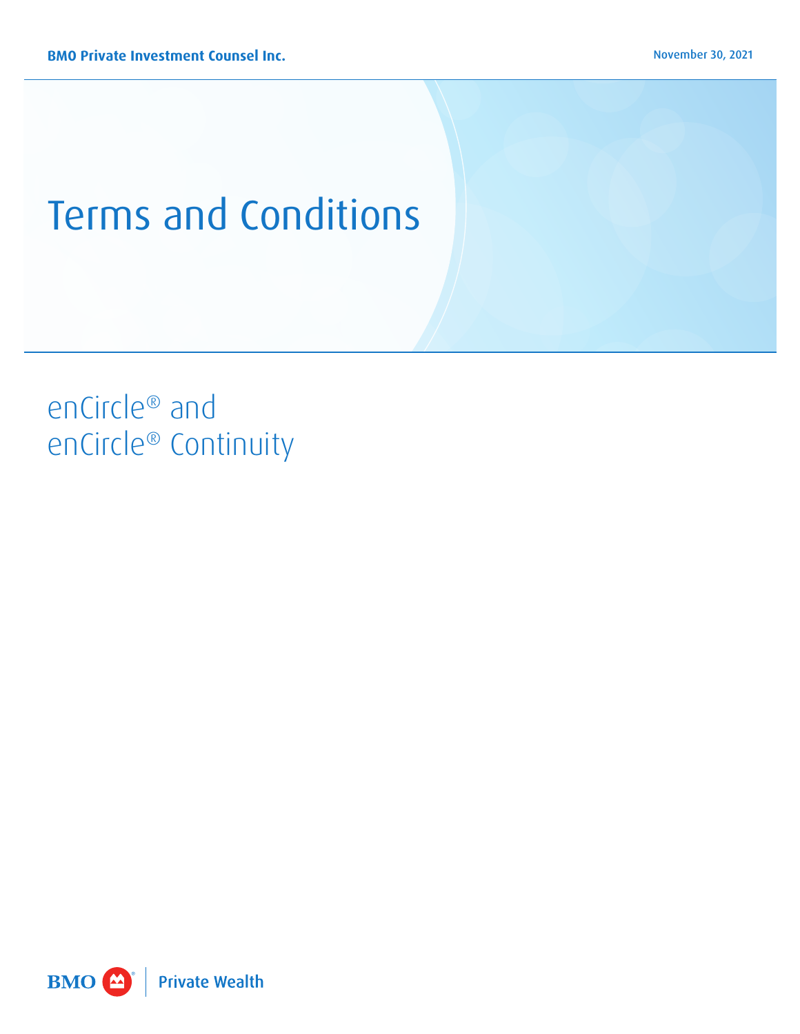BMO Private Investment Counsel Inc.

November 30, 2021

# Terms and Conditions

## enCircle® and enCircle® Continuity

BMO Private Wealth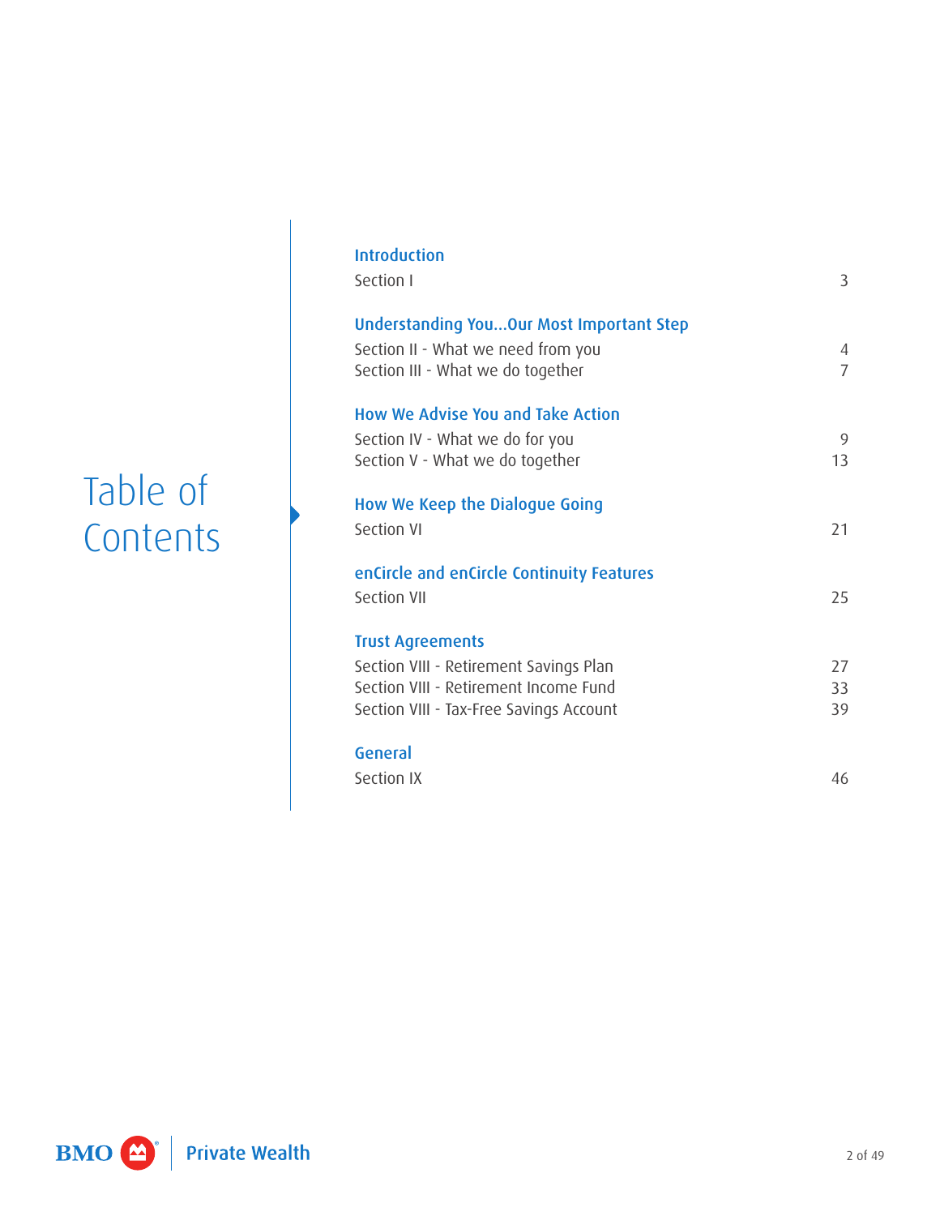# Table of Contents

| | |
|---|---|
| **Introduction** | |
| Section I | 3 |
| **Understanding You...Our Most Important Step** | |
| Section II - What we need from you | 4 |
| Section III - What we do together | 7 |
| **How We Advise You and Take Action** | |
| Section IV - What we do for you | 9 |
| Section V - What we do together | 13 |
| **How We Keep the Dialogue Going** | |
| Section VI | 21 |
| **enCircle and enCircle Continuity Features** | |
| Section VII | 25 |
| **Trust Agreements** | |
| Section VIII - Retirement Savings Plan | 27 |
| Section VIII - Retirement Income Fund | 33 |
| Section VIII - Tax-Free Savings Account | 39 |
| **General** | |
| Section IX | 46 |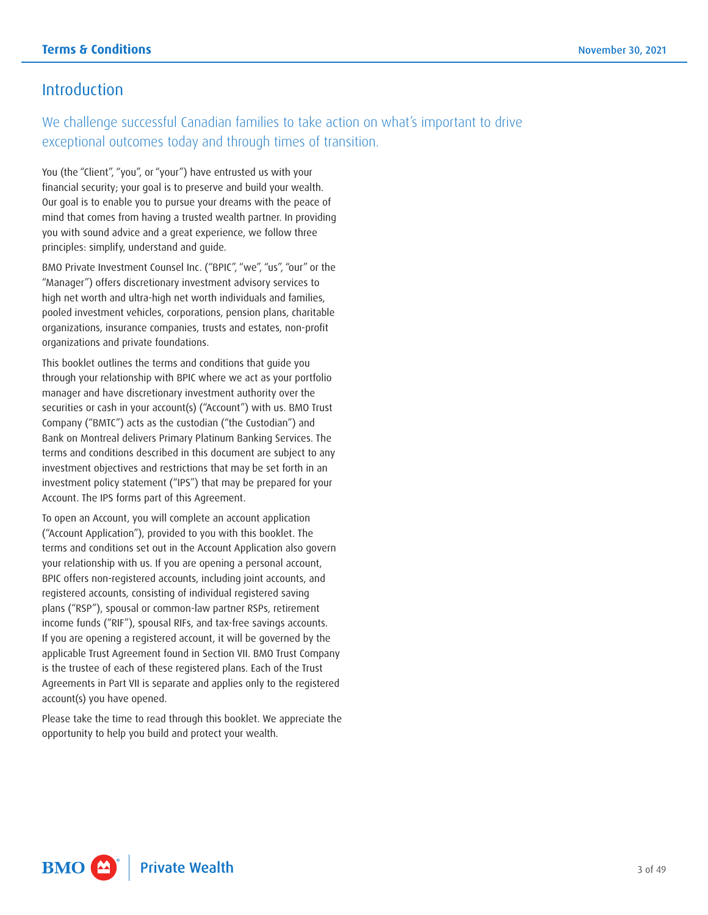## Introduction

### We challenge successful Canadian families to take action on what's important to drive exceptional outcomes today and through times of transition.

You (the "Client", "you", or "your") have entrusted us with your financial security; your goal is to preserve and build your wealth. Our goal is to enable you to pursue your dreams with the peace of mind that comes from having a trusted wealth partner. In providing you with sound advice and a great experience, we follow three principles: simplify, understand and guide.

BMO Private Investment Counsel Inc. ("BPIC", "we", "us", "our" or the "Manager") offers discretionary investment advisory services to high net worth and ultra-high net worth individuals and families, pooled investment vehicles, corporations, pension plans, charitable organizations, insurance companies, trusts and estates, non-profit organizations and private foundations.

This booklet outlines the terms and conditions that guide you through your relationship with BPIC where we act as your portfolio manager and have discretionary investment authority over the securities or cash in your account(s) ("Account") with us. BMO Trust Company ("BMTC") acts as the custodian ("the Custodian") and Bank on Montreal delivers Primary Platinum Banking Services. The terms and conditions described in this document are subject to any investment objectives and restrictions that may be set forth in an investment policy statement ("IPS") that may be prepared for your Account. The IPS forms part of this Agreement.

To open an Account, you will complete an account application ("Account Application"), provided to you with this booklet. The terms and conditions set out in the Account Application also govern your relationship with us. If you are opening a personal account, BPIC offers non-registered accounts, including joint accounts, and registered accounts, consisting of individual registered saving plans ("RSP"), spousal or common-law partner RSPs, retirement income funds ("RIF"), spousal RIFs, and tax-free savings accounts. If you are opening a registered account, it will be governed by the applicable Trust Agreement found in Section VII. BMO Trust Company is the trustee of each of these registered plans. Each of the Trust Agreements in Part VII is separate and applies only to the registered account(s) you have opened.

Please take the time to read through this booklet. We appreciate the opportunity to help you build and protect your wealth.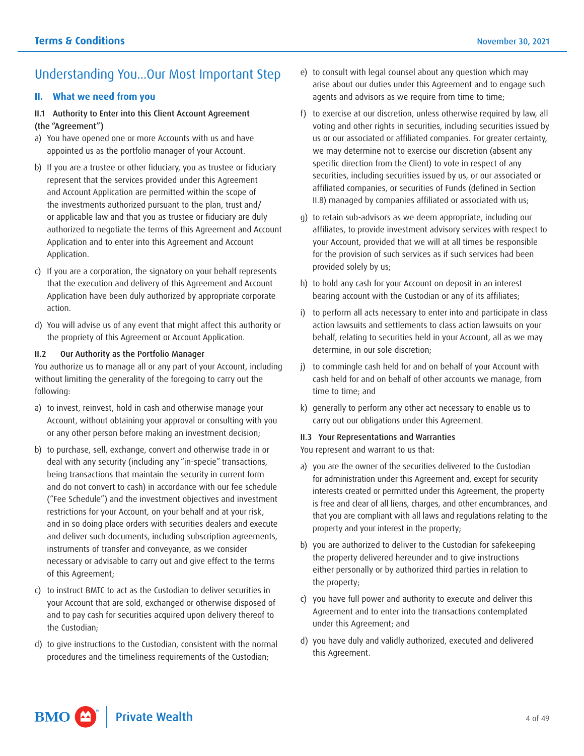## Understanding You…Our Most Important Step

### II. What we need from you

#### II.1 Authority to Enter into this Client Account Agreement (the "Agreement")

a) You have opened one or more Accounts with us and have appointed us as the portfolio manager of your Account.

b) If you are a trustee or other fiduciary, you as trustee or fiduciary represent that the services provided under this Agreement and Account Application are permitted within the scope of the investments authorized pursuant to the plan, trust and/or applicable law and that you as trustee or fiduciary are duly authorized to negotiate the terms of this Agreement and Account Application and to enter into this Agreement and Account Application.

c) If you are a corporation, the signatory on your behalf represents that the execution and delivery of this Agreement and Account Application have been duly authorized by appropriate corporate action.

d) You will advise us of any event that might affect this authority or the propriety of this Agreement or Account Application.

#### II.2 Our Authority as the Portfolio Manager

You authorize us to manage all or any part of your Account, including without limiting the generality of the foregoing to carry out the following:

a) to invest, reinvest, hold in cash and otherwise manage your Account, without obtaining your approval or consulting with you or any other person before making an investment decision;

b) to purchase, sell, exchange, convert and otherwise trade in or deal with any security (including any "in-specie" transactions, being transactions that maintain the security in current form and do not convert to cash) in accordance with our fee schedule ("Fee Schedule") and the investment objectives and investment restrictions for your Account, on your behalf and at your risk, and in so doing place orders with securities dealers and execute and deliver such documents, including subscription agreements, instruments of transfer and conveyance, as we consider necessary or advisable to carry out and give effect to the terms of this Agreement;

c) to instruct BMTC to act as the Custodian to deliver securities in your Account that are sold, exchanged or otherwise disposed of and to pay cash for securities acquired upon delivery thereof to the Custodian;

d) to give instructions to the Custodian, consistent with the normal procedures and the timeliness requirements of the Custodian;

e) to consult with legal counsel about any question which may arise about our duties under this Agreement and to engage such agents and advisors as we require from time to time;

f) to exercise at our discretion, unless otherwise required by law, all voting and other rights in securities, including securities issued by us or our associated or affiliated companies. For greater certainty, we may determine not to exercise our discretion (absent any specific direction from the Client) to vote in respect of any securities, including securities issued by us, or our associated or affiliated companies, or securities of Funds (defined in Section II.8) managed by companies affiliated or associated with us;

g) to retain sub-advisors as we deem appropriate, including our affiliates, to provide investment advisory services with respect to your Account, provided that we will at all times be responsible for the provision of such services as if such services had been provided solely by us;

h) to hold any cash for your Account on deposit in an interest bearing account with the Custodian or any of its affiliates;

i) to perform all acts necessary to enter into and participate in class action lawsuits and settlements to class action lawsuits on your behalf, relating to securities held in your Account, all as we may determine, in our sole discretion;

j) to commingle cash held for and on behalf of your Account with cash held for and on behalf of other accounts we manage, from time to time; and

k) generally to perform any other act necessary to enable us to carry out our obligations under this Agreement.

#### II.3 Your Representations and Warranties

You represent and warrant to us that:

a) you are the owner of the securities delivered to the Custodian for administration under this Agreement and, except for security interests created or permitted under this Agreement, the property is free and clear of all liens, charges, and other encumbrances, and that you are compliant with all laws and regulations relating to the property and your interest in the property;

b) you are authorized to deliver to the Custodian for safekeeping the property delivered hereunder and to give instructions either personally or by authorized third parties in relation to the property;

c) you have full power and authority to execute and deliver this Agreement and to enter into the transactions contemplated under this Agreement; and

d) you have duly and validly authorized, executed and delivered this Agreement.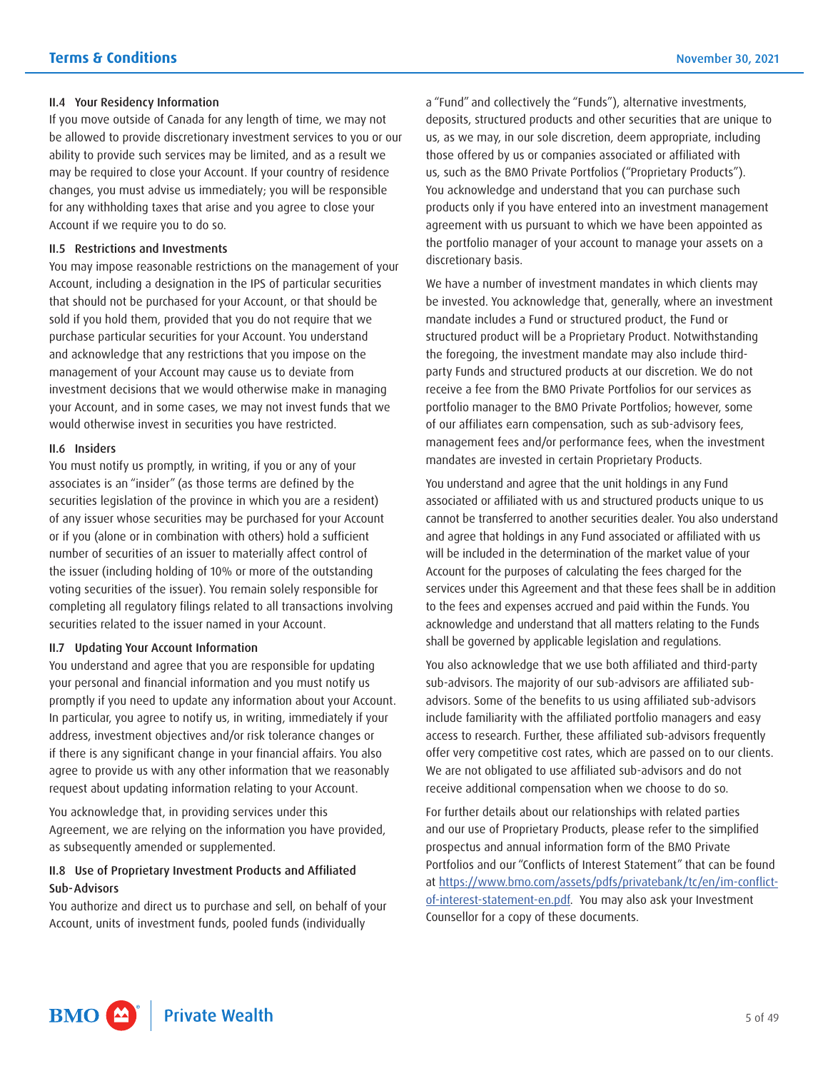### II.4 Your Residency Information

If you move outside of Canada for any length of time, we may not be allowed to provide discretionary investment services to you or our ability to provide such services may be limited, and as a result we may be required to close your Account. If your country of residence changes, you must advise us immediately; you will be responsible for any withholding taxes that arise and you agree to close your Account if we require you to do so.

### II.5 Restrictions and Investments

You may impose reasonable restrictions on the management of your Account, including a designation in the IPS of particular securities that should not be purchased for your Account, or that should be sold if you hold them, provided that you do not require that we purchase particular securities for your Account. You understand and acknowledge that any restrictions that you impose on the management of your Account may cause us to deviate from investment decisions that we would otherwise make in managing your Account, and in some cases, we may not invest funds that we would otherwise invest in securities you have restricted.

### II.6 Insiders

You must notify us promptly, in writing, if you or any of your associates is an "insider" (as those terms are defined by the securities legislation of the province in which you are a resident) of any issuer whose securities may be purchased for your Account or if you (alone or in combination with others) hold a sufficient number of securities of an issuer to materially affect control of the issuer (including holding of 10% or more of the outstanding voting securities of the issuer). You remain solely responsible for completing all regulatory filings related to all transactions involving securities related to the issuer named in your Account.

### II.7 Updating Your Account Information

You understand and agree that you are responsible for updating your personal and financial information and you must notify us promptly if you need to update any information about your Account. In particular, you agree to notify us, in writing, immediately if your address, investment objectives and/or risk tolerance changes or if there is any significant change in your financial affairs. You also agree to provide us with any other information that we reasonably request about updating information relating to your Account.

You acknowledge that, in providing services under this Agreement, we are relying on the information you have provided, as subsequently amended or supplemented.

### II.8 Use of Proprietary Investment Products and Affiliated Sub-Advisors

You authorize and direct us to purchase and sell, on behalf of your Account, units of investment funds, pooled funds (individually a "Fund" and collectively the "Funds"), alternative investments, deposits, structured products and other securities that are unique to us, as we may, in our sole discretion, deem appropriate, including those offered by us or companies associated or affiliated with us, such as the BMO Private Portfolios ("Proprietary Products"). You acknowledge and understand that you can purchase such products only if you have entered into an investment management agreement with us pursuant to which we have been appointed as the portfolio manager of your account to manage your assets on a discretionary basis.

We have a number of investment mandates in which clients may be invested. You acknowledge that, generally, where an investment mandate includes a Fund or structured product, the Fund or structured product will be a Proprietary Product. Notwithstanding the foregoing, the investment mandate may also include third-party Funds and structured products at our discretion. We do not receive a fee from the BMO Private Portfolios for our services as portfolio manager to the BMO Private Portfolios; however, some of our affiliates earn compensation, such as sub-advisory fees, management fees and/or performance fees, when the investment mandates are invested in certain Proprietary Products.

You understand and agree that the unit holdings in any Fund associated or affiliated with us and structured products unique to us cannot be transferred to another securities dealer. You also understand and agree that holdings in any Fund associated or affiliated with us will be included in the determination of the market value of your Account for the purposes of calculating the fees charged for the services under this Agreement and that these fees shall be in addition to the fees and expenses accrued and paid within the Funds. You acknowledge and understand that all matters relating to the Funds shall be governed by applicable legislation and regulations.

You also acknowledge that we use both affiliated and third-party sub-advisors. The majority of our sub-advisors are affiliated sub-advisors. Some of the benefits to us using affiliated sub-advisors include familiarity with the affiliated portfolio managers and easy access to research. Further, these affiliated sub-advisors frequently offer very competitive cost rates, which are passed on to our clients. We are not obligated to use affiliated sub-advisors and do not receive additional compensation when we choose to do so.

For further details about our relationships with related parties and our use of Proprietary Products, please refer to the simplified prospectus and annual information form of the BMO Private Portfolios and our "Conflicts of Interest Statement" that can be found at https://www.bmo.com/assets/pdfs/privatebank/tc/en/im-conflict-of-interest-statement-en.pdf. You may also ask your Investment Counsellor for a copy of these documents.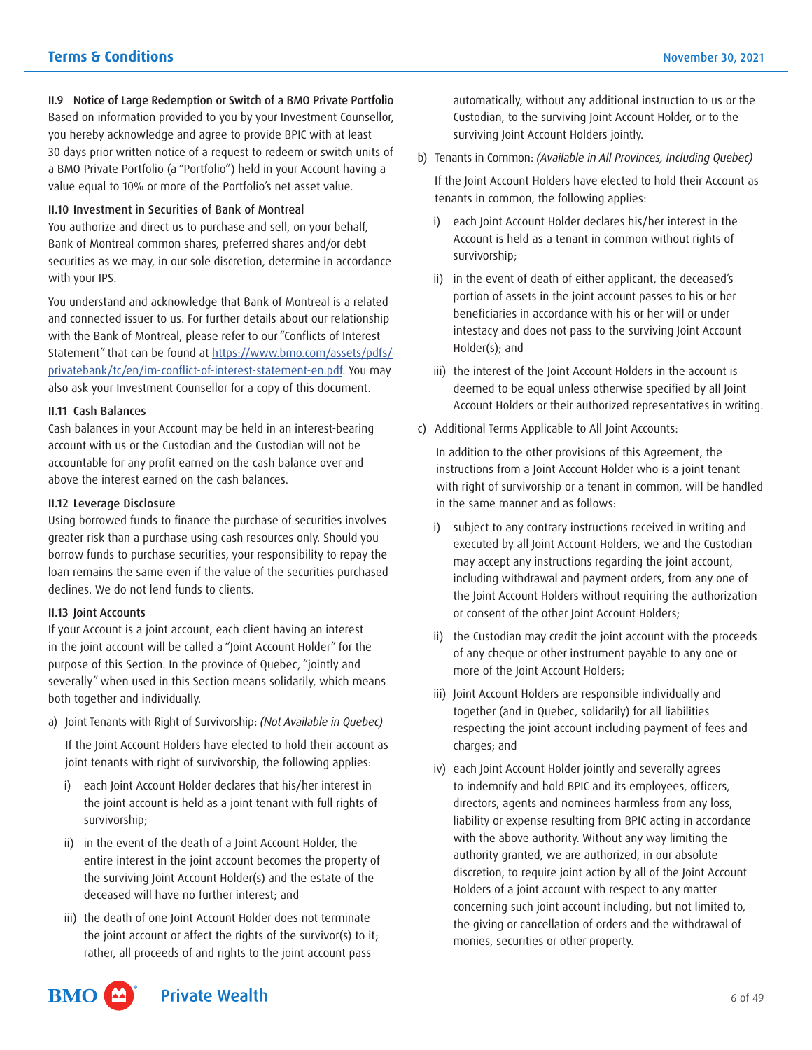### II.9 Notice of Large Redemption or Switch of a BMO Private Portfolio

Based on information provided to you by your Investment Counsellor, you hereby acknowledge and agree to provide BPIC with at least 30 days prior written notice of a request to redeem or switch units of a BMO Private Portfolio (a "Portfolio") held in your Account having a value equal to 10% or more of the Portfolio's net asset value.

### II.10 Investment in Securities of Bank of Montreal

You authorize and direct us to purchase and sell, on your behalf, Bank of Montreal common shares, preferred shares and/or debt securities as we may, in our sole discretion, determine in accordance with your IPS.

You understand and acknowledge that Bank of Montreal is a related and connected issuer to us. For further details about our relationship with the Bank of Montreal, please refer to our "Conflicts of Interest Statement" that can be found at https://www.bmo.com/assets/pdfs/privatebank/tc/en/im-conflict-of-interest-statement-en.pdf. You may also ask your Investment Counsellor for a copy of this document.

### II.11 Cash Balances

Cash balances in your Account may be held in an interest-bearing account with us or the Custodian and the Custodian will not be accountable for any profit earned on the cash balance over and above the interest earned on the cash balances.

### II.12 Leverage Disclosure

Using borrowed funds to finance the purchase of securities involves greater risk than a purchase using cash resources only. Should you borrow funds to purchase securities, your responsibility to repay the loan remains the same even if the value of the securities purchased declines. We do not lend funds to clients.

### II.13 Joint Accounts

If your Account is a joint account, each client having an interest in the joint account will be called a "Joint Account Holder" for the purpose of this Section. In the province of Quebec, "jointly and severally" when used in this Section means solidarily, which means both together and individually.

a) Joint Tenants with Right of Survivorship: *(Not Available in Quebec)*

   If the Joint Account Holders have elected to hold their account as joint tenants with right of survivorship, the following applies:

   i) each Joint Account Holder declares that his/her interest in the joint account is held as a joint tenant with full rights of survivorship;

   ii) in the event of the death of a Joint Account Holder, the entire interest in the joint account becomes the property of the surviving Joint Account Holder(s) and the estate of the deceased will have no further interest; and

   iii) the death of one Joint Account Holder does not terminate the joint account or affect the rights of the survivor(s) to it; rather, all proceeds of and rights to the joint account pass automatically, without any additional instruction to us or the Custodian, to the surviving Joint Account Holder, or to the surviving Joint Account Holders jointly.

b) Tenants in Common: *(Available in All Provinces, Including Quebec)*

   If the Joint Account Holders have elected to hold their Account as tenants in common, the following applies:

   i) each Joint Account Holder declares his/her interest in the Account is held as a tenant in common without rights of survivorship;

   ii) in the event of death of either applicant, the deceased's portion of assets in the joint account passes to his or her beneficiaries in accordance with his or her will or under intestacy and does not pass to the surviving Joint Account Holder(s); and

   iii) the interest of the Joint Account Holders in the account is deemed to be equal unless otherwise specified by all Joint Account Holders or their authorized representatives in writing.

c) Additional Terms Applicable to All Joint Accounts:

   In addition to the other provisions of this Agreement, the instructions from a Joint Account Holder who is a joint tenant with right of survivorship or a tenant in common, will be handled in the same manner and as follows:

   i) subject to any contrary instructions received in writing and executed by all Joint Account Holders, we and the Custodian may accept any instructions regarding the joint account, including withdrawal and payment orders, from any one of the Joint Account Holders without requiring the authorization or consent of the other Joint Account Holders;

   ii) the Custodian may credit the joint account with the proceeds of any cheque or other instrument payable to any one or more of the Joint Account Holders;

   iii) Joint Account Holders are responsible individually and together (and in Quebec, solidarily) for all liabilities respecting the joint account including payment of fees and charges; and

   iv) each Joint Account Holder jointly and severally agrees to indemnify and hold BPIC and its employees, officers, directors, agents and nominees harmless from any loss, liability or expense resulting from BPIC acting in accordance with the above authority. Without any way limiting the authority granted, we are authorized, in our absolute discretion, to require joint action by all of the Joint Account Holders of a joint account with respect to any matter concerning such joint account including, but not limited to, the giving or cancellation of orders and the withdrawal of monies, securities or other property.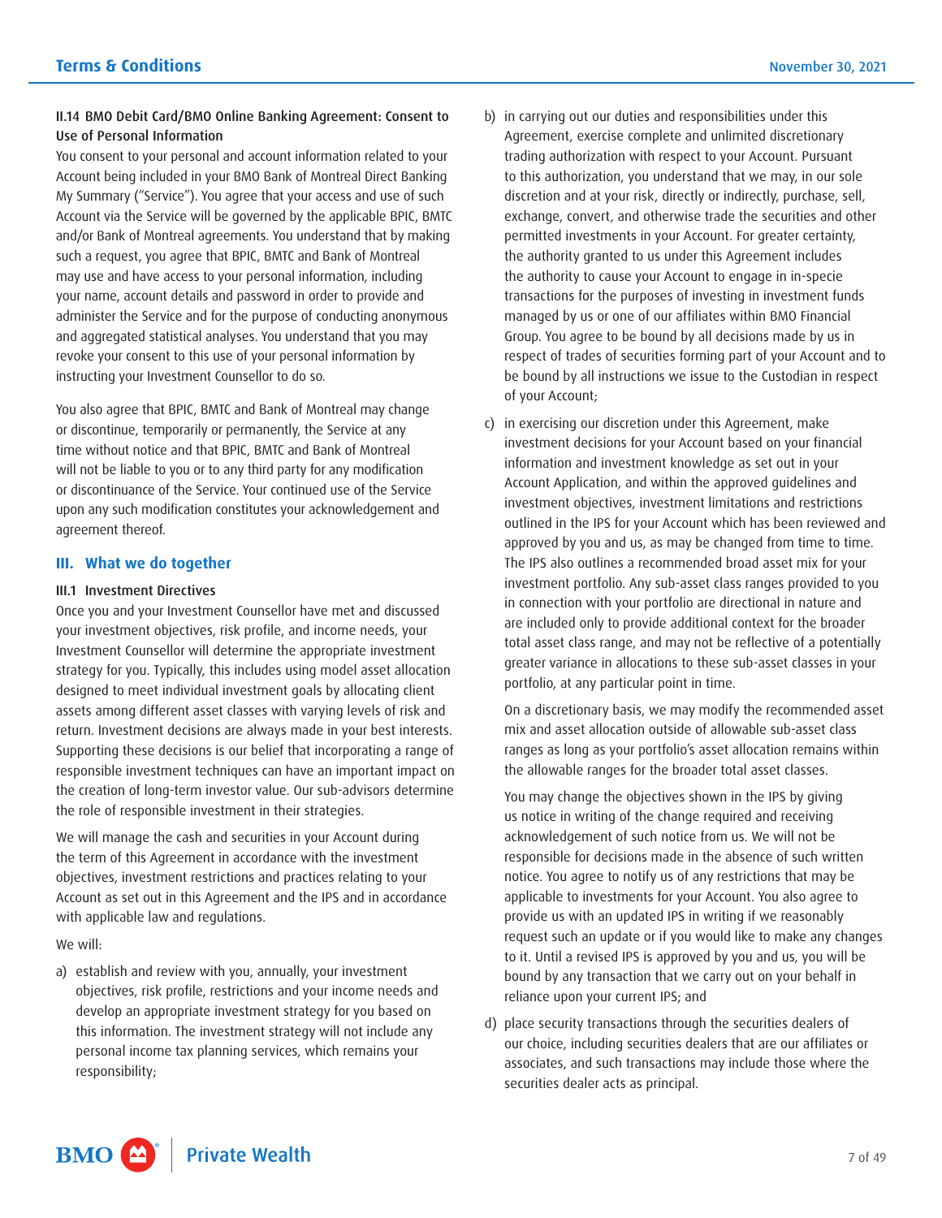#### II.14 BMO Debit Card/BMO Online Banking Agreement: Consent to Use of Personal Information

You consent to your personal and account information related to your Account being included in your BMO Bank of Montreal Direct Banking My Summary ("Service"). You agree that your access and use of such Account via the Service will be governed by the applicable BPIC, BMTC and/or Bank of Montreal agreements. You understand that by making such a request, you agree that BPIC, BMTC and Bank of Montreal may use and have access to your personal information, including your name, account details and password in order to provide and administer the Service and for the purpose of conducting anonymous and aggregated statistical analyses. You understand that you may revoke your consent to this use of your personal information by instructing your Investment Counsellor to do so.

You also agree that BPIC, BMTC and Bank of Montreal may change or discontinue, temporarily or permanently, the Service at any time without notice and that BPIC, BMTC and Bank of Montreal will not be liable to you or to any third party for any modification or discontinuance of the Service. Your continued use of the Service upon any such modification constitutes your acknowledgement and agreement thereof.

## III. What we do together

#### III.1 Investment Directives

Once you and your Investment Counsellor have met and discussed your investment objectives, risk profile, and income needs, your Investment Counsellor will determine the appropriate investment strategy for you. Typically, this includes using model asset allocation designed to meet individual investment goals by allocating client assets among different asset classes with varying levels of risk and return. Investment decisions are always made in your best interests. Supporting these decisions is our belief that incorporating a range of responsible investment techniques can have an important impact on the creation of long-term investor value. Our sub-advisors determine the role of responsible investment in their strategies.

We will manage the cash and securities in your Account during the term of this Agreement in accordance with the investment objectives, investment restrictions and practices relating to your Account as set out in this Agreement and the IPS and in accordance with applicable law and regulations.

We will:

a) establish and review with you, annually, your investment objectives, risk profile, restrictions and your income needs and develop an appropriate investment strategy for you based on this information. The investment strategy will not include any personal income tax planning services, which remains your responsibility;

b) in carrying out our duties and responsibilities under this Agreement, exercise complete and unlimited discretionary trading authorization with respect to your Account. Pursuant to this authorization, you understand that we may, in our sole discretion and at your risk, directly or indirectly, purchase, sell, exchange, convert, and otherwise trade the securities and other permitted investments in your Account. For greater certainty, the authority granted to us under this Agreement includes the authority to cause your Account to engage in in-specie transactions for the purposes of investing in investment funds managed by us or one of our affiliates within BMO Financial Group. You agree to be bound by all decisions made by us in respect of trades of securities forming part of your Account and to be bound by all instructions we issue to the Custodian in respect of your Account;

c) in exercising our discretion under this Agreement, make investment decisions for your Account based on your financial information and investment knowledge as set out in your Account Application, and within the approved guidelines and investment objectives, investment limitations and restrictions outlined in the IPS for your Account which has been reviewed and approved by you and us, as may be changed from time to time. The IPS also outlines a recommended broad asset mix for your investment portfolio. Any sub-asset class ranges provided to you in connection with your portfolio are directional in nature and are included only to provide additional context for the broader total asset class range, and may not be reflective of a potentially greater variance in allocations to these sub-asset classes in your portfolio, at any particular point in time.

   On a discretionary basis, we may modify the recommended asset mix and asset allocation outside of allowable sub-asset class ranges as long as your portfolio's asset allocation remains within the allowable ranges for the broader total asset classes.

   You may change the objectives shown in the IPS by giving us notice in writing of the change required and receiving acknowledgement of such notice from us. We will not be responsible for decisions made in the absence of such written notice. You agree to notify us of any restrictions that may be applicable to investments for your Account. You also agree to provide us with an updated IPS in writing if we reasonably request such an update or if you would like to make any changes to it. Until a revised IPS is approved by you and us, you will be bound by any transaction that we carry out on your behalf in reliance upon your current IPS; and

d) place security transactions through the securities dealers of our choice, including securities dealers that are our affiliates or associates, and such transactions may include those where the securities dealer acts as principal.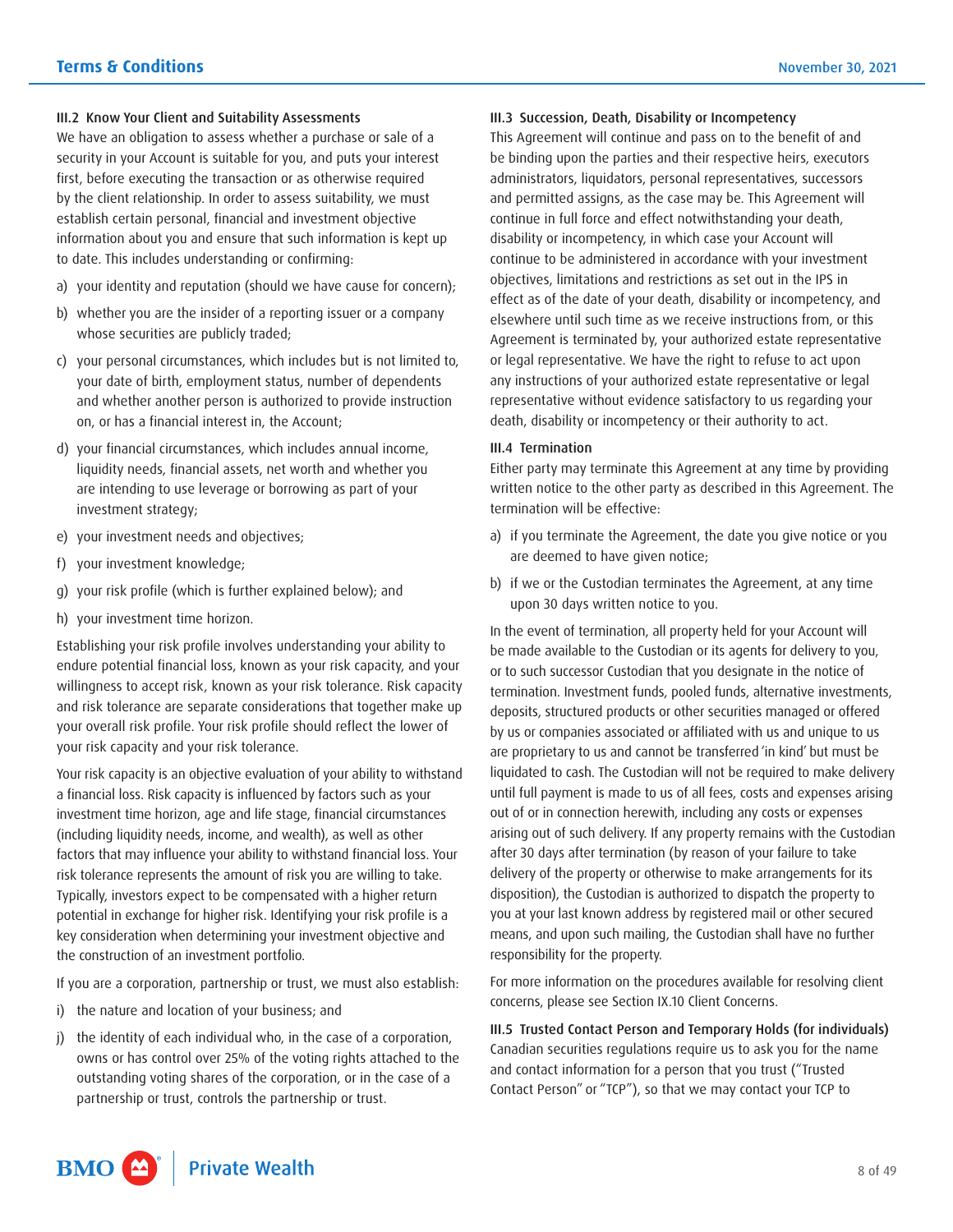### III.2 Know Your Client and Suitability Assessments

We have an obligation to assess whether a purchase or sale of a security in your Account is suitable for you, and puts your interest first, before executing the transaction or as otherwise required by the client relationship. In order to assess suitability, we must establish certain personal, financial and investment objective information about you and ensure that such information is kept up to date. This includes understanding or confirming:

a) your identity and reputation (should we have cause for concern);

b) whether you are the insider of a reporting issuer or a company whose securities are publicly traded;

c) your personal circumstances, which includes but is not limited to, your date of birth, employment status, number of dependents and whether another person is authorized to provide instruction on, or has a financial interest in, the Account;

d) your financial circumstances, which includes annual income, liquidity needs, financial assets, net worth and whether you are intending to use leverage or borrowing as part of your investment strategy;

e) your investment needs and objectives;

f) your investment knowledge;

g) your risk profile (which is further explained below); and

h) your investment time horizon.

Establishing your risk profile involves understanding your ability to endure potential financial loss, known as your risk capacity, and your willingness to accept risk, known as your risk tolerance. Risk capacity and risk tolerance are separate considerations that together make up your overall risk profile. Your risk profile should reflect the lower of your risk capacity and your risk tolerance.

Your risk capacity is an objective evaluation of your ability to withstand a financial loss. Risk capacity is influenced by factors such as your investment time horizon, age and life stage, financial circumstances (including liquidity needs, income, and wealth), as well as other factors that may influence your ability to withstand financial loss. Your risk tolerance represents the amount of risk you are willing to take. Typically, investors expect to be compensated with a higher return potential in exchange for higher risk. Identifying your risk profile is a key consideration when determining your investment objective and the construction of an investment portfolio.

If you are a corporation, partnership or trust, we must also establish:

i) the nature and location of your business; and

j) the identity of each individual who, in the case of a corporation, owns or has control over 25% of the voting rights attached to the outstanding voting shares of the corporation, or in the case of a partnership or trust, controls the partnership or trust.

### III.3 Succession, Death, Disability or Incompetency

This Agreement will continue and pass on to the benefit of and be binding upon the parties and their respective heirs, executors administrators, liquidators, personal representatives, successors and permitted assigns, as the case may be. This Agreement will continue in full force and effect notwithstanding your death, disability or incompetency, in which case your Account will continue to be administered in accordance with your investment objectives, limitations and restrictions as set out in the IPS in effect as of the date of your death, disability or incompetency, and elsewhere until such time as we receive instructions from, or this Agreement is terminated by, your authorized estate representative or legal representative. We have the right to refuse to act upon any instructions of your authorized estate representative or legal representative without evidence satisfactory to us regarding your death, disability or incompetency or their authority to act.

### III.4 Termination

Either party may terminate this Agreement at any time by providing written notice to the other party as described in this Agreement. The termination will be effective:

a) if you terminate the Agreement, the date you give notice or you are deemed to have given notice;

b) if we or the Custodian terminates the Agreement, at any time upon 30 days written notice to you.

In the event of termination, all property held for your Account will be made available to the Custodian or its agents for delivery to you, or to such successor Custodian that you designate in the notice of termination. Investment funds, pooled funds, alternative investments, deposits, structured products or other securities managed or offered by us or companies associated or affiliated with us and unique to us are proprietary to us and cannot be transferred 'in kind' but must be liquidated to cash. The Custodian will not be required to make delivery until full payment is made to us of all fees, costs and expenses arising out of or in connection herewith, including any costs or expenses arising out of such delivery. If any property remains with the Custodian after 30 days after termination (by reason of your failure to take delivery of the property or otherwise to make arrangements for its disposition), the Custodian is authorized to dispatch the property to you at your last known address by registered mail or other secured means, and upon such mailing, the Custodian shall have no further responsibility for the property.

For more information on the procedures available for resolving client concerns, please see Section IX.10 Client Concerns.

### III.5 Trusted Contact Person and Temporary Holds (for individuals)

Canadian securities regulations require us to ask you for the name and contact information for a person that you trust ("Trusted Contact Person" or "TCP"), so that we may contact your TCP to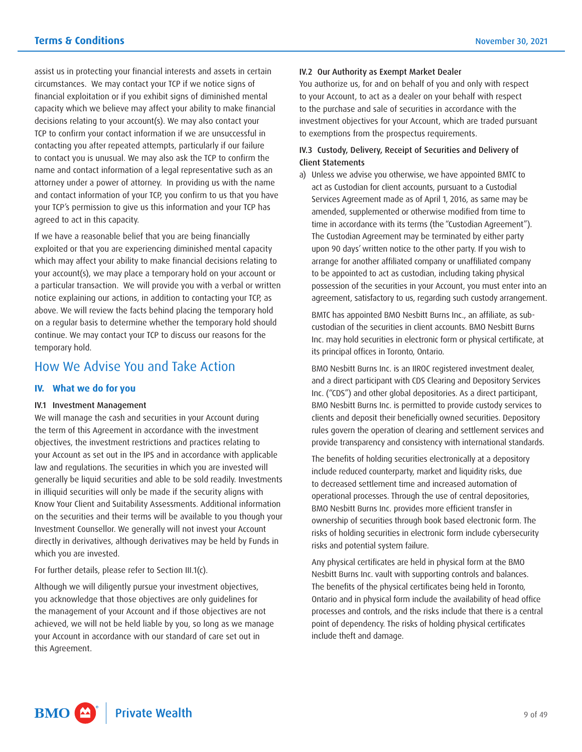assist us in protecting your financial interests and assets in certain circumstances. We may contact your TCP if we notice signs of financial exploitation or if you exhibit signs of diminished mental capacity which we believe may affect your ability to make financial decisions relating to your account(s). We may also contact your TCP to confirm your contact information if we are unsuccessful in contacting you after repeated attempts, particularly if our failure to contact you is unusual. We may also ask the TCP to confirm the name and contact information of a legal representative such as an attorney under a power of attorney. In providing us with the name and contact information of your TCP, you confirm to us that you have your TCP's permission to give us this information and your TCP has agreed to act in this capacity.

If we have a reasonable belief that you are being financially exploited or that you are experiencing diminished mental capacity which may affect your ability to make financial decisions relating to your account(s), we may place a temporary hold on your account or a particular transaction. We will provide you with a verbal or written notice explaining our actions, in addition to contacting your TCP, as above. We will review the facts behind placing the temporary hold on a regular basis to determine whether the temporary hold should continue. We may contact your TCP to discuss our reasons for the temporary hold.

# How We Advise You and Take Action

## IV. What we do for you

### IV.1 Investment Management

We will manage the cash and securities in your Account during the term of this Agreement in accordance with the investment objectives, the investment restrictions and practices relating to your Account as set out in the IPS and in accordance with applicable law and regulations. The securities in which you are invested will generally be liquid securities and able to be sold readily. Investments in illiquid securities will only be made if the security aligns with Know Your Client and Suitability Assessments. Additional information on the securities and their terms will be available to you though your Investment Counsellor. We generally will not invest your Account directly in derivatives, although derivatives may be held by Funds in which you are invested.

For further details, please refer to Section III.1(c).

Although we will diligently pursue your investment objectives, you acknowledge that those objectives are only guidelines for the management of your Account and if those objectives are not achieved, we will not be held liable by you, so long as we manage your Account in accordance with our standard of care set out in this Agreement.

### IV.2 Our Authority as Exempt Market Dealer

You authorize us, for and on behalf of you and only with respect to your Account, to act as a dealer on your behalf with respect to the purchase and sale of securities in accordance with the investment objectives for your Account, which are traded pursuant to exemptions from the prospectus requirements.

### IV.3 Custody, Delivery, Receipt of Securities and Delivery of Client Statements

a) Unless we advise you otherwise, we have appointed BMTC to act as Custodian for client accounts, pursuant to a Custodial Services Agreement made as of April 1, 2016, as same may be amended, supplemented or otherwise modified from time to time in accordance with its terms (the "Custodian Agreement"). The Custodian Agreement may be terminated by either party upon 90 days' written notice to the other party. If you wish to arrange for another affiliated company or unaffiliated company to be appointed to act as custodian, including taking physical possession of the securities in your Account, you must enter into an agreement, satisfactory to us, regarding such custody arrangement.

   BMTC has appointed BMO Nesbitt Burns Inc., an affiliate, as sub-custodian of the securities in client accounts. BMO Nesbitt Burns Inc. may hold securities in electronic form or physical certificate, at its principal offices in Toronto, Ontario.

   BMO Nesbitt Burns Inc. is an IIROC registered investment dealer, and a direct participant with CDS Clearing and Depository Services Inc. ("CDS") and other global depositories. As a direct participant, BMO Nesbitt Burns Inc. is permitted to provide custody services to clients and deposit their beneficially owned securities. Depository rules govern the operation of clearing and settlement services and provide transparency and consistency with international standards.

   The benefits of holding securities electronically at a depository include reduced counterparty, market and liquidity risks, due to decreased settlement time and increased automation of operational processes. Through the use of central depositories, BMO Nesbitt Burns Inc. provides more efficient transfer in ownership of securities through book based electronic form. The risks of holding securities in electronic form include cybersecurity risks and potential system failure.

   Any physical certificates are held in physical form at the BMO Nesbitt Burns Inc. vault with supporting controls and balances. The benefits of the physical certificates being held in Toronto, Ontario and in physical form include the availability of head office processes and controls, and the risks include that there is a central point of dependency. The risks of holding physical certificates include theft and damage.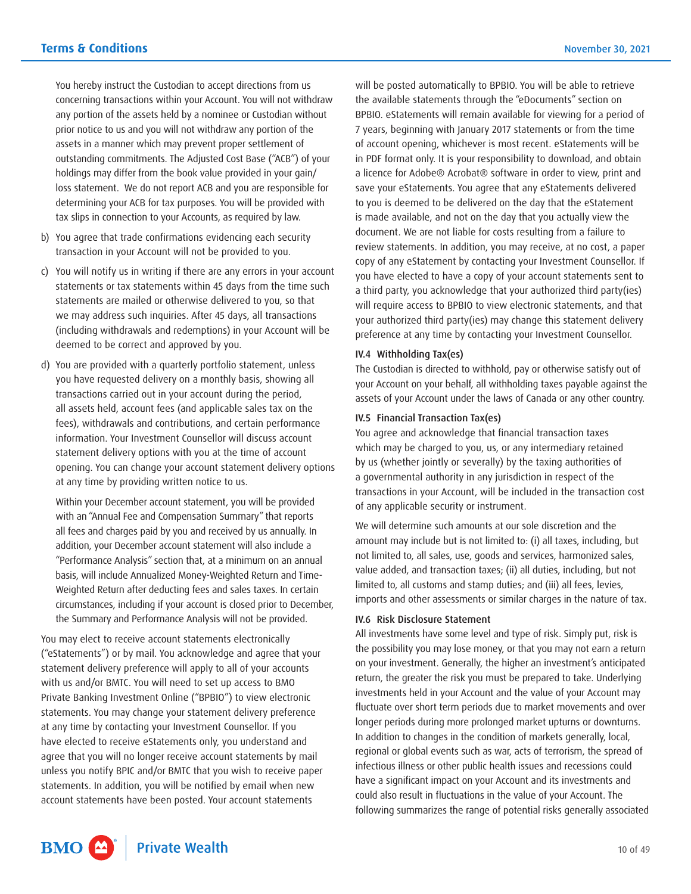You hereby instruct the Custodian to accept directions from us concerning transactions within your Account. You will not withdraw any portion of the assets held by a nominee or Custodian without prior notice to us and you will not withdraw any portion of the assets in a manner which may prevent proper settlement of outstanding commitments. The Adjusted Cost Base ("ACB") of your holdings may differ from the book value provided in your gain/loss statement. We do not report ACB and you are responsible for determining your ACB for tax purposes. You will be provided with tax slips in connection to your Accounts, as required by law.

b) You agree that trade confirmations evidencing each security transaction in your Account will not be provided to you.

c) You will notify us in writing if there are any errors in your account statements or tax statements within 45 days from the time such statements are mailed or otherwise delivered to you, so that we may address such inquiries. After 45 days, all transactions (including withdrawals and redemptions) in your Account will be deemed to be correct and approved by you.

d) You are provided with a quarterly portfolio statement, unless you have requested delivery on a monthly basis, showing all transactions carried out in your account during the period, all assets held, account fees (and applicable sales tax on the fees), withdrawals and contributions, and certain performance information. Your Investment Counsellor will discuss account statement delivery options with you at the time of account opening. You can change your account statement delivery options at any time by providing written notice to us.

   Within your December account statement, you will be provided with an "Annual Fee and Compensation Summary" that reports all fees and charges paid by you and received by us annually. In addition, your December account statement will also include a "Performance Analysis" section that, at a minimum on an annual basis, will include Annualized Money-Weighted Return and Time-Weighted Return after deducting fees and sales taxes. In certain circumstances, including if your account is closed prior to December, the Summary and Performance Analysis will not be provided.

You may elect to receive account statements electronically ("eStatements") or by mail. You acknowledge and agree that your statement delivery preference will apply to all of your accounts with us and/or BMTC. You will need to set up access to BMO Private Banking Investment Online ("BPBIO") to view electronic statements. You may change your statement delivery preference at any time by contacting your Investment Counsellor. If you have elected to receive eStatements only, you understand and agree that you will no longer receive account statements by mail unless you notify BPIC and/or BMTC that you wish to receive paper statements. In addition, you will be notified by email when new account statements have been posted. Your account statements will be posted automatically to BPBIO. You will be able to retrieve the available statements through the "eDocuments" section on BPBIO. eStatements will remain available for viewing for a period of 7 years, beginning with January 2017 statements or from the time of account opening, whichever is most recent. eStatements will be in PDF format only. It is your responsibility to download, and obtain a licence for Adobe® Acrobat® software in order to view, print and save your eStatements. You agree that any eStatements delivered to you is deemed to be delivered on the day that the eStatement is made available, and not on the day that you actually view the document. We are not liable for costs resulting from a failure to review statements. In addition, you may receive, at no cost, a paper copy of any eStatement by contacting your Investment Counsellor. If you have elected to have a copy of your account statements sent to a third party, you acknowledge that your authorized third party(ies) will require access to BPBIO to view electronic statements, and that your authorized third party(ies) may change this statement delivery preference at any time by contacting your Investment Counsellor.

### IV.4 Withholding Tax(es)

The Custodian is directed to withhold, pay or otherwise satisfy out of your Account on your behalf, all withholding taxes payable against the assets of your Account under the laws of Canada or any other country.

### IV.5 Financial Transaction Tax(es)

You agree and acknowledge that financial transaction taxes which may be charged to you, us, or any intermediary retained by us (whether jointly or severally) by the taxing authorities of a governmental authority in any jurisdiction in respect of the transactions in your Account, will be included in the transaction cost of any applicable security or instrument.

We will determine such amounts at our sole discretion and the amount may include but is not limited to: (i) all taxes, including, but not limited to, all sales, use, goods and services, harmonized sales, value added, and transaction taxes; (ii) all duties, including, but not limited to, all customs and stamp duties; and (iii) all fees, levies, imports and other assessments or similar charges in the nature of tax.

### IV.6 Risk Disclosure Statement

All investments have some level and type of risk. Simply put, risk is the possibility you may lose money, or that you may not earn a return on your investment. Generally, the higher an investment's anticipated return, the greater the risk you must be prepared to take. Underlying investments held in your Account and the value of your Account may fluctuate over short term periods due to market movements and over longer periods during more prolonged market upturns or downturns. In addition to changes in the condition of markets generally, local, regional or global events such as war, acts of terrorism, the spread of infectious illness or other public health issues and recessions could have a significant impact on your Account and its investments and could also result in fluctuations in the value of your Account. The following summarizes the range of potential risks generally associated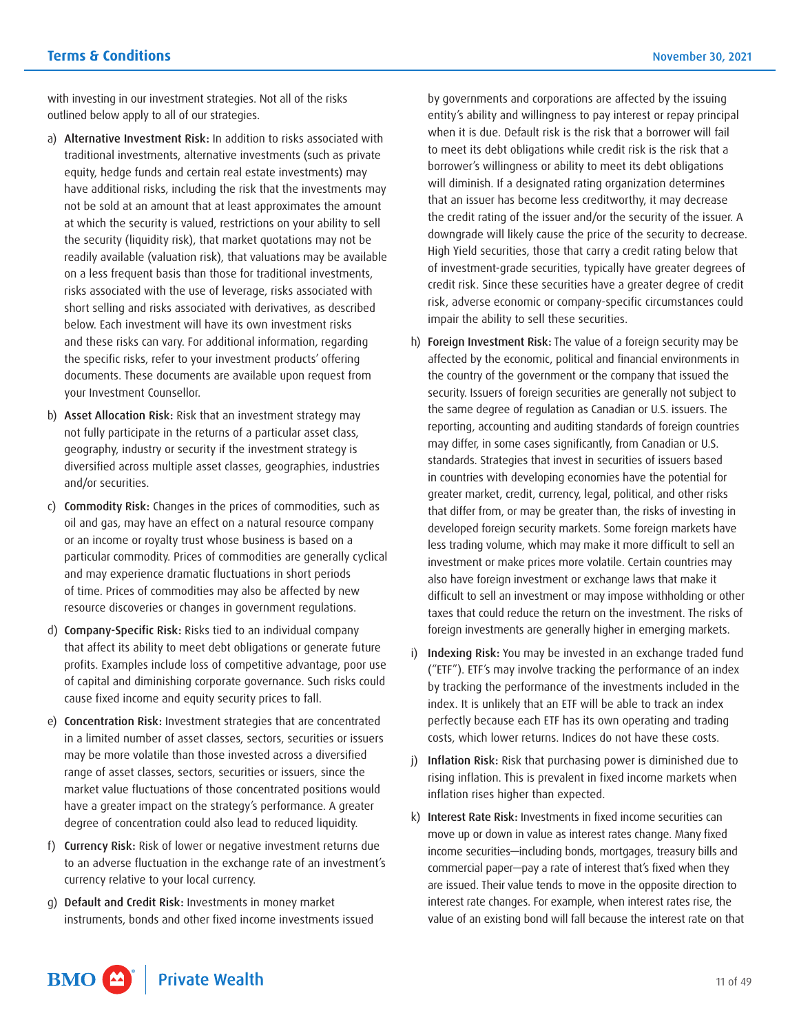with investing in our investment strategies. Not all of the risks outlined below apply to all of our strategies.

a) **Alternative Investment Risk:** In addition to risks associated with traditional investments, alternative investments (such as private equity, hedge funds and certain real estate investments) may have additional risks, including the risk that the investments may not be sold at an amount that at least approximates the amount at which the security is valued, restrictions on your ability to sell the security (liquidity risk), that market quotations may not be readily available (valuation risk), that valuations may be available on a less frequent basis than those for traditional investments, risks associated with the use of leverage, risks associated with short selling and risks associated with derivatives, as described below. Each investment will have its own investment risks and these risks can vary. For additional information, regarding the specific risks, refer to your investment products' offering documents. These documents are available upon request from your Investment Counsellor.

b) **Asset Allocation Risk:** Risk that an investment strategy may not fully participate in the returns of a particular asset class, geography, industry or security if the investment strategy is diversified across multiple asset classes, geographies, industries and/or securities.

c) **Commodity Risk:** Changes in the prices of commodities, such as oil and gas, may have an effect on a natural resource company or an income or royalty trust whose business is based on a particular commodity. Prices of commodities are generally cyclical and may experience dramatic fluctuations in short periods of time. Prices of commodities may also be affected by new resource discoveries or changes in government regulations.

d) **Company-Specific Risk:** Risks tied to an individual company that affect its ability to meet debt obligations or generate future profits. Examples include loss of competitive advantage, poor use of capital and diminishing corporate governance. Such risks could cause fixed income and equity security prices to fall.

e) **Concentration Risk:** Investment strategies that are concentrated in a limited number of asset classes, sectors, securities or issuers may be more volatile than those invested across a diversified range of asset classes, sectors, securities or issuers, since the market value fluctuations of those concentrated positions would have a greater impact on the strategy's performance. A greater degree of concentration could also lead to reduced liquidity.

f) **Currency Risk:** Risk of lower or negative investment returns due to an adverse fluctuation in the exchange rate of an investment's currency relative to your local currency.

g) **Default and Credit Risk:** Investments in money market instruments, bonds and other fixed income investments issued by governments and corporations are affected by the issuing entity's ability and willingness to pay interest or repay principal when it is due. Default risk is the risk that a borrower will fail to meet its debt obligations while credit risk is the risk that a borrower's willingness or ability to meet its debt obligations will diminish. If a designated rating organization determines that an issuer has become less creditworthy, it may decrease the credit rating of the issuer and/or the security of the issuer. A downgrade will likely cause the price of the security to decrease. High Yield securities, those that carry a credit rating below that of investment-grade securities, typically have greater degrees of credit risk. Since these securities have a greater degree of credit risk, adverse economic or company-specific circumstances could impair the ability to sell these securities.

h) **Foreign Investment Risk:** The value of a foreign security may be affected by the economic, political and financial environments in the country of the government or the company that issued the security. Issuers of foreign securities are generally not subject to the same degree of regulation as Canadian or U.S. issuers. The reporting, accounting and auditing standards of foreign countries may differ, in some cases significantly, from Canadian or U.S. standards. Strategies that invest in securities of issuers based in countries with developing economies have the potential for greater market, credit, currency, legal, political, and other risks that differ from, or may be greater than, the risks of investing in developed foreign security markets. Some foreign markets have less trading volume, which may make it more difficult to sell an investment or make prices more volatile. Certain countries may also have foreign investment or exchange laws that make it difficult to sell an investment or may impose withholding or other taxes that could reduce the return on the investment. The risks of foreign investments are generally higher in emerging markets.

i) **Indexing Risk:** You may be invested in an exchange traded fund ("ETF"). ETF's may involve tracking the performance of an index by tracking the performance of the investments included in the index. It is unlikely that an ETF will be able to track an index perfectly because each ETF has its own operating and trading costs, which lower returns. Indices do not have these costs.

j) **Inflation Risk:** Risk that purchasing power is diminished due to rising inflation. This is prevalent in fixed income markets when inflation rises higher than expected.

k) **Interest Rate Risk:** Investments in fixed income securities can move up or down in value as interest rates change. Many fixed income securities—including bonds, mortgages, treasury bills and commercial paper—pay a rate of interest that's fixed when they are issued. Their value tends to move in the opposite direction to interest rate changes. For example, when interest rates rise, the value of an existing bond will fall because the interest rate on that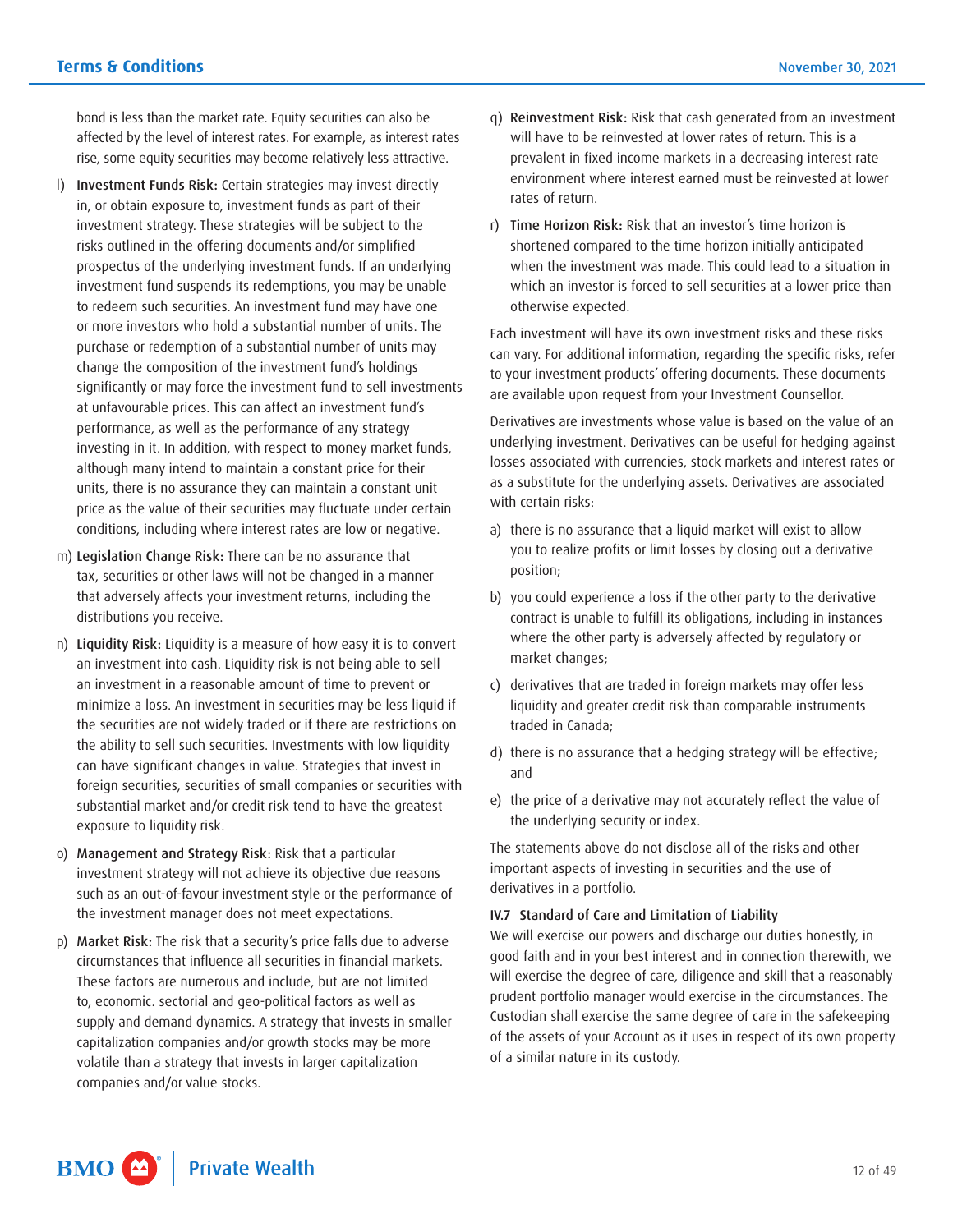bond is less than the market rate. Equity securities can also be affected by the level of interest rates. For example, as interest rates rise, some equity securities may become relatively less attractive.

l) **Investment Funds Risk:** Certain strategies may invest directly in, or obtain exposure to, investment funds as part of their investment strategy. These strategies will be subject to the risks outlined in the offering documents and/or simplified prospectus of the underlying investment funds. If an underlying investment fund suspends its redemptions, you may be unable to redeem such securities. An investment fund may have one or more investors who hold a substantial number of units. The purchase or redemption of a substantial number of units may change the composition of the investment fund's holdings significantly or may force the investment fund to sell investments at unfavourable prices. This can affect an investment fund's performance, as well as the performance of any strategy investing in it. In addition, with respect to money market funds, although many intend to maintain a constant price for their units, there is no assurance they can maintain a constant unit price as the value of their securities may fluctuate under certain conditions, including where interest rates are low or negative.

m) **Legislation Change Risk:** There can be no assurance that tax, securities or other laws will not be changed in a manner that adversely affects your investment returns, including the distributions you receive.

n) **Liquidity Risk:** Liquidity is a measure of how easy it is to convert an investment into cash. Liquidity risk is not being able to sell an investment in a reasonable amount of time to prevent or minimize a loss. An investment in securities may be less liquid if the securities are not widely traded or if there are restrictions on the ability to sell such securities. Investments with low liquidity can have significant changes in value. Strategies that invest in foreign securities, securities of small companies or securities with substantial market and/or credit risk tend to have the greatest exposure to liquidity risk.

o) **Management and Strategy Risk:** Risk that a particular investment strategy will not achieve its objective due reasons such as an out-of-favour investment style or the performance of the investment manager does not meet expectations.

p) **Market Risk:** The risk that a security's price falls due to adverse circumstances that influence all securities in financial markets. These factors are numerous and include, but are not limited to, economic. sectorial and geo-political factors as well as supply and demand dynamics. A strategy that invests in smaller capitalization companies and/or growth stocks may be more volatile than a strategy that invests in larger capitalization companies and/or value stocks.

q) **Reinvestment Risk:** Risk that cash generated from an investment will have to be reinvested at lower rates of return. This is a prevalent in fixed income markets in a decreasing interest rate environment where interest earned must be reinvested at lower rates of return.

r) **Time Horizon Risk:** Risk that an investor's time horizon is shortened compared to the time horizon initially anticipated when the investment was made. This could lead to a situation in which an investor is forced to sell securities at a lower price than otherwise expected.

Each investment will have its own investment risks and these risks can vary. For additional information, regarding the specific risks, refer to your investment products' offering documents. These documents are available upon request from your Investment Counsellor.

Derivatives are investments whose value is based on the value of an underlying investment. Derivatives can be useful for hedging against losses associated with currencies, stock markets and interest rates or as a substitute for the underlying assets. Derivatives are associated with certain risks:

a) there is no assurance that a liquid market will exist to allow you to realize profits or limit losses by closing out a derivative position;

b) you could experience a loss if the other party to the derivative contract is unable to fulfill its obligations, including in instances where the other party is adversely affected by regulatory or market changes;

c) derivatives that are traded in foreign markets may offer less liquidity and greater credit risk than comparable instruments traded in Canada;

d) there is no assurance that a hedging strategy will be effective; and

e) the price of a derivative may not accurately reflect the value of the underlying security or index.

The statements above do not disclose all of the risks and other important aspects of investing in securities and the use of derivatives in a portfolio.

### IV.7 Standard of Care and Limitation of Liability

We will exercise our powers and discharge our duties honestly, in good faith and in your best interest and in connection therewith, we will exercise the degree of care, diligence and skill that a reasonably prudent portfolio manager would exercise in the circumstances. The Custodian shall exercise the same degree of care in the safekeeping of the assets of your Account as it uses in respect of its own property of a similar nature in its custody.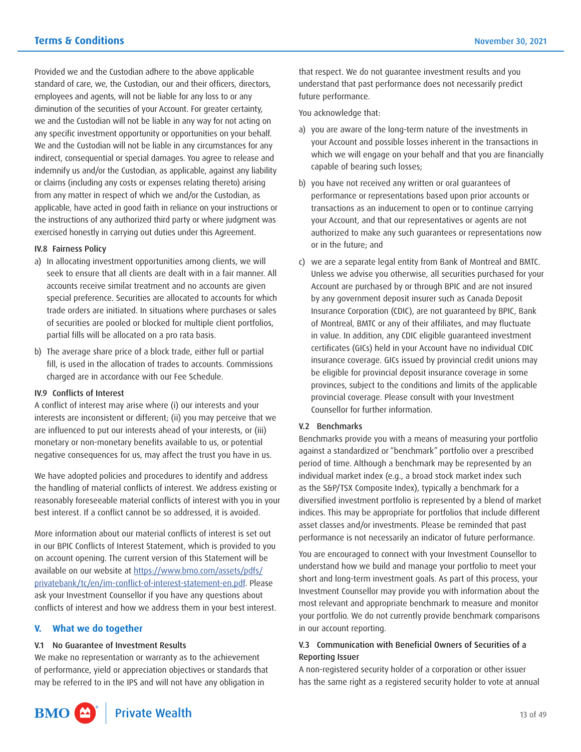Provided we and the Custodian adhere to the above applicable standard of care, we, the Custodian, our and their officers, directors, employees and agents, will not be liable for any loss to or any diminution of the securities of your Account. For greater certainty, we and the Custodian will not be liable in any way for not acting on any specific investment opportunity or opportunities on your behalf. We and the Custodian will not be liable in any circumstances for any indirect, consequential or special damages. You agree to release and indemnify us and/or the Custodian, as applicable, against any liability or claims (including any costs or expenses relating thereto) arising from any matter in respect of which we and/or the Custodian, as applicable, have acted in good faith in reliance on your instructions or the instructions of any authorized third party or where judgment was exercised honestly in carrying out duties under this Agreement.

### IV.8 Fairness Policy

a) In allocating investment opportunities among clients, we will seek to ensure that all clients are dealt with in a fair manner. All accounts receive similar treatment and no accounts are given special preference. Securities are allocated to accounts for which trade orders are initiated. In situations where purchases or sales of securities are pooled or blocked for multiple client portfolios, partial fills will be allocated on a pro rata basis.

b) The average share price of a block trade, either full or partial fill, is used in the allocation of trades to accounts. Commissions charged are in accordance with our Fee Schedule.

### IV.9 Conflicts of Interest

A conflict of interest may arise where (i) our interests and your interests are inconsistent or different; (ii) you may perceive that we are influenced to put our interests ahead of your interests, or (iii) monetary or non-monetary benefits available to us, or potential negative consequences for us, may affect the trust you have in us.

We have adopted policies and procedures to identify and address the handling of material conflicts of interest. We address existing or reasonably foreseeable material conflicts of interest with you in your best interest. If a conflict cannot be so addressed, it is avoided.

More information about our material conflicts of interest is set out in our BPIC Conflicts of Interest Statement, which is provided to you on account opening. The current version of this Statement will be available on our website at [https://www.bmo.com/assets/pdfs/privatebank/tc/en/im-conflict-of-interest-statement-en.pdf](https://www.bmo.com/assets/pdfs/privatebank/tc/en/im-conflict-of-interest-statement-en.pdf). Please ask your Investment Counsellor if you have any questions about conflicts of interest and how we address them in your best interest.

## V. What we do together

### V.1 No Guarantee of Investment Results

We make no representation or warranty as to the achievement of performance, yield or appreciation objectives or standards that may be referred to in the IPS and will not have any obligation in that respect. We do not guarantee investment results and you understand that past performance does not necessarily predict future performance.

You acknowledge that:

a) you are aware of the long-term nature of the investments in your Account and possible losses inherent in the transactions in which we will engage on your behalf and that you are financially capable of bearing such losses;

b) you have not received any written or oral guarantees of performance or representations based upon prior accounts or transactions as an inducement to open or to continue carrying your Account, and that our representatives or agents are not authorized to make any such guarantees or representations now or in the future; and

c) we are a separate legal entity from Bank of Montreal and BMTC. Unless we advise you otherwise, all securities purchased for your Account are purchased by or through BPIC and are not insured by any government deposit insurer such as Canada Deposit Insurance Corporation (CDIC), are not guaranteed by BPIC, Bank of Montreal, BMTC or any of their affiliates, and may fluctuate in value. In addition, any CDIC eligible guaranteed investment certificates (GICs) held in your Account have no individual CDIC insurance coverage. GICs issued by provincial credit unions may be eligible for provincial deposit insurance coverage in some provinces, subject to the conditions and limits of the applicable provincial coverage. Please consult with your Investment Counsellor for further information.

### V.2 Benchmarks

Benchmarks provide you with a means of measuring your portfolio against a standardized or "benchmark" portfolio over a prescribed period of time. Although a benchmark may be represented by an individual market index (e.g., a broad stock market index such as the S&P/TSX Composite Index), typically a benchmark for a diversified investment portfolio is represented by a blend of market indices. This may be appropriate for portfolios that include different asset classes and/or investments. Please be reminded that past performance is not necessarily an indicator of future performance.

You are encouraged to connect with your Investment Counsellor to understand how we build and manage your portfolio to meet your short and long-term investment goals. As part of this process, your Investment Counsellor may provide you with information about the most relevant and appropriate benchmark to measure and monitor your portfolio. We do not currently provide benchmark comparisons in our account reporting.

### V.3 Communication with Beneficial Owners of Securities of a Reporting Issuer

A non-registered security holder of a corporation or other issuer has the same right as a registered security holder to vote at annual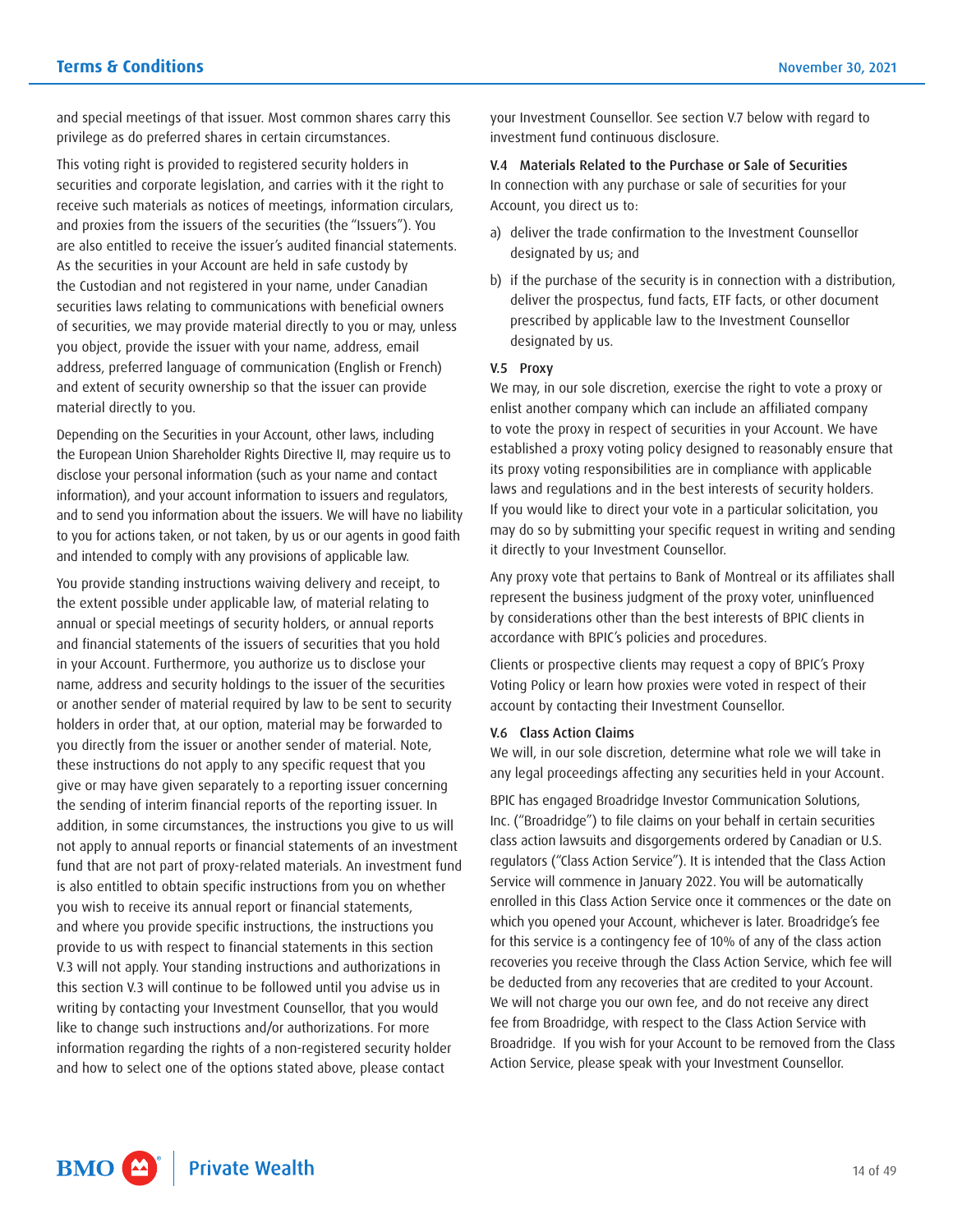and special meetings of that issuer. Most common shares carry this privilege as do preferred shares in certain circumstances.

This voting right is provided to registered security holders in securities and corporate legislation, and carries with it the right to receive such materials as notices of meetings, information circulars, and proxies from the issuers of the securities (the "Issuers"). You are also entitled to receive the issuer's audited financial statements. As the securities in your Account are held in safe custody by the Custodian and not registered in your name, under Canadian securities laws relating to communications with beneficial owners of securities, we may provide material directly to you or may, unless you object, provide the issuer with your name, address, email address, preferred language of communication (English or French) and extent of security ownership so that the issuer can provide material directly to you.

Depending on the Securities in your Account, other laws, including the European Union Shareholder Rights Directive II, may require us to disclose your personal information (such as your name and contact information), and your account information to issuers and regulators, and to send you information about the issuers. We will have no liability to you for actions taken, or not taken, by us or our agents in good faith and intended to comply with any provisions of applicable law.

You provide standing instructions waiving delivery and receipt, to the extent possible under applicable law, of material relating to annual or special meetings of security holders, or annual reports and financial statements of the issuers of securities that you hold in your Account. Furthermore, you authorize us to disclose your name, address and security holdings to the issuer of the securities or another sender of material required by law to be sent to security holders in order that, at our option, material may be forwarded to you directly from the issuer or another sender of material. Note, these instructions do not apply to any specific request that you give or may have given separately to a reporting issuer concerning the sending of interim financial reports of the reporting issuer. In addition, in some circumstances, the instructions you give to us will not apply to annual reports or financial statements of an investment fund that are not part of proxy-related materials. An investment fund is also entitled to obtain specific instructions from you on whether you wish to receive its annual report or financial statements, and where you provide specific instructions, the instructions you provide to us with respect to financial statements in this section V.3 will not apply. Your standing instructions and authorizations in this section V.3 will continue to be followed until you advise us in writing by contacting your Investment Counsellor, that you would like to change such instructions and/or authorizations. For more information regarding the rights of a non-registered security holder and how to select one of the options stated above, please contact your Investment Counsellor. See section V.7 below with regard to investment fund continuous disclosure.

### V.4 Materials Related to the Purchase or Sale of Securities

In connection with any purchase or sale of securities for your Account, you direct us to:

a) deliver the trade confirmation to the Investment Counsellor designated by us; and
b) if the purchase of the security is in connection with a distribution, deliver the prospectus, fund facts, ETF facts, or other document prescribed by applicable law to the Investment Counsellor designated by us.

### V.5 Proxy

We may, in our sole discretion, exercise the right to vote a proxy or enlist another company which can include an affiliated company to vote the proxy in respect of securities in your Account. We have established a proxy voting policy designed to reasonably ensure that its proxy voting responsibilities are in compliance with applicable laws and regulations and in the best interests of security holders. If you would like to direct your vote in a particular solicitation, you may do so by submitting your specific request in writing and sending it directly to your Investment Counsellor.

Any proxy vote that pertains to Bank of Montreal or its affiliates shall represent the business judgment of the proxy voter, uninfluenced by considerations other than the best interests of BPIC clients in accordance with BPIC's policies and procedures.

Clients or prospective clients may request a copy of BPIC's Proxy Voting Policy or learn how proxies were voted in respect of their account by contacting their Investment Counsellor.

### V.6 Class Action Claims

We will, in our sole discretion, determine what role we will take in any legal proceedings affecting any securities held in your Account.

BPIC has engaged Broadridge Investor Communication Solutions, Inc. ("Broadridge") to file claims on your behalf in certain securities class action lawsuits and disgorgements ordered by Canadian or U.S. regulators ("Class Action Service"). It is intended that the Class Action Service will commence in January 2022. You will be automatically enrolled in this Class Action Service once it commences or the date on which you opened your Account, whichever is later. Broadridge's fee for this service is a contingency fee of 10% of any of the class action recoveries you receive through the Class Action Service, which fee will be deducted from any recoveries that are credited to your Account. We will not charge you our own fee, and do not receive any direct fee from Broadridge, with respect to the Class Action Service with Broadridge. If you wish for your Account to be removed from the Class Action Service, please speak with your Investment Counsellor.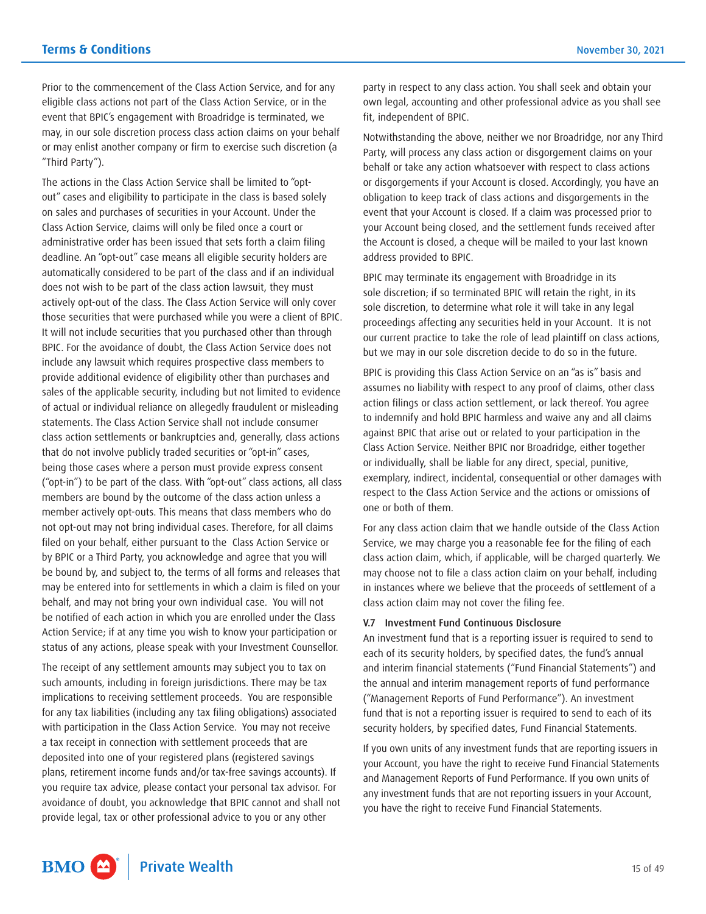Prior to the commencement of the Class Action Service, and for any eligible class actions not part of the Class Action Service, or in the event that BPIC's engagement with Broadridge is terminated, we may, in our sole discretion process class action claims on your behalf or may enlist another company or firm to exercise such discretion (a "Third Party").

The actions in the Class Action Service shall be limited to "opt-out" cases and eligibility to participate in the class is based solely on sales and purchases of securities in your Account. Under the Class Action Service, claims will only be filed once a court or administrative order has been issued that sets forth a claim filing deadline. An "opt-out" case means all eligible security holders are automatically considered to be part of the class and if an individual does not wish to be part of the class action lawsuit, they must actively opt-out of the class. The Class Action Service will only cover those securities that were purchased while you were a client of BPIC. It will not include securities that you purchased other than through BPIC. For the avoidance of doubt, the Class Action Service does not include any lawsuit which requires prospective class members to provide additional evidence of eligibility other than purchases and sales of the applicable security, including but not limited to evidence of actual or individual reliance on allegedly fraudulent or misleading statements. The Class Action Service shall not include consumer class action settlements or bankruptcies and, generally, class actions that do not involve publicly traded securities or "opt-in" cases, being those cases where a person must provide express consent ("opt-in") to be part of the class. With "opt-out" class actions, all class members are bound by the outcome of the class action unless a member actively opt-outs. This means that class members who do not opt-out may not bring individual cases. Therefore, for all claims filed on your behalf, either pursuant to the Class Action Service or by BPIC or a Third Party, you acknowledge and agree that you will be bound by, and subject to, the terms of all forms and releases that may be entered into for settlements in which a claim is filed on your behalf, and may not bring your own individual case. You will not be notified of each action in which you are enrolled under the Class Action Service; if at any time you wish to know your participation or status of any actions, please speak with your Investment Counsellor.

The receipt of any settlement amounts may subject you to tax on such amounts, including in foreign jurisdictions. There may be tax implications to receiving settlement proceeds. You are responsible for any tax liabilities (including any tax filing obligations) associated with participation in the Class Action Service. You may not receive a tax receipt in connection with settlement proceeds that are deposited into one of your registered plans (registered savings plans, retirement income funds and/or tax-free savings accounts). If you require tax advice, please contact your personal tax advisor. For avoidance of doubt, you acknowledge that BPIC cannot and shall not provide legal, tax or other professional advice to you or any other party in respect to any class action. You shall seek and obtain your own legal, accounting and other professional advice as you shall see fit, independent of BPIC.

Notwithstanding the above, neither we nor Broadridge, nor any Third Party, will process any class action or disgorgement claims on your behalf or take any action whatsoever with respect to class actions or disgorgements if your Account is closed. Accordingly, you have an obligation to keep track of class actions and disgorgements in the event that your Account is closed. If a claim was processed prior to your Account being closed, and the settlement funds received after the Account is closed, a cheque will be mailed to your last known address provided to BPIC.

BPIC may terminate its engagement with Broadridge in its sole discretion; if so terminated BPIC will retain the right, in its sole discretion, to determine what role it will take in any legal proceedings affecting any securities held in your Account. It is not our current practice to take the role of lead plaintiff on class actions, but we may in our sole discretion decide to do so in the future.

BPIC is providing this Class Action Service on an "as is" basis and assumes no liability with respect to any proof of claims, other class action filings or class action settlement, or lack thereof. You agree to indemnify and hold BPIC harmless and waive any and all claims against BPIC that arise out or related to your participation in the Class Action Service. Neither BPIC nor Broadridge, either together or individually, shall be liable for any direct, special, punitive, exemplary, indirect, incidental, consequential or other damages with respect to the Class Action Service and the actions or omissions of one or both of them.

For any class action claim that we handle outside of the Class Action Service, we may charge you a reasonable fee for the filing of each class action claim, which, if applicable, will be charged quarterly. We may choose not to file a class action claim on your behalf, including in instances where we believe that the proceeds of settlement of a class action claim may not cover the filing fee.

### V.7 Investment Fund Continuous Disclosure

An investment fund that is a reporting issuer is required to send to each of its security holders, by specified dates, the fund's annual and interim financial statements ("Fund Financial Statements") and the annual and interim management reports of fund performance ("Management Reports of Fund Performance"). An investment fund that is not a reporting issuer is required to send to each of its security holders, by specified dates, Fund Financial Statements.

If you own units of any investment funds that are reporting issuers in your Account, you have the right to receive Fund Financial Statements and Management Reports of Fund Performance. If you own units of any investment funds that are not reporting issuers in your Account, you have the right to receive Fund Financial Statements.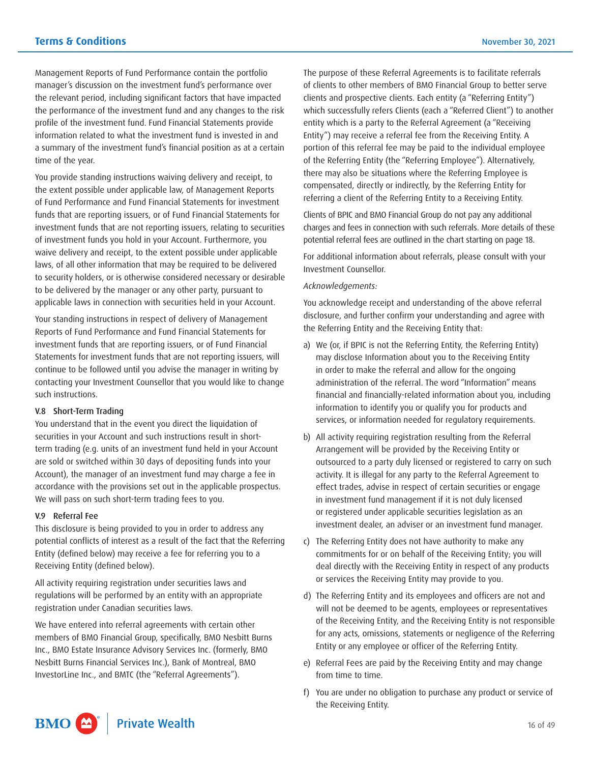Management Reports of Fund Performance contain the portfolio manager's discussion on the investment fund's performance over the relevant period, including significant factors that have impacted the performance of the investment fund and any changes to the risk profile of the investment fund. Fund Financial Statements provide information related to what the investment fund is invested in and a summary of the investment fund's financial position as at a certain time of the year.

You provide standing instructions waiving delivery and receipt, to the extent possible under applicable law, of Management Reports of Fund Performance and Fund Financial Statements for investment funds that are reporting issuers, or of Fund Financial Statements for investment funds that are not reporting issuers, relating to securities of investment funds you hold in your Account. Furthermore, you waive delivery and receipt, to the extent possible under applicable laws, of all other information that may be required to be delivered to security holders, or is otherwise considered necessary or desirable to be delivered by the manager or any other party, pursuant to applicable laws in connection with securities held in your Account.

Your standing instructions in respect of delivery of Management Reports of Fund Performance and Fund Financial Statements for investment funds that are reporting issuers, or of Fund Financial Statements for investment funds that are not reporting issuers, will continue to be followed until you advise the manager in writing by contacting your Investment Counsellor that you would like to change such instructions.

### V.8 Short-Term Trading

You understand that in the event you direct the liquidation of securities in your Account and such instructions result in short-term trading (e.g. units of an investment fund held in your Account are sold or switched within 30 days of depositing funds into your Account), the manager of an investment fund may charge a fee in accordance with the provisions set out in the applicable prospectus. We will pass on such short-term trading fees to you.

### V.9 Referral Fee

This disclosure is being provided to you in order to address any potential conflicts of interest as a result of the fact that the Referring Entity (defined below) may receive a fee for referring you to a Receiving Entity (defined below).

All activity requiring registration under securities laws and regulations will be performed by an entity with an appropriate registration under Canadian securities laws.

We have entered into referral agreements with certain other members of BMO Financial Group, specifically, BMO Nesbitt Burns Inc., BMO Estate Insurance Advisory Services Inc. (formerly, BMO Nesbitt Burns Financial Services Inc.), Bank of Montreal, BMO InvestorLine Inc., and BMTC (the "Referral Agreements").

The purpose of these Referral Agreements is to facilitate referrals of clients to other members of BMO Financial Group to better serve clients and prospective clients. Each entity (a "Referring Entity") which successfully refers Clients (each a "Referred Client") to another entity which is a party to the Referral Agreement (a "Receiving Entity") may receive a referral fee from the Receiving Entity. A portion of this referral fee may be paid to the individual employee of the Referring Entity (the "Referring Employee"). Alternatively, there may also be situations where the Referring Employee is compensated, directly or indirectly, by the Referring Entity for referring a client of the Referring Entity to a Receiving Entity.

Clients of BPIC and BMO Financial Group do not pay any additional charges and fees in connection with such referrals. More details of these potential referral fees are outlined in the chart starting on page 18.

For additional information about referrals, please consult with your Investment Counsellor.

*Acknowledgements:*

You acknowledge receipt and understanding of the above referral disclosure, and further confirm your understanding and agree with the Referring Entity and the Receiving Entity that:

a) We (or, if BPIC is not the Referring Entity, the Referring Entity) may disclose Information about you to the Receiving Entity in order to make the referral and allow for the ongoing administration of the referral. The word "Information" means financial and financially-related information about you, including information to identify you or qualify you for products and services, or information needed for regulatory requirements.

b) All activity requiring registration resulting from the Referral Arrangement will be provided by the Receiving Entity or outsourced to a party duly licensed or registered to carry on such activity. It is illegal for any party to the Referral Agreement to effect trades, advise in respect of certain securities or engage in investment fund management if it is not duly licensed or registered under applicable securities legislation as an investment dealer, an adviser or an investment fund manager.

c) The Referring Entity does not have authority to make any commitments for or on behalf of the Receiving Entity; you will deal directly with the Receiving Entity in respect of any products or services the Receiving Entity may provide to you.

d) The Referring Entity and its employees and officers are not and will not be deemed to be agents, employees or representatives of the Receiving Entity, and the Receiving Entity is not responsible for any acts, omissions, statements or negligence of the Referring Entity or any employee or officer of the Referring Entity.

e) Referral Fees are paid by the Receiving Entity and may change from time to time.

f) You are under no obligation to purchase any product or service of the Receiving Entity.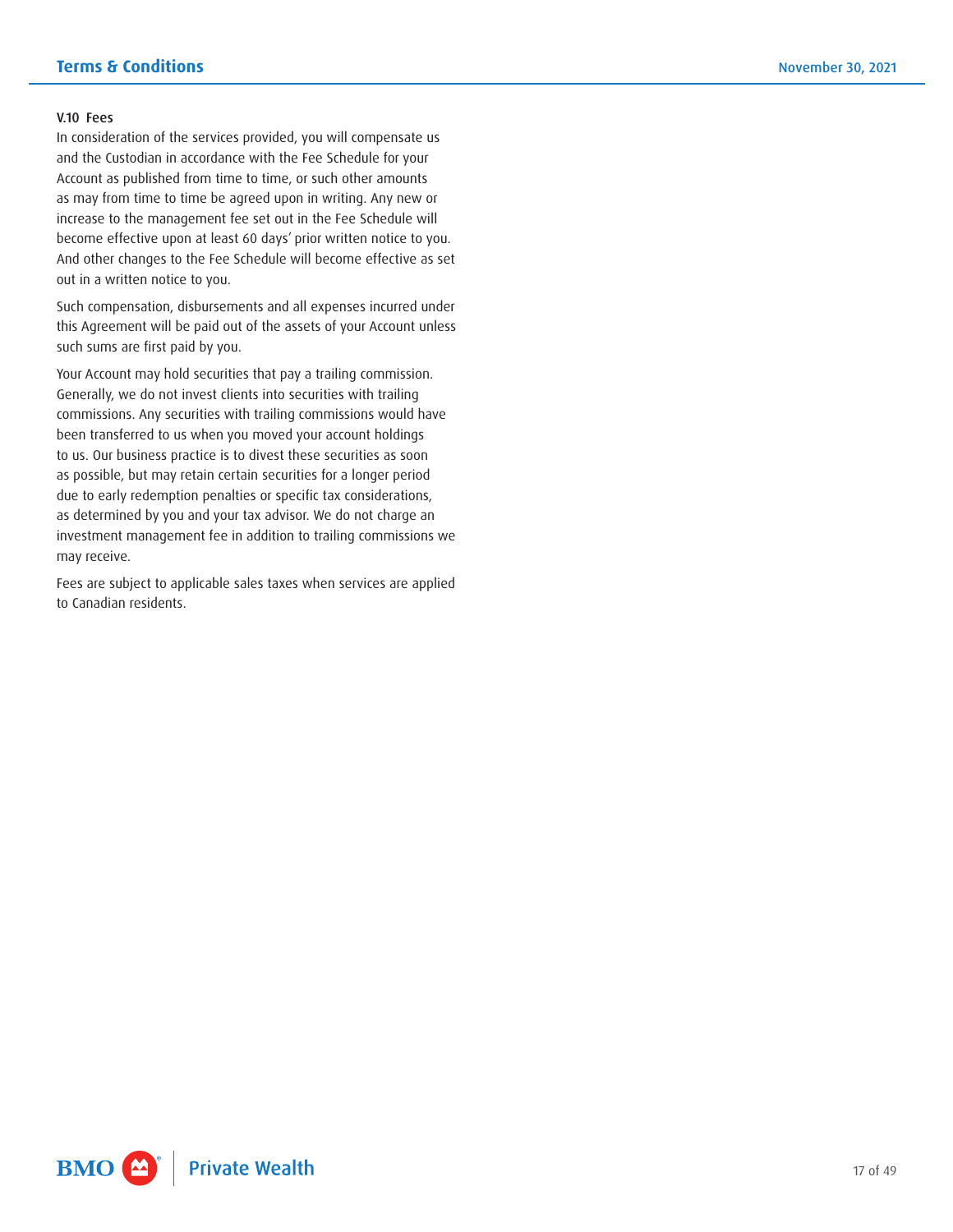### V.10 Fees

In consideration of the services provided, you will compensate us and the Custodian in accordance with the Fee Schedule for your Account as published from time to time, or such other amounts as may from time to time be agreed upon in writing. Any new or increase to the management fee set out in the Fee Schedule will become effective upon at least 60 days' prior written notice to you. And other changes to the Fee Schedule will become effective as set out in a written notice to you.

Such compensation, disbursements and all expenses incurred under this Agreement will be paid out of the assets of your Account unless such sums are first paid by you.

Your Account may hold securities that pay a trailing commission. Generally, we do not invest clients into securities with trailing commissions. Any securities with trailing commissions would have been transferred to us when you moved your account holdings to us. Our business practice is to divest these securities as soon as possible, but may retain certain securities for a longer period due to early redemption penalties or specific tax considerations, as determined by you and your tax advisor. We do not charge an investment management fee in addition to trailing commissions we may receive.

Fees are subject to applicable sales taxes when services are applied to Canadian residents.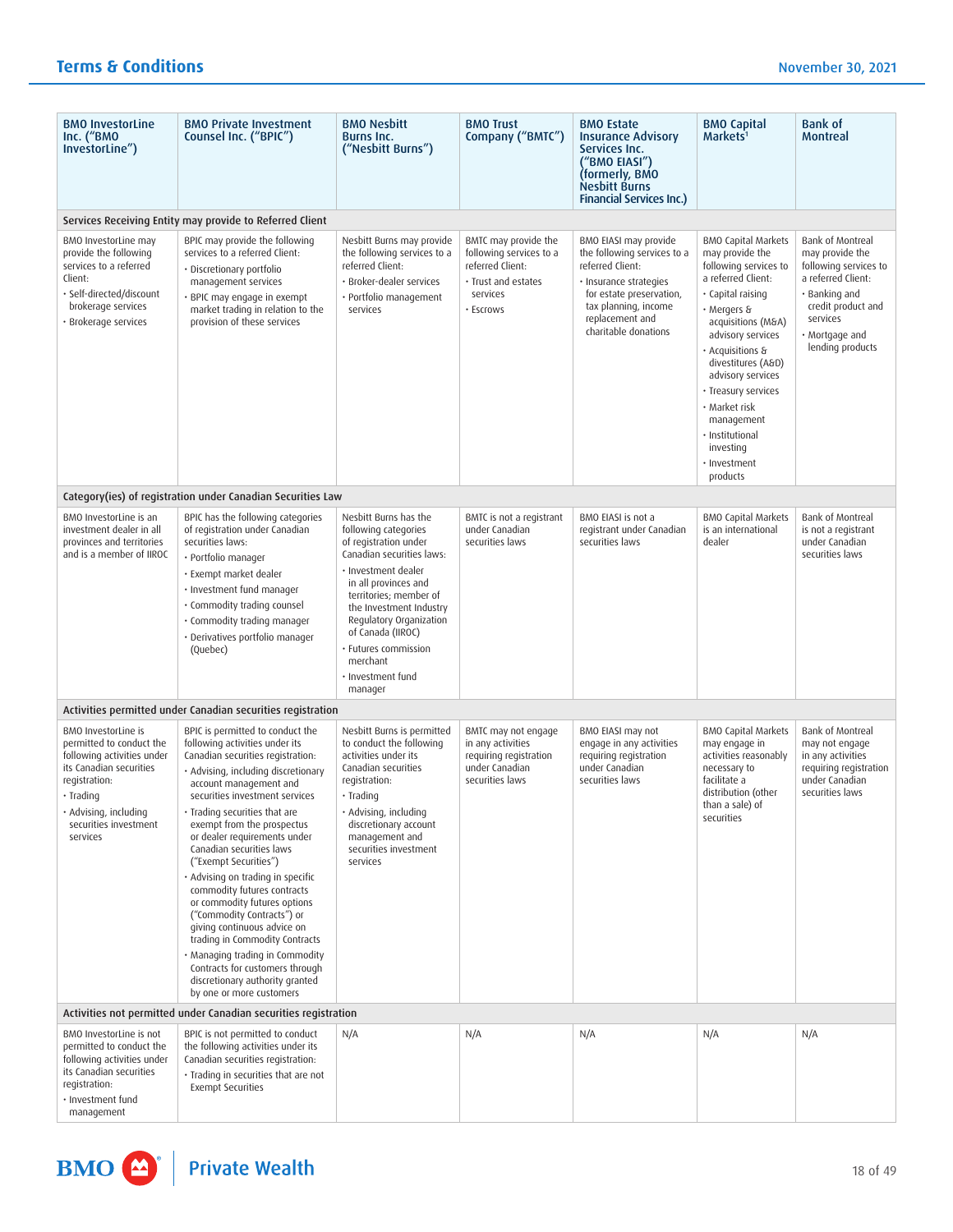| BMO InvestorLine Inc. ("BMO InvestorLine") | BMO Private Investment Counsel Inc. ("BPIC") | BMO Nesbitt Burns Inc. ("Nesbitt Burns") | BMO Trust Company ("BMTC") | BMO Estate Insurance Advisory Services Inc. ("BMO EIASI") (formerly, BMO Nesbitt Burns Financial Services Inc.) | BMO Capital Markets[1] | Bank of Montreal |
|---|---|---|---|---|---|---|
| **Services Receiving Entity may provide to Referred Client** | | | | | | |
| BMO InvestorLine may provide the following services to a referred Client:<br>• Self-directed/discount brokerage services<br>• Brokerage services | BPIC may provide the following services to a referred Client:<br>• Discretionary portfolio management services<br>• BPIC may engage in exempt market trading in relation to the provision of these services | Nesbitt Burns may provide the following services to a referred Client:<br>• Broker-dealer services<br>• Portfolio management services | BMTC may provide the following services to a referred Client:<br>• Trust and estates services<br>• Escrows | BMO EIASI may provide the following services to a referred Client:<br>• Insurance strategies for estate preservation, tax planning, income replacement and charitable donations | BMO Capital Markets may provide the following services to a referred Client:<br>• Capital raising<br>• Mergers & acquisitions (M&A) advisory services<br>• Acquisitions & divestitures (A&D) advisory services<br>• Treasury services<br>• Market risk management<br>• Institutional investing<br>• Investment products | Bank of Montreal may provide the following services to a referred Client:<br>• Banking and credit product and services<br>• Mortgage and lending products |
| **Category(ies) of registration under Canadian Securities Law** | | | | | | |
| BMO InvestorLine is an investment dealer in all provinces and territories and is a member of IIROC | BPIC has the following categories of registration under Canadian securities laws:<br>• Portfolio manager<br>• Exempt market dealer<br>• Investment fund manager<br>• Commodity trading counsel<br>• Commodity trading manager<br>• Derivatives portfolio manager (Quebec) | Nesbitt Burns has the following categories of registration under Canadian securities laws:<br>• Investment dealer in all provinces and territories; member of the Investment Industry Regulatory Organization of Canada (IIROC)<br>• Futures commission merchant<br>• Investment fund manager | BMTC is not a registrant under Canadian securities laws | BMO EIASI is not a registrant under Canadian securities laws | BMO Capital Markets is an international dealer | Bank of Montreal is not a registrant under Canadian securities laws |
| **Activities permitted under Canadian securities registration** | | | | | | |
| BMO InvestorLine is permitted to conduct the following activities under its Canadian securities registration:<br>• Trading<br>• Advising, including securities investment services | BPIC is permitted to conduct the following activities under its Canadian securities registration:<br>• Advising, including discretionary account management and securities investment services<br>• Trading securities that are exempt from the prospectus or dealer requirements under Canadian securities laws ("Exempt Securities")<br>• Advising on trading in specific commodity futures contracts or commodity futures options ("Commodity Contracts") or giving continuous advice on trading in Commodity Contracts<br>• Managing trading in Commodity Contracts for customers through discretionary authority granted by one or more customers | Nesbitt Burns is permitted to conduct the following activities under its Canadian securities registration:<br>• Trading<br>• Advising, including discretionary account management and securities investment services | BMTC may not engage in any activities requiring registration under Canadian securities laws | BMO EIASI may not engage in any activities requiring registration under Canadian securities laws | BMO Capital Markets may engage in activities reasonably necessary to facilitate a distribution (other than a sale) of securities | Bank of Montreal may not engage in any activities requiring registration under Canadian securities laws |
| **Activities not permitted under Canadian securities registration** | | | | | | |
| BMO InvestorLine is not permitted to conduct the following activities under its Canadian securities registration:<br>• Investment fund management | BPIC is not permitted to conduct the following activities under its Canadian securities registration:<br>• Trading in securities that are not Exempt Securities | N/A | N/A | N/A | N/A | N/A |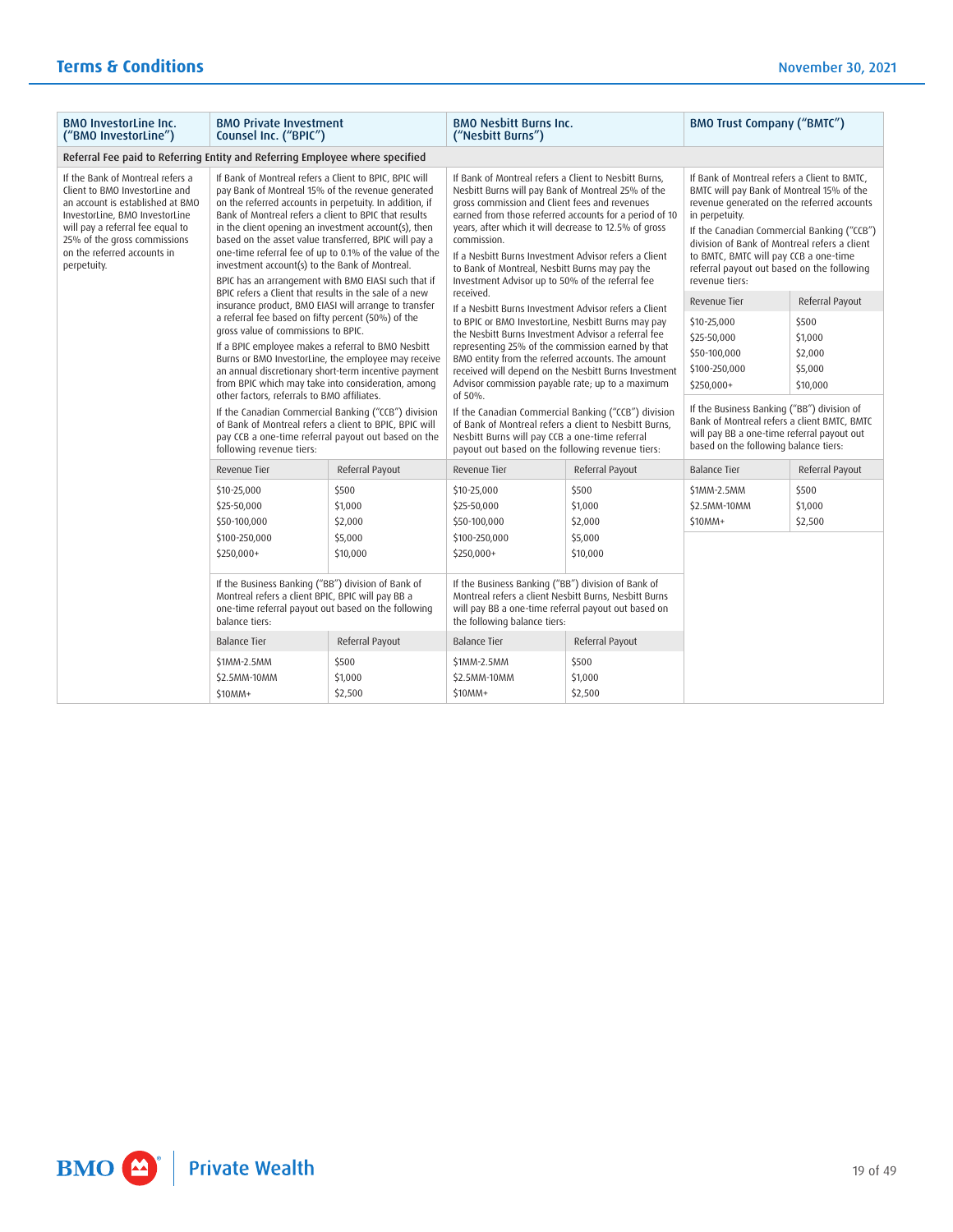| BMO InvestorLine Inc. ("BMO InvestorLine") | BMO Private Investment Counsel Inc. ("BPIC") | BMO Nesbitt Burns Inc. ("Nesbitt Burns") | BMO Trust Company ("BMTC") |
|---|---|---|---|
| **Referral Fee paid to Referring Entity and Referring Employee where specified** | | | |
| If the Bank of Montreal refers a Client to BMO InvestorLine and an account is established at BMO InvestorLine, BMO InvestorLine will pay a referral fee equal to 25% of the gross commissions on the referred accounts in perpetuity. | If Bank of Montreal refers a Client to BPIC, BPIC will pay Bank of Montreal 15% of the revenue generated on the referred accounts in perpetuity. In addition, if Bank of Montreal refers a client to BPIC that results in the client opening an investment account(s), then based on the asset value transferred, BPIC will pay a one-time referral fee of up to 0.1% of the value of the investment account(s) to the Bank of Montreal.<br><br>BPIC has an arrangement with BMO EIASI such that if BPIC refers a Client that results in the sale of a new insurance product, BMO EIASI will arrange to transfer a referral fee based on fifty percent (50%) of the gross value of commissions to BPIC.<br><br>If a BPIC employee makes a referral to BMO Nesbitt Burns or BMO InvestorLine, the employee may receive an annual discretionary short-term incentive payment from BPIC which may take into consideration, among other factors, referrals to BMO affiliates.<br><br>If the Canadian Commercial Banking ("CCB") division of Bank of Montreal refers a client to BPIC, BPIC will pay CCB a one-time referral payout out based on the following revenue tiers:<br><br>Revenue Tier / Referral Payout<br>$10-25,000 / $500<br>$25-50,000 / $1,000<br>$50-100,000 / $2,000<br>$100-250,000 / $5,000<br>$250,000+ / $10,000<br><br>If the Business Banking ("BB") division of Bank of Montreal refers a client BPIC, BPIC will pay BB a one-time referral payout out based on the following balance tiers:<br><br>Balance Tier / Referral Payout<br>$1MM-2.5MM / $500<br>$2.5MM-10MM / $1,000<br>$10MM+ / $2,500 | If Bank of Montreal refers a Client to Nesbitt Burns, Nesbitt Burns will pay Bank of Montreal 25% of the gross commission and Client fees and revenues earned from those referred accounts for a period of 10 years, after which it will decrease to 12.5% of gross commission.<br><br>If a Nesbitt Burns Investment Advisor refers a Client to Bank of Montreal, Nesbitt Burns may pay the Investment Advisor up to 50% of the referral fee received.<br><br>If a Nesbitt Burns Investment Advisor refers a Client to BPIC or BMO InvestorLine, Nesbitt Burns may pay the Nesbitt Burns Investment Advisor a referral fee representing 25% of the commission earned by that BMO entity from the referred accounts. The amount received will depend on the Nesbitt Burns Investment Advisor commission payable rate; up to a maximum of 50%.<br><br>If the Canadian Commercial Banking ("CCB") division of Bank of Montreal refers a client to Nesbitt Burns, Nesbitt Burns will pay CCB a one-time referral payout out based on the following revenue tiers:<br><br>Revenue Tier / Referral Payout<br>$10-25,000 / $500<br>$25-50,000 / $1,000<br>$50-100,000 / $2,000<br>$100-250,000 / $5,000<br>$250,000+ / $10,000<br><br>If the Business Banking ("BB") division of Bank of Montreal refers a client Nesbitt Burns, Nesbitt Burns will pay BB a one-time referral payout out based on the following balance tiers:<br><br>Balance Tier / Referral Payout<br>$1MM-2.5MM / $500<br>$2.5MM-10MM / $1,000<br>$10MM+ / $2,500 | If Bank of Montreal refers a Client to BMTC, BMTC will pay Bank of Montreal 15% of the revenue generated on the referred accounts in perpetuity.<br><br>If the Canadian Commercial Banking ("CCB") division of Bank of Montreal refers a client to BMTC, BMTC will pay CCB a one-time referral payout out based on the following revenue tiers:<br><br>Revenue Tier / Referral Payout<br>$10-25,000 / $500<br>$25-50,000 / $1,000<br>$50-100,000 / $2,000<br>$100-250,000 / $5,000<br>$250,000+ / $10,000<br><br>If the Business Banking ("BB") division of Bank of Montreal refers a client BMTC, BMTC will pay BB a one-time referral payout out based on the following balance tiers:<br><br>Balance Tier / Referral Payout<br>$1MM-2.5MM / $500<br>$2.5MM-10MM / $1,000<br>$10MM+ / $2,500 |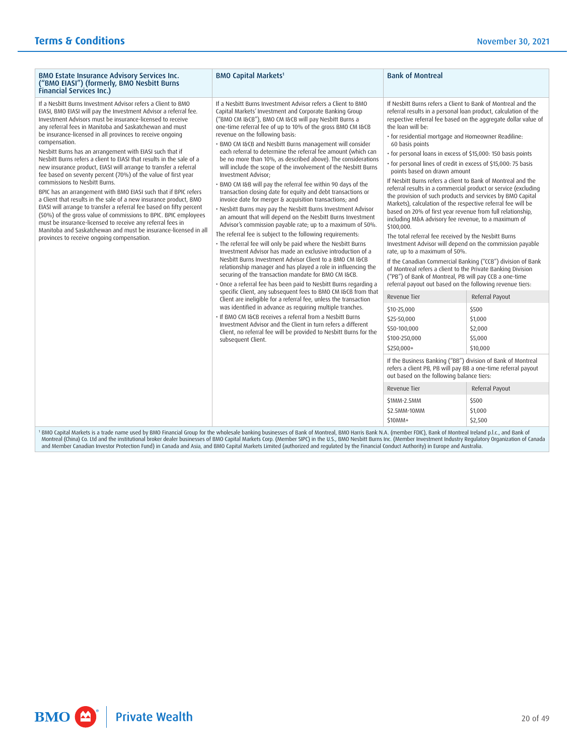## BMO Estate Insurance Advisory Services Inc. ("BMO EIASI") (formerly, BMO Nesbitt Burns Financial Services Inc.)

If a Nesbitt Burns Investment Advisor refers a Client to BMO EIASI, BMO EIASI will pay the Investment Advisor a referral fee. Investment Advisors must be insurance-licensed to receive any referral fees in Manitoba and Saskatchewan and must be insurance-licensed in all provinces to receive ongoing compensation.

Nesbitt Burns has an arrangement with EIASI such that if Nesbitt Burns refers a client to EIASI that results in the sale of a new insurance product, EIASI will arrange to transfer a referral fee based on seventy percent (70%) of the value of first year commissions to Nesbitt Burns.

BPIC has an arrangement with BMO EIASI such that if BPIC refers a Client that results in the sale of a new insurance product, BMO EIASI will arrange to transfer a referral fee based on fifty percent (50%) of the gross value of commissions to BPIC. BPIC employees must be insurance-licensed to receive any referral fees in Manitoba and Saskatchewan and must be insurance-licensed in all provinces to receive ongoing compensation.

## BMO Capital Markets[1]

If a Nesbitt Burns Investment Advisor refers a Client to BMO Capital Markets' Investment and Corporate Banking Group ("BMO CM I&CB"), BMO CM I&CB will pay Nesbitt Burns a one-time referral fee of up to 10% of the gross BMO CM I&CB revenue on the following basis:

- BMO CM I&CB and Nesbitt Burns management will consider each referral to determine the referral fee amount (which can be no more than 10%, as described above). The considerations will include the scope of the involvement of the Nesbitt Burns Investment Advisor;
- BMO CM I&B will pay the referral fee within 90 days of the transaction closing date for equity and debt transactions or invoice date for merger & acquisition transactions; and
- Nesbitt Burns may pay the Nesbitt Burns Investment Advisor an amount that will depend on the Nesbitt Burns Investment Advisor's commission payable rate; up to a maximum of 50%.

The referral fee is subject to the following requirements:

- The referral fee will only be paid where the Nesbitt Burns Investment Advisor has made an exclusive introduction of a Nesbitt Burns Investment Advisor Client to a BMO CM I&CB relationship manager and has played a role in influencing the securing of the transaction mandate for BMO CM I&CB.
- Once a referral fee has been paid to Nesbitt Burns regarding a specific Client, any subsequent fees to BMO CM I&CB from that Client are ineligible for a referral fee, unless the transaction was identified in advance as requiring multiple tranches.
- If BMO CM I&CB receives a referral from a Nesbitt Burns Investment Advisor and the Client in turn refers a different Client, no referral fee will be provided to Nesbitt Burns for the subsequent Client.

## Bank of Montreal

If Nesbitt Burns refers a Client to Bank of Montreal and the referral results in a personal loan product, calculation of the respective referral fee based on the aggregate dollar value of the loan will be:

- for residential mortgage and Homeowner Readiline: 60 basis points
- for personal loans in excess of $15,000: 150 basis points
- for personal lines of credit in excess of $15,000: 75 basis points based on drawn amount

If Nesbitt Burns refers a client to Bank of Montreal and the referral results in a commercial product or service (excluding the provision of such products and services by BMO Capital Markets), calculation of the respective referral fee will be based on 20% of first year revenue from full relationship, including M&A advisory fee revenue, to a maximum of $100,000.

The total referral fee received by the Nesbitt Burns Investment Advisor will depend on the commission payable rate, up to a maximum of 50%.

If the Canadian Commercial Banking ("CCB") division of Bank of Montreal refers a client to the Private Banking Division ("PB") of Bank of Montreal, PB will pay CCB a one-time referral payout out based on the following revenue tiers:

| Revenue Tier | Referral Payout |
|---|---|
| $10-25,000 | $500 |
| $25-50,000 | $1,000 |
| $50-100,000 | $2,000 |
| $100-250,000 | $5,000 |
| $250,000+ | $10,000 |

If the Business Banking ("BB") division of Bank of Montreal refers a client PB, PB will pay BB a one-time referral payout out based on the following balance tiers:

| Revenue Tier | Referral Payout |
|---|---|
| $1MM-2.5MM | $500 |
| $2.5MM-10MM | $1,000 |
| $10MM+ | $2,500 |

[1] BMO Capital Markets is a trade name used by BMO Financial Group for the wholesale banking businesses of Bank of Montreal, BMO Harris Bank N.A. (member FDIC), Bank of Montreal Ireland p.l.c., and Bank of Montreal (China) Co. Ltd and the institutional broker dealer businesses of BMO Capital Markets Corp. (Member SIPC) in the U.S., BMO Nesbitt Burns Inc. (Member Investment Industry Regulatory Organization of Canada and Member Canadian Investor Protection Fund) in Canada and Asia, and BMO Capital Markets Limited (authorized and regulated by the Financial Conduct Authority) in Europe and Australia.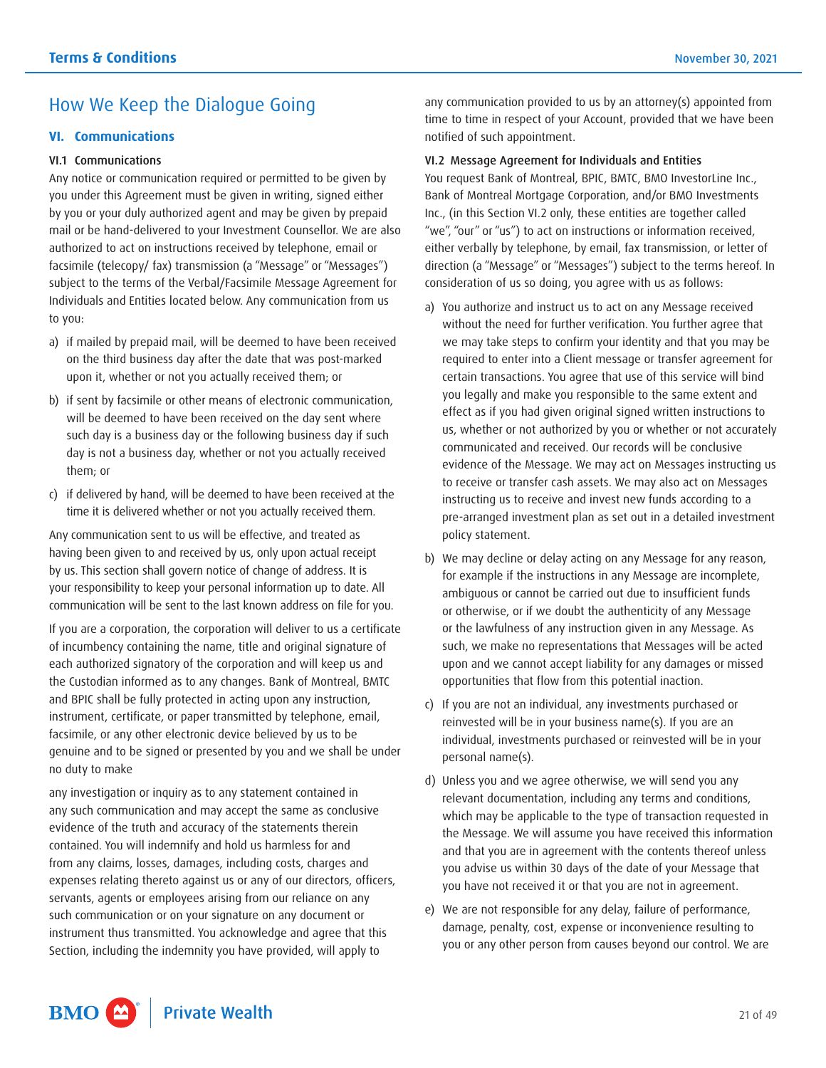# How We Keep the Dialogue Going

## VI. Communications

### VI.1 Communications

Any notice or communication required or permitted to be given by you under this Agreement must be given in writing, signed either by you or your duly authorized agent and may be given by prepaid mail or be hand-delivered to your Investment Counsellor. We are also authorized to act on instructions received by telephone, email or facsimile (telecopy/ fax) transmission (a "Message" or "Messages") subject to the terms of the Verbal/Facsimile Message Agreement for Individuals and Entities located below. Any communication from us to you:

a) if mailed by prepaid mail, will be deemed to have been received on the third business day after the date that was post-marked upon it, whether or not you actually received them; or

b) if sent by facsimile or other means of electronic communication, will be deemed to have been received on the day sent where such day is a business day or the following business day if such day is not a business day, whether or not you actually received them; or

c) if delivered by hand, will be deemed to have been received at the time it is delivered whether or not you actually received them.

Any communication sent to us will be effective, and treated as having been given to and received by us, only upon actual receipt by us. This section shall govern notice of change of address. It is your responsibility to keep your personal information up to date. All communication will be sent to the last known address on file for you.

If you are a corporation, the corporation will deliver to us a certificate of incumbency containing the name, title and original signature of each authorized signatory of the corporation and will keep us and the Custodian informed as to any changes. Bank of Montreal, BMTC and BPIC shall be fully protected in acting upon any instruction, instrument, certificate, or paper transmitted by telephone, email, facsimile, or any other electronic device believed by us to be genuine and to be signed or presented by you and we shall be under no duty to make any investigation or inquiry as to any statement contained in any such communication and may accept the same as conclusive evidence of the truth and accuracy of the statements therein contained. You will indemnify and hold us harmless for and from any claims, losses, damages, including costs, charges and expenses relating thereto against us or any of our directors, officers, servants, agents or employees arising from our reliance on any such communication or on your signature on any document or instrument thus transmitted. You acknowledge and agree that this Section, including the indemnity you have provided, will apply to any communication provided to us by an attorney(s) appointed from time to time in respect of your Account, provided that we have been notified of such appointment.

### VI.2 Message Agreement for Individuals and Entities

You request Bank of Montreal, BPIC, BMTC, BMO InvestorLine Inc., Bank of Montreal Mortgage Corporation, and/or BMO Investments Inc., (in this Section VI.2 only, these entities are together called "we", "our" or "us") to act on instructions or information received, either verbally by telephone, by email, fax transmission, or letter of direction (a "Message" or "Messages") subject to the terms hereof. In consideration of us so doing, you agree with us as follows:

a) You authorize and instruct us to act on any Message received without the need for further verification. You further agree that we may take steps to confirm your identity and that you may be required to enter into a Client message or transfer agreement for certain transactions. You agree that use of this service will bind you legally and make you responsible to the same extent and effect as if you had given original signed written instructions to us, whether or not authorized by you or whether or not accurately communicated and received. Our records will be conclusive evidence of the Message. We may act on Messages instructing us to receive or transfer cash assets. We may also act on Messages instructing us to receive and invest new funds according to a pre-arranged investment plan as set out in a detailed investment policy statement.

b) We may decline or delay acting on any Message for any reason, for example if the instructions in any Message are incomplete, ambiguous or cannot be carried out due to insufficient funds or otherwise, or if we doubt the authenticity of any Message or the lawfulness of any instruction given in any Message. As such, we make no representations that Messages will be acted upon and we cannot accept liability for any damages or missed opportunities that flow from this potential inaction.

c) If you are not an individual, any investments purchased or reinvested will be in your business name(s). If you are an individual, investments purchased or reinvested will be in your personal name(s).

d) Unless you and we agree otherwise, we will send you any relevant documentation, including any terms and conditions, which may be applicable to the type of transaction requested in the Message. We will assume you have received this information and that you are in agreement with the contents thereof unless you advise us within 30 days of the date of your Message that you have not received it or that you are not in agreement.

e) We are not responsible for any delay, failure of performance, damage, penalty, cost, expense or inconvenience resulting to you or any other person from causes beyond our control. We are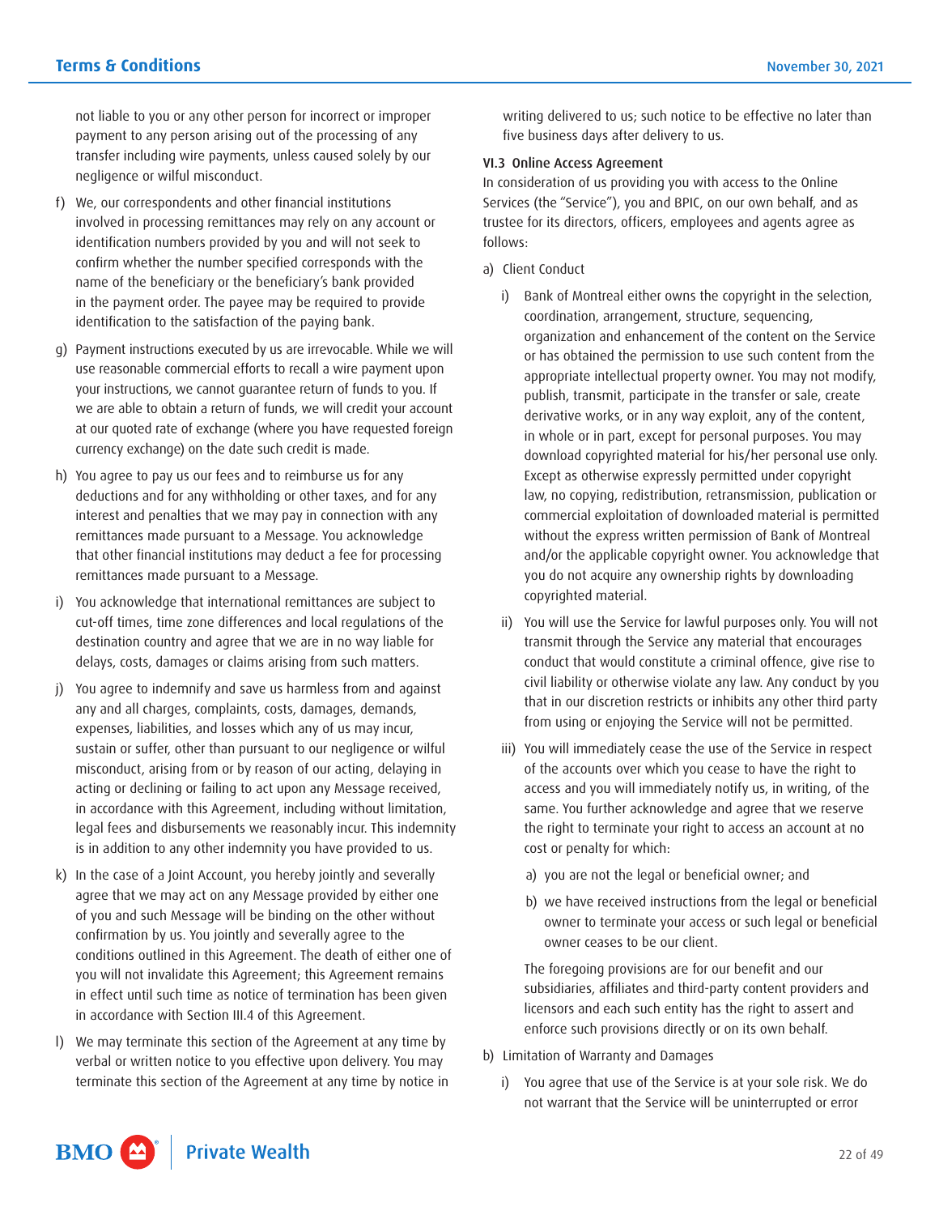not liable to you or any other person for incorrect or improper payment to any person arising out of the processing of any transfer including wire payments, unless caused solely by our negligence or wilful misconduct.

f) We, our correspondents and other financial institutions involved in processing remittances may rely on any account or identification numbers provided by you and will not seek to confirm whether the number specified corresponds with the name of the beneficiary or the beneficiary's bank provided in the payment order. The payee may be required to provide identification to the satisfaction of the paying bank.

g) Payment instructions executed by us are irrevocable. While we will use reasonable commercial efforts to recall a wire payment upon your instructions, we cannot guarantee return of funds to you. If we are able to obtain a return of funds, we will credit your account at our quoted rate of exchange (where you have requested foreign currency exchange) on the date such credit is made.

h) You agree to pay us our fees and to reimburse us for any deductions and for any withholding or other taxes, and for any interest and penalties that we may pay in connection with any remittances made pursuant to a Message. You acknowledge that other financial institutions may deduct a fee for processing remittances made pursuant to a Message.

i) You acknowledge that international remittances are subject to cut-off times, time zone differences and local regulations of the destination country and agree that we are in no way liable for delays, costs, damages or claims arising from such matters.

j) You agree to indemnify and save us harmless from and against any and all charges, complaints, costs, damages, demands, expenses, liabilities, and losses which any of us may incur, sustain or suffer, other than pursuant to our negligence or wilful misconduct, arising from or by reason of our acting, delaying in acting or declining or failing to act upon any Message received, in accordance with this Agreement, including without limitation, legal fees and disbursements we reasonably incur. This indemnity is in addition to any other indemnity you have provided to us.

k) In the case of a Joint Account, you hereby jointly and severally agree that we may act on any Message provided by either one of you and such Message will be binding on the other without confirmation by us. You jointly and severally agree to the conditions outlined in this Agreement. The death of either one of you will not invalidate this Agreement; this Agreement remains in effect until such time as notice of termination has been given in accordance with Section III.4 of this Agreement.

l) We may terminate this section of the Agreement at any time by verbal or written notice to you effective upon delivery. You may terminate this section of the Agreement at any time by notice in writing delivered to us; such notice to be effective no later than five business days after delivery to us.

### VI.3 Online Access Agreement

In consideration of us providing you with access to the Online Services (the "Service"), you and BPIC, on our own behalf, and as trustee for its directors, officers, employees and agents agree as follows:

a) Client Conduct

   i) Bank of Montreal either owns the copyright in the selection, coordination, arrangement, structure, sequencing, organization and enhancement of the content on the Service or has obtained the permission to use such content from the appropriate intellectual property owner. You may not modify, publish, transmit, participate in the transfer or sale, create derivative works, or in any way exploit, any of the content, in whole or in part, except for personal purposes. You may download copyrighted material for his/her personal use only. Except as otherwise expressly permitted under copyright law, no copying, redistribution, retransmission, publication or commercial exploitation of downloaded material is permitted without the express written permission of Bank of Montreal and/or the applicable copyright owner. You acknowledge that you do not acquire any ownership rights by downloading copyrighted material.

   ii) You will use the Service for lawful purposes only. You will not transmit through the Service any material that encourages conduct that would constitute a criminal offence, give rise to civil liability or otherwise violate any law. Any conduct by you that in our discretion restricts or inhibits any other third party from using or enjoying the Service will not be permitted.

   iii) You will immediately cease the use of the Service in respect of the accounts over which you cease to have the right to access and you will immediately notify us, in writing, of the same. You further acknowledge and agree that we reserve the right to terminate your right to access an account at no cost or penalty for which:

      a) you are not the legal or beneficial owner; and

      b) we have received instructions from the legal or beneficial owner to terminate your access or such legal or beneficial owner ceases to be our client.

   The foregoing provisions are for our benefit and our subsidiaries, affiliates and third-party content providers and licensors and each such entity has the right to assert and enforce such provisions directly or on its own behalf.

b) Limitation of Warranty and Damages

   i) You agree that use of the Service is at your sole risk. We do not warrant that the Service will be uninterrupted or error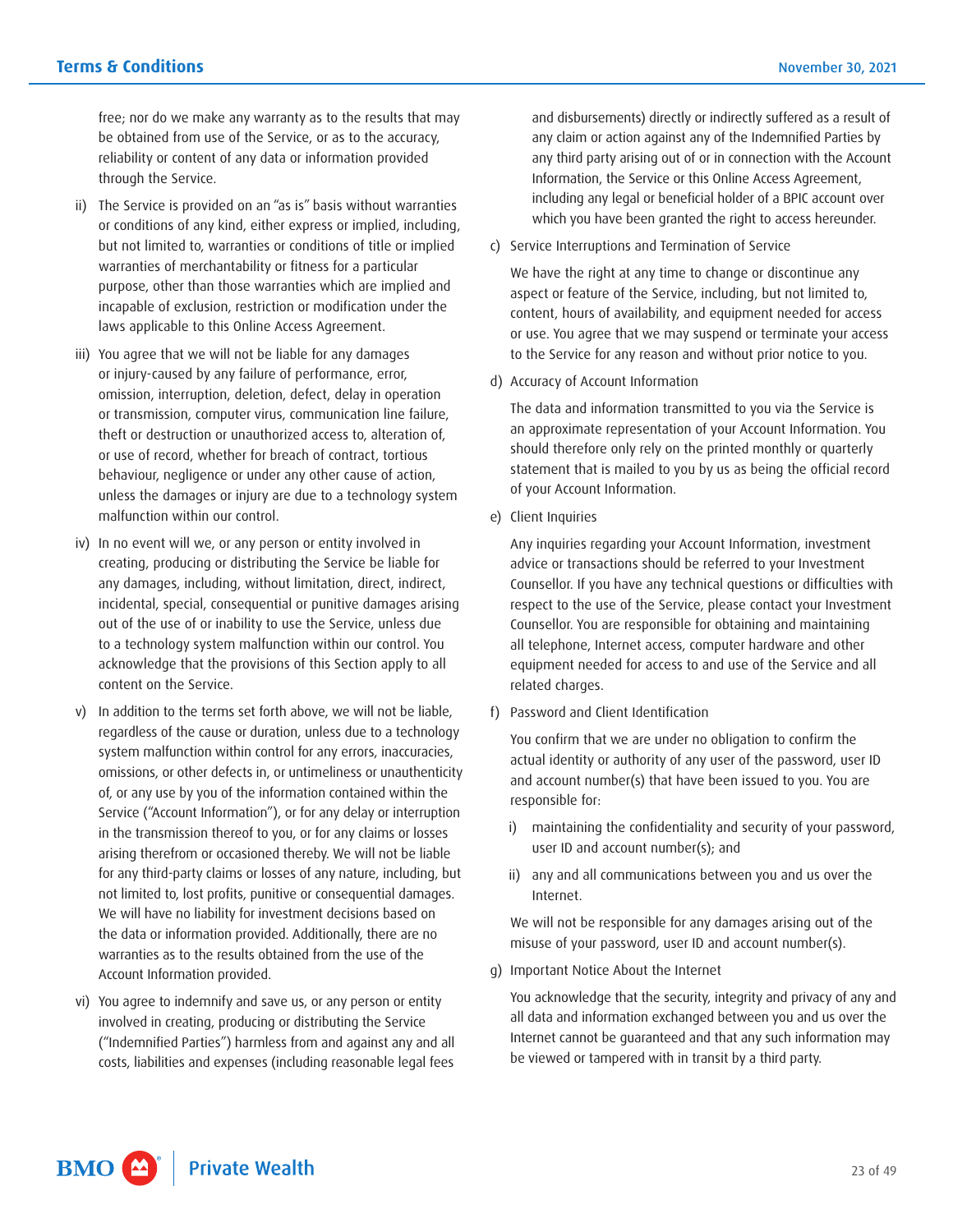free; nor do we make any warranty as to the results that may be obtained from use of the Service, or as to the accuracy, reliability or content of any data or information provided through the Service.

ii) The Service is provided on an "as is" basis without warranties or conditions of any kind, either express or implied, including, but not limited to, warranties or conditions of title or implied warranties of merchantability or fitness for a particular purpose, other than those warranties which are implied and incapable of exclusion, restriction or modification under the laws applicable to this Online Access Agreement.

iii) You agree that we will not be liable for any damages or injury-caused by any failure of performance, error, omission, interruption, deletion, defect, delay in operation or transmission, computer virus, communication line failure, theft or destruction or unauthorized access to, alteration of, or use of record, whether for breach of contract, tortious behaviour, negligence or under any other cause of action, unless the damages or injury are due to a technology system malfunction within our control.

iv) In no event will we, or any person or entity involved in creating, producing or distributing the Service be liable for any damages, including, without limitation, direct, indirect, incidental, special, consequential or punitive damages arising out of the use of or inability to use the Service, unless due to a technology system malfunction within our control. You acknowledge that the provisions of this Section apply to all content on the Service.

v) In addition to the terms set forth above, we will not be liable, regardless of the cause or duration, unless due to a technology system malfunction within control for any errors, inaccuracies, omissions, or other defects in, or untimeliness or unauthenticity of, or any use by you of the information contained within the Service ("Account Information"), or for any delay or interruption in the transmission thereof to you, or for any claims or losses arising therefrom or occasioned thereby. We will not be liable for any third-party claims or losses of any nature, including, but not limited to, lost profits, punitive or consequential damages. We will have no liability for investment decisions based on the data or information provided. Additionally, there are no warranties as to the results obtained from the use of the Account Information provided.

vi) You agree to indemnify and save us, or any person or entity involved in creating, producing or distributing the Service ("Indemnified Parties") harmless from and against any and all costs, liabilities and expenses (including reasonable legal fees and disbursements) directly or indirectly suffered as a result of any claim or action against any of the Indemnified Parties by any third party arising out of or in connection with the Account Information, the Service or this Online Access Agreement, including any legal or beneficial holder of a BPIC account over which you have been granted the right to access hereunder.

c) Service Interruptions and Termination of Service

We have the right at any time to change or discontinue any aspect or feature of the Service, including, but not limited to, content, hours of availability, and equipment needed for access or use. You agree that we may suspend or terminate your access to the Service for any reason and without prior notice to you.

d) Accuracy of Account Information

The data and information transmitted to you via the Service is an approximate representation of your Account Information. You should therefore only rely on the printed monthly or quarterly statement that is mailed to you by us as being the official record of your Account Information.

e) Client Inquiries

Any inquiries regarding your Account Information, investment advice or transactions should be referred to your Investment Counsellor. If you have any technical questions or difficulties with respect to the use of the Service, please contact your Investment Counsellor. You are responsible for obtaining and maintaining all telephone, Internet access, computer hardware and other equipment needed for access to and use of the Service and all related charges.

f) Password and Client Identification

You confirm that we are under no obligation to confirm the actual identity or authority of any user of the password, user ID and account number(s) that have been issued to you. You are responsible for:

i) maintaining the confidentiality and security of your password, user ID and account number(s); and

ii) any and all communications between you and us over the Internet.

We will not be responsible for any damages arising out of the misuse of your password, user ID and account number(s).

g) Important Notice About the Internet

You acknowledge that the security, integrity and privacy of any and all data and information exchanged between you and us over the Internet cannot be guaranteed and that any such information may be viewed or tampered with in transit by a third party.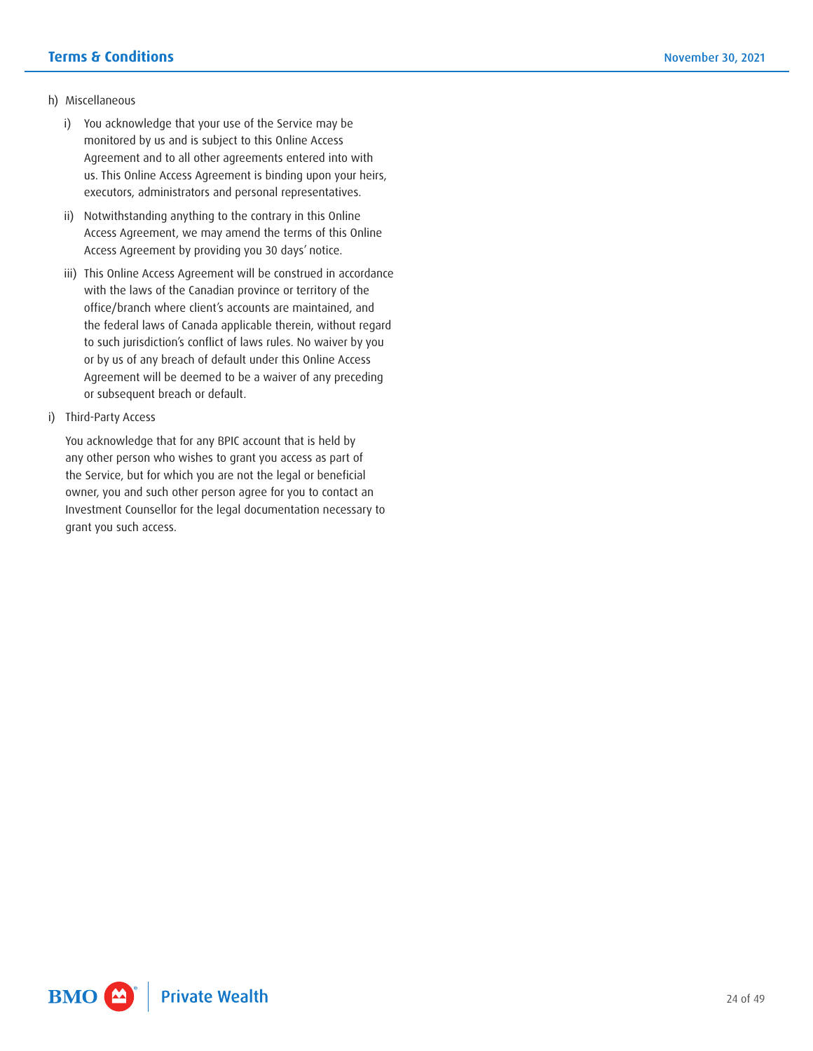h) Miscellaneous

   i) You acknowledge that your use of the Service may be monitored by us and is subject to this Online Access Agreement and to all other agreements entered into with us. This Online Access Agreement is binding upon your heirs, executors, administrators and personal representatives.

   ii) Notwithstanding anything to the contrary in this Online Access Agreement, we may amend the terms of this Online Access Agreement by providing you 30 days' notice.

   iii) This Online Access Agreement will be construed in accordance with the laws of the Canadian province or territory of the office/branch where client's accounts are maintained, and the federal laws of Canada applicable therein, without regard to such jurisdiction's conflict of laws rules. No waiver by you or by us of any breach of default under this Online Access Agreement will be deemed to be a waiver of any preceding or subsequent breach or default.

i) Third-Party Access

   You acknowledge that for any BPIC account that is held by any other person who wishes to grant you access as part of the Service, but for which you are not the legal or beneficial owner, you and such other person agree for you to contact an Investment Counsellor for the legal documentation necessary to grant you such access.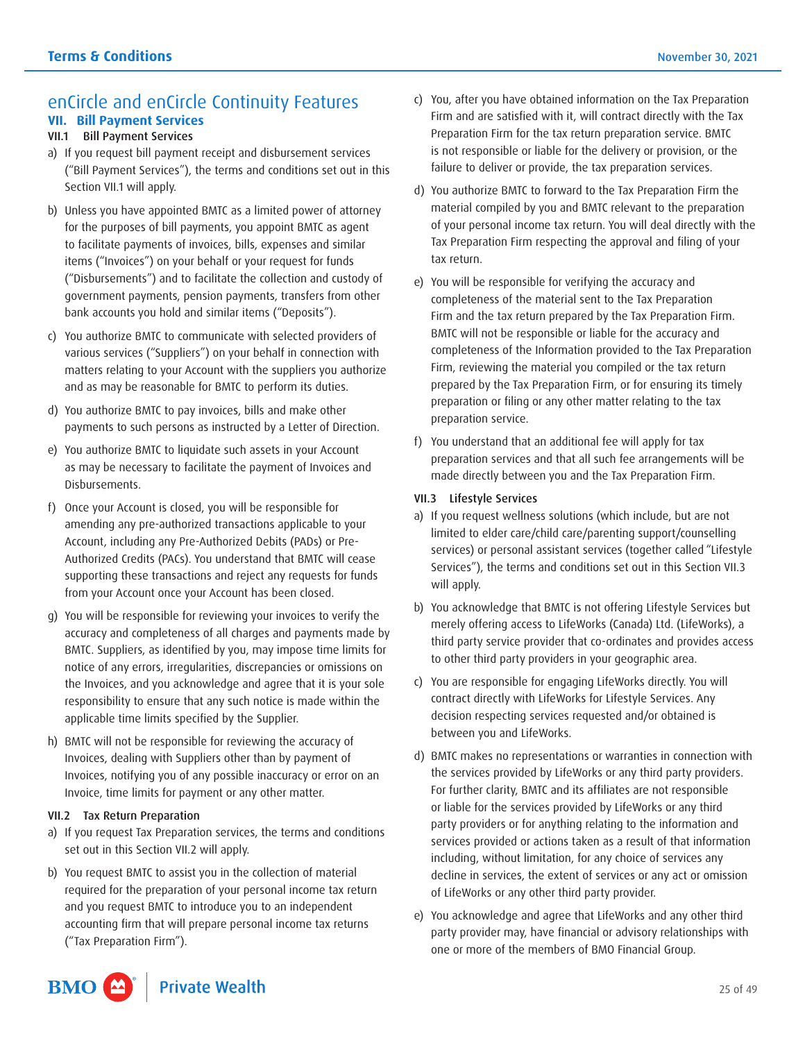# enCircle and enCircle Continuity Features

## VII. Bill Payment Services

### VII.1 Bill Payment Services

a) If you request bill payment receipt and disbursement services ("Bill Payment Services"), the terms and conditions set out in this Section VII.1 will apply.

b) Unless you have appointed BMTC as a limited power of attorney for the purposes of bill payments, you appoint BMTC as agent to facilitate payments of invoices, bills, expenses and similar items ("Invoices") on your behalf or your request for funds ("Disbursements") and to facilitate the collection and custody of government payments, pension payments, transfers from other bank accounts you hold and similar items ("Deposits").

c) You authorize BMTC to communicate with selected providers of various services ("Suppliers") on your behalf in connection with matters relating to your Account with the suppliers you authorize and as may be reasonable for BMTC to perform its duties.

d) You authorize BMTC to pay invoices, bills and make other payments to such persons as instructed by a Letter of Direction.

e) You authorize BMTC to liquidate such assets in your Account as may be necessary to facilitate the payment of Invoices and Disbursements.

f) Once your Account is closed, you will be responsible for amending any pre-authorized transactions applicable to your Account, including any Pre-Authorized Debits (PADs) or Pre-Authorized Credits (PACs). You understand that BMTC will cease supporting these transactions and reject any requests for funds from your Account once your Account has been closed.

g) You will be responsible for reviewing your invoices to verify the accuracy and completeness of all charges and payments made by BMTC. Suppliers, as identified by you, may impose time limits for notice of any errors, irregularities, discrepancies or omissions on the Invoices, and you acknowledge and agree that it is your sole responsibility to ensure that any such notice is made within the applicable time limits specified by the Supplier.

h) BMTC will not be responsible for reviewing the accuracy of Invoices, dealing with Suppliers other than by payment of Invoices, notifying you of any possible inaccuracy or error on an Invoice, time limits for payment or any other matter.

### VII.2 Tax Return Preparation

a) If you request Tax Preparation services, the terms and conditions set out in this Section VII.2 will apply.

b) You request BMTC to assist you in the collection of material required for the preparation of your personal income tax return and you request BMTC to introduce you to an independent accounting firm that will prepare personal income tax returns ("Tax Preparation Firm").

c) You, after you have obtained information on the Tax Preparation Firm and are satisfied with it, will contract directly with the Tax Preparation Firm for the tax return preparation service. BMTC is not responsible or liable for the delivery or provision, or the failure to deliver or provide, the tax preparation services.

d) You authorize BMTC to forward to the Tax Preparation Firm the material compiled by you and BMTC relevant to the preparation of your personal income tax return. You will deal directly with the Tax Preparation Firm respecting the approval and filing of your tax return.

e) You will be responsible for verifying the accuracy and completeness of the material sent to the Tax Preparation Firm and the tax return prepared by the Tax Preparation Firm. BMTC will not be responsible or liable for the accuracy and completeness of the Information provided to the Tax Preparation Firm, reviewing the material you compiled or the tax return prepared by the Tax Preparation Firm, or for ensuring its timely preparation or filing or any other matter relating to the tax preparation service.

f) You understand that an additional fee will apply for tax preparation services and that all such fee arrangements will be made directly between you and the Tax Preparation Firm.

### VII.3 Lifestyle Services

a) If you request wellness solutions (which include, but are not limited to elder care/child care/parenting support/counselling services) or personal assistant services (together called "Lifestyle Services"), the terms and conditions set out in this Section VII.3 will apply.

b) You acknowledge that BMTC is not offering Lifestyle Services but merely offering access to LifeWorks (Canada) Ltd. (LifeWorks), a third party service provider that co-ordinates and provides access to other third party providers in your geographic area.

c) You are responsible for engaging LifeWorks directly. You will contract directly with LifeWorks for Lifestyle Services. Any decision respecting services requested and/or obtained is between you and LifeWorks.

d) BMTC makes no representations or warranties in connection with the services provided by LifeWorks or any third party providers. For further clarity, BMTC and its affiliates are not responsible or liable for the services provided by LifeWorks or any third party providers or for anything relating to the information and services provided or actions taken as a result of that information including, without limitation, for any choice of services any decline in services, the extent of services or any act or omission of LifeWorks or any other third party provider.

e) You acknowledge and agree that LifeWorks and any other third party provider may, have financial or advisory relationships with one or more of the members of BMO Financial Group.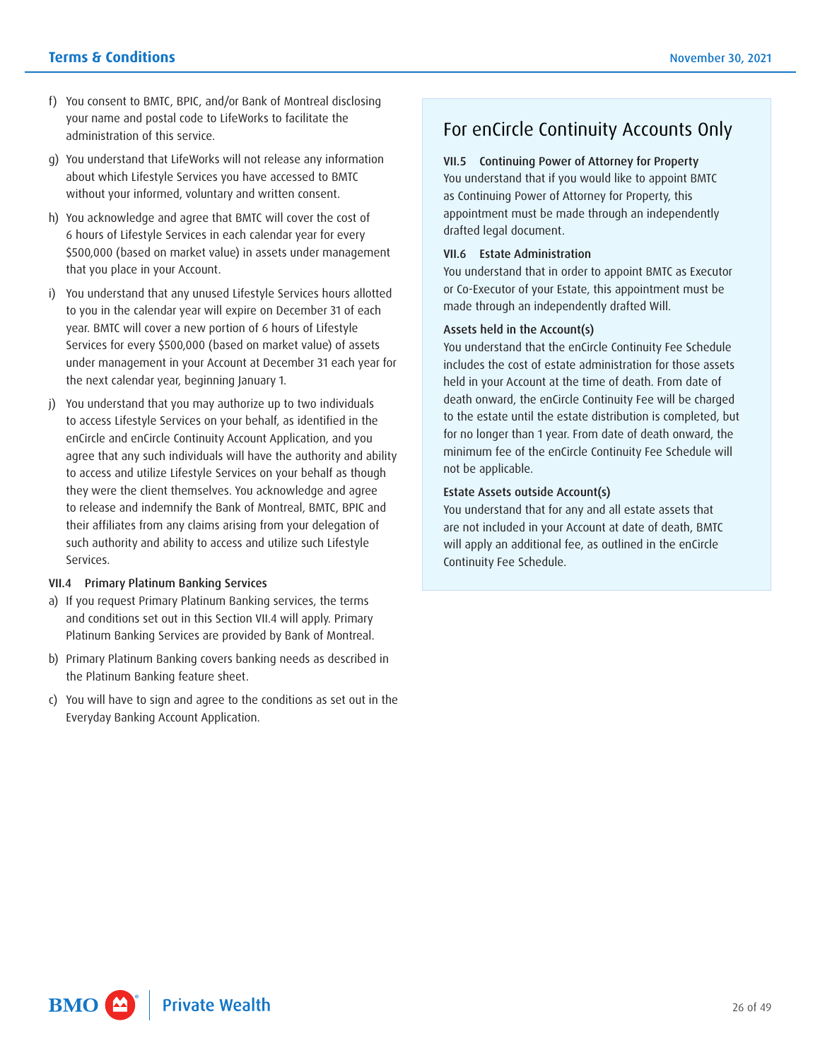f) You consent to BMTC, BPIC, and/or Bank of Montreal disclosing your name and postal code to LifeWorks to facilitate the administration of this service.

g) You understand that LifeWorks will not release any information about which Lifestyle Services you have accessed to BMTC without your informed, voluntary and written consent.

h) You acknowledge and agree that BMTC will cover the cost of 6 hours of Lifestyle Services in each calendar year for every $500,000 (based on market value) in assets under management that you place in your Account.

i) You understand that any unused Lifestyle Services hours allotted to you in the calendar year will expire on December 31 of each year. BMTC will cover a new portion of 6 hours of Lifestyle Services for every $500,000 (based on market value) of assets under management in your Account at December 31 each year for the next calendar year, beginning January 1.

j) You understand that you may authorize up to two individuals to access Lifestyle Services on your behalf, as identified in the enCircle and enCircle Continuity Account Application, and you agree that any such individuals will have the authority and ability to access and utilize Lifestyle Services on your behalf as though they were the client themselves. You acknowledge and agree to release and indemnify the Bank of Montreal, BMTC, BPIC and their affiliates from any claims arising from your delegation of such authority and ability to access and utilize such Lifestyle Services.

### VII.4 Primary Platinum Banking Services

a) If you request Primary Platinum Banking services, the terms and conditions set out in this Section VII.4 will apply. Primary Platinum Banking Services are provided by Bank of Montreal.

b) Primary Platinum Banking covers banking needs as described in the Platinum Banking feature sheet.

c) You will have to sign and agree to the conditions as set out in the Everyday Banking Account Application.

## For enCircle Continuity Accounts Only

### VII.5 Continuing Power of Attorney for Property

You understand that if you would like to appoint BMTC as Continuing Power of Attorney for Property, this appointment must be made through an independently drafted legal document.

### VII.6 Estate Administration

You understand that in order to appoint BMTC as Executor or Co-Executor of your Estate, this appointment must be made through an independently drafted Will.

#### Assets held in the Account(s)

You understand that the enCircle Continuity Fee Schedule includes the cost of estate administration for those assets held in your Account at the time of death. From date of death onward, the enCircle Continuity Fee will be charged to the estate until the estate distribution is completed, but for no longer than 1 year. From date of death onward, the minimum fee of the enCircle Continuity Fee Schedule will not be applicable.

#### Estate Assets outside Account(s)

You understand that for any and all estate assets that are not included in your Account at date of death, BMTC will apply an additional fee, as outlined in the enCircle Continuity Fee Schedule.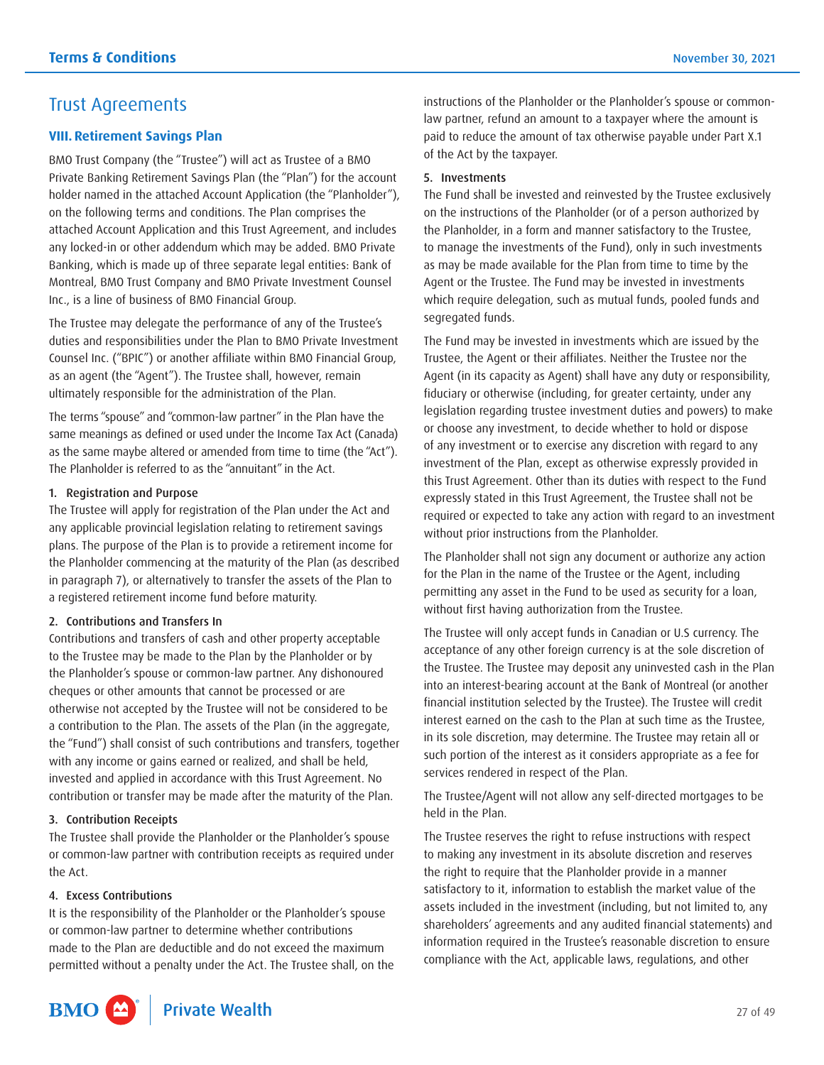# Trust Agreements

## VIII. Retirement Savings Plan

BMO Trust Company (the "Trustee") will act as Trustee of a BMO Private Banking Retirement Savings Plan (the "Plan") for the account holder named in the attached Account Application (the "Planholder"), on the following terms and conditions. The Plan comprises the attached Account Application and this Trust Agreement, and includes any locked-in or other addendum which may be added. BMO Private Banking, which is made up of three separate legal entities: Bank of Montreal, BMO Trust Company and BMO Private Investment Counsel Inc., is a line of business of BMO Financial Group.

The Trustee may delegate the performance of any of the Trustee's duties and responsibilities under the Plan to BMO Private Investment Counsel Inc. ("BPIC") or another affiliate within BMO Financial Group, as an agent (the "Agent"). The Trustee shall, however, remain ultimately responsible for the administration of the Plan.

The terms "spouse" and "common-law partner" in the Plan have the same meanings as defined or used under the Income Tax Act (Canada) as the same maybe altered or amended from time to time (the "Act"). The Planholder is referred to as the "annuitant" in the Act.

### 1. Registration and Purpose

The Trustee will apply for registration of the Plan under the Act and any applicable provincial legislation relating to retirement savings plans. The purpose of the Plan is to provide a retirement income for the Planholder commencing at the maturity of the Plan (as described in paragraph 7), or alternatively to transfer the assets of the Plan to a registered retirement income fund before maturity.

### 2. Contributions and Transfers In

Contributions and transfers of cash and other property acceptable to the Trustee may be made to the Plan by the Planholder or by the Planholder's spouse or common-law partner. Any dishonoured cheques or other amounts that cannot be processed or are otherwise not accepted by the Trustee will not be considered to be a contribution to the Plan. The assets of the Plan (in the aggregate, the "Fund") shall consist of such contributions and transfers, together with any income or gains earned or realized, and shall be held, invested and applied in accordance with this Trust Agreement. No contribution or transfer may be made after the maturity of the Plan.

### 3. Contribution Receipts

The Trustee shall provide the Planholder or the Planholder's spouse or common-law partner with contribution receipts as required under the Act.

### 4. Excess Contributions

It is the responsibility of the Planholder or the Planholder's spouse or common-law partner to determine whether contributions made to the Plan are deductible and do not exceed the maximum permitted without a penalty under the Act. The Trustee shall, on the instructions of the Planholder or the Planholder's spouse or common-law partner, refund an amount to a taxpayer where the amount is paid to reduce the amount of tax otherwise payable under Part X.1 of the Act by the taxpayer.

### 5. Investments

The Fund shall be invested and reinvested by the Trustee exclusively on the instructions of the Planholder (or of a person authorized by the Planholder, in a form and manner satisfactory to the Trustee, to manage the investments of the Fund), only in such investments as may be made available for the Plan from time to time by the Agent or the Trustee. The Fund may be invested in investments which require delegation, such as mutual funds, pooled funds and segregated funds.

The Fund may be invested in investments which are issued by the Trustee, the Agent or their affiliates. Neither the Trustee nor the Agent (in its capacity as Agent) shall have any duty or responsibility, fiduciary or otherwise (including, for greater certainty, under any legislation regarding trustee investment duties and powers) to make or choose any investment, to decide whether to hold or dispose of any investment or to exercise any discretion with regard to any investment of the Plan, except as otherwise expressly provided in this Trust Agreement. Other than its duties with respect to the Fund expressly stated in this Trust Agreement, the Trustee shall not be required or expected to take any action with regard to an investment without prior instructions from the Planholder.

The Planholder shall not sign any document or authorize any action for the Plan in the name of the Trustee or the Agent, including permitting any asset in the Fund to be used as security for a loan, without first having authorization from the Trustee.

The Trustee will only accept funds in Canadian or U.S currency. The acceptance of any other foreign currency is at the sole discretion of the Trustee. The Trustee may deposit any uninvested cash in the Plan into an interest-bearing account at the Bank of Montreal (or another financial institution selected by the Trustee). The Trustee will credit interest earned on the cash to the Plan at such time as the Trustee, in its sole discretion, may determine. The Trustee may retain all or such portion of the interest as it considers appropriate as a fee for services rendered in respect of the Plan.

The Trustee/Agent will not allow any self-directed mortgages to be held in the Plan.

The Trustee reserves the right to refuse instructions with respect to making any investment in its absolute discretion and reserves the right to require that the Planholder provide in a manner satisfactory to it, information to establish the market value of the assets included in the investment (including, but not limited to, any shareholders' agreements and any audited financial statements) and information required in the Trustee's reasonable discretion to ensure compliance with the Act, applicable laws, regulations, and other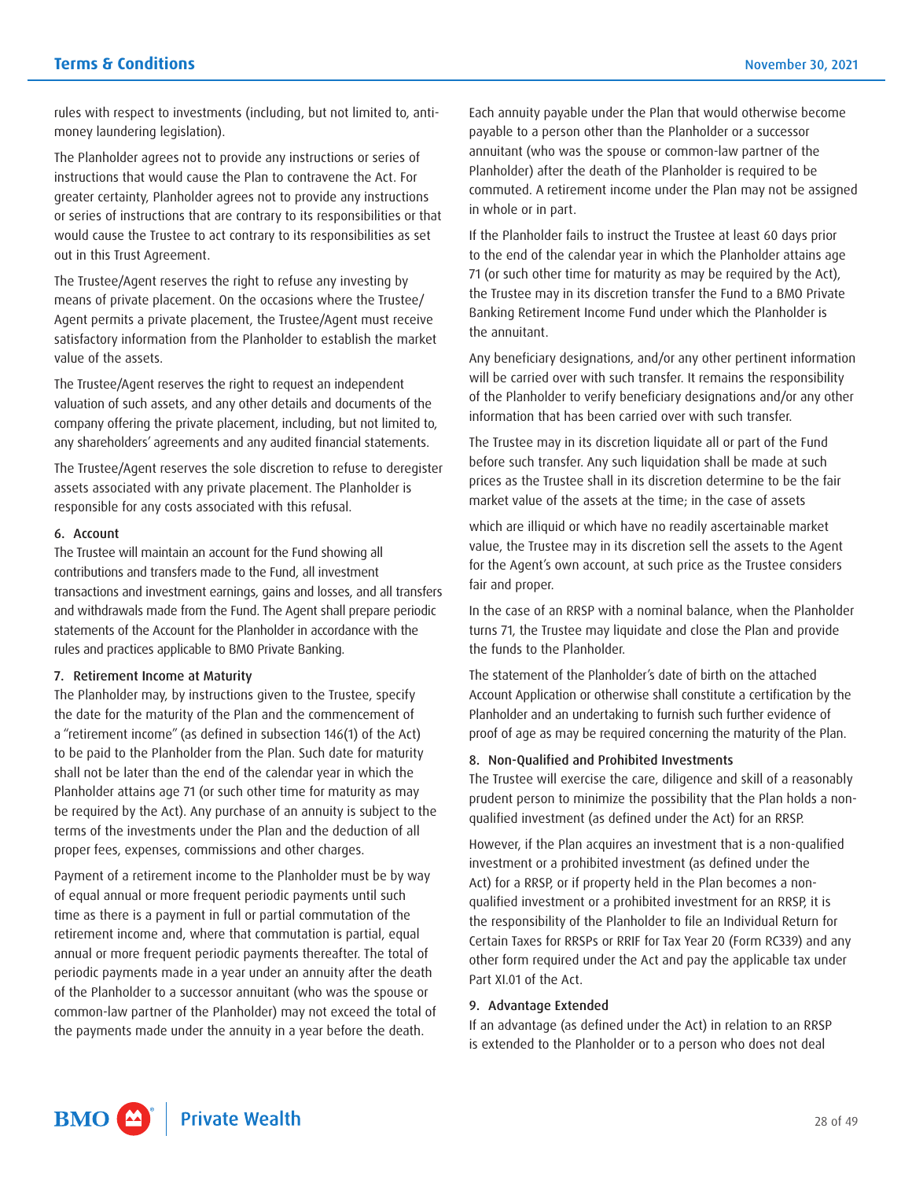rules with respect to investments (including, but not limited to, anti-money laundering legislation).

The Planholder agrees not to provide any instructions or series of instructions that would cause the Plan to contravene the Act. For greater certainty, Planholder agrees not to provide any instructions or series of instructions that are contrary to its responsibilities or that would cause the Trustee to act contrary to its responsibilities as set out in this Trust Agreement.

The Trustee/Agent reserves the right to refuse any investing by means of private placement. On the occasions where the Trustee/Agent permits a private placement, the Trustee/Agent must receive satisfactory information from the Planholder to establish the market value of the assets.

The Trustee/Agent reserves the right to request an independent valuation of such assets, and any other details and documents of the company offering the private placement, including, but not limited to, any shareholders' agreements and any audited financial statements.

The Trustee/Agent reserves the sole discretion to refuse to deregister assets associated with any private placement. The Planholder is responsible for any costs associated with this refusal.

#### 6. Account

The Trustee will maintain an account for the Fund showing all contributions and transfers made to the Fund, all investment transactions and investment earnings, gains and losses, and all transfers and withdrawals made from the Fund. The Agent shall prepare periodic statements of the Account for the Planholder in accordance with the rules and practices applicable to BMO Private Banking.

#### 7. Retirement Income at Maturity

The Planholder may, by instructions given to the Trustee, specify the date for the maturity of the Plan and the commencement of a "retirement income" (as defined in subsection 146(1) of the Act) to be paid to the Planholder from the Plan. Such date for maturity shall not be later than the end of the calendar year in which the Planholder attains age 71 (or such other time for maturity as may be required by the Act). Any purchase of an annuity is subject to the terms of the investments under the Plan and the deduction of all proper fees, expenses, commissions and other charges.

Payment of a retirement income to the Planholder must be by way of equal annual or more frequent periodic payments until such time as there is a payment in full or partial commutation of the retirement income and, where that commutation is partial, equal annual or more frequent periodic payments thereafter. The total of periodic payments made in a year under an annuity after the death of the Planholder to a successor annuitant (who was the spouse or common-law partner of the Planholder) may not exceed the total of the payments made under the annuity in a year before the death.

Each annuity payable under the Plan that would otherwise become payable to a person other than the Planholder or a successor annuitant (who was the spouse or common-law partner of the Planholder) after the death of the Planholder is required to be commuted. A retirement income under the Plan may not be assigned in whole or in part.

If the Planholder fails to instruct the Trustee at least 60 days prior to the end of the calendar year in which the Planholder attains age 71 (or such other time for maturity as may be required by the Act), the Trustee may in its discretion transfer the Fund to a BMO Private Banking Retirement Income Fund under which the Planholder is the annuitant.

Any beneficiary designations, and/or any other pertinent information will be carried over with such transfer. It remains the responsibility of the Planholder to verify beneficiary designations and/or any other information that has been carried over with such transfer.

The Trustee may in its discretion liquidate all or part of the Fund before such transfer. Any such liquidation shall be made at such prices as the Trustee shall in its discretion determine to be the fair market value of the assets at the time; in the case of assets which are illiquid or which have no readily ascertainable market value, the Trustee may in its discretion sell the assets to the Agent for the Agent's own account, at such price as the Trustee considers fair and proper.

In the case of an RRSP with a nominal balance, when the Planholder turns 71, the Trustee may liquidate and close the Plan and provide the funds to the Planholder.

The statement of the Planholder's date of birth on the attached Account Application or otherwise shall constitute a certification by the Planholder and an undertaking to furnish such further evidence of proof of age as may be required concerning the maturity of the Plan.

#### 8. Non-Qualified and Prohibited Investments

The Trustee will exercise the care, diligence and skill of a reasonably prudent person to minimize the possibility that the Plan holds a non-qualified investment (as defined under the Act) for an RRSP.

However, if the Plan acquires an investment that is a non-qualified investment or a prohibited investment (as defined under the Act) for a RRSP, or if property held in the Plan becomes a non-qualified investment or a prohibited investment for an RRSP, it is the responsibility of the Planholder to file an Individual Return for Certain Taxes for RRSPs or RRIF for Tax Year 20 (Form RC339) and any other form required under the Act and pay the applicable tax under Part XI.01 of the Act.

#### 9. Advantage Extended

If an advantage (as defined under the Act) in relation to an RRSP is extended to the Planholder or to a person who does not deal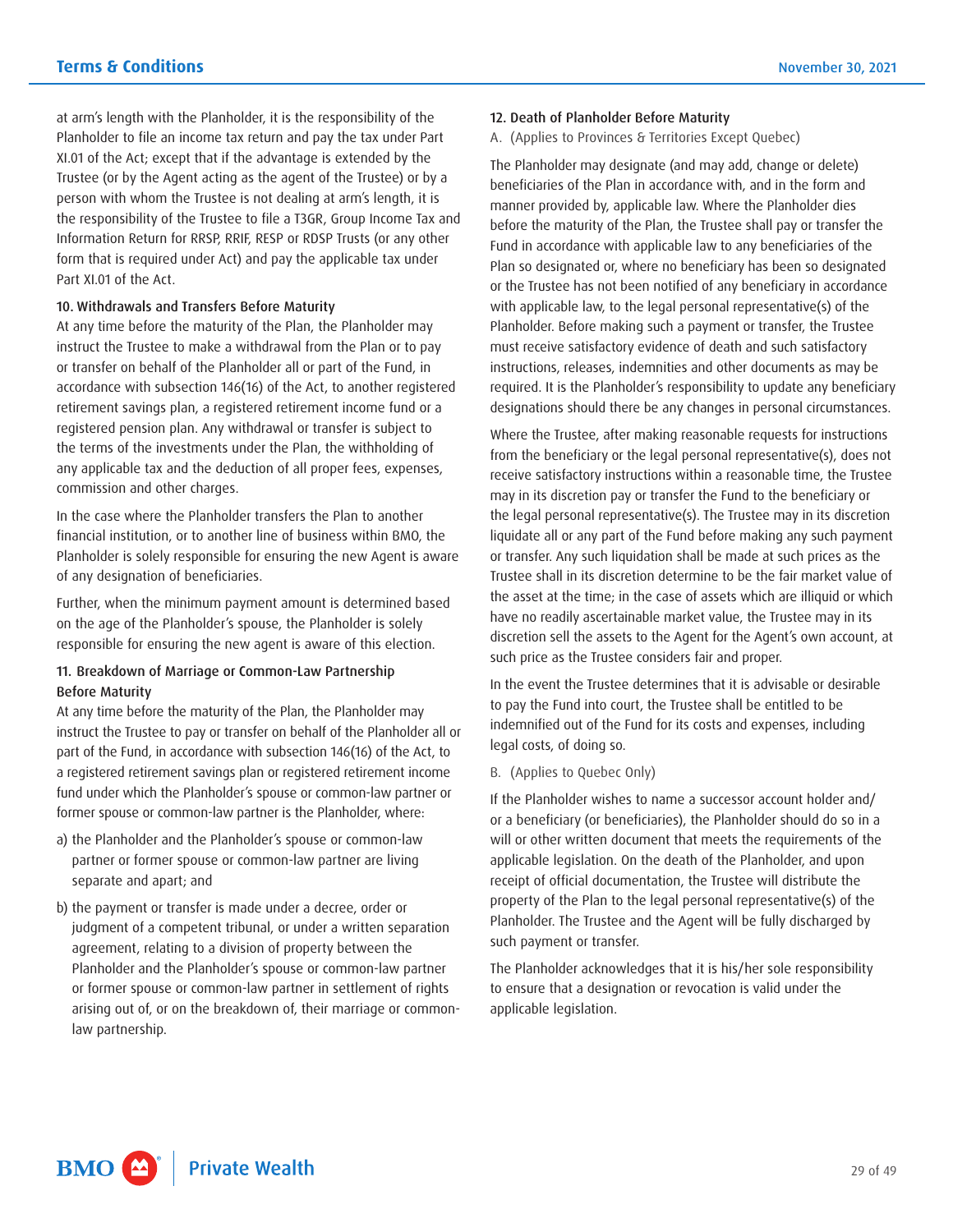at arm's length with the Planholder, it is the responsibility of the Planholder to file an income tax return and pay the tax under Part XI.01 of the Act; except that if the advantage is extended by the Trustee (or by the Agent acting as the agent of the Trustee) or by a person with whom the Trustee is not dealing at arm's length, it is the responsibility of the Trustee to file a T3GR, Group Income Tax and Information Return for RRSP, RRIF, RESP or RDSP Trusts (or any other form that is required under Act) and pay the applicable tax under Part XI.01 of the Act.

### 10. Withdrawals and Transfers Before Maturity

At any time before the maturity of the Plan, the Planholder may instruct the Trustee to make a withdrawal from the Plan or to pay or transfer on behalf of the Planholder all or part of the Fund, in accordance with subsection 146(16) of the Act, to another registered retirement savings plan, a registered retirement income fund or a registered pension plan. Any withdrawal or transfer is subject to the terms of the investments under the Plan, the withholding of any applicable tax and the deduction of all proper fees, expenses, commission and other charges.

In the case where the Planholder transfers the Plan to another financial institution, or to another line of business within BMO, the Planholder is solely responsible for ensuring the new Agent is aware of any designation of beneficiaries.

Further, when the minimum payment amount is determined based on the age of the Planholder's spouse, the Planholder is solely responsible for ensuring the new agent is aware of this election.

### 11. Breakdown of Marriage or Common-Law Partnership Before Maturity

At any time before the maturity of the Plan, the Planholder may instruct the Trustee to pay or transfer on behalf of the Planholder all or part of the Fund, in accordance with subsection 146(16) of the Act, to a registered retirement savings plan or registered retirement income fund under which the Planholder's spouse or common-law partner or former spouse or common-law partner is the Planholder, where:

a) the Planholder and the Planholder's spouse or common-law partner or former spouse or common-law partner are living separate and apart; and

b) the payment or transfer is made under a decree, order or judgment of a competent tribunal, or under a written separation agreement, relating to a division of property between the Planholder and the Planholder's spouse or common-law partner or former spouse or common-law partner in settlement of rights arising out of, or on the breakdown of, their marriage or common-law partnership.

### 12. Death of Planholder Before Maturity

A. (Applies to Provinces & Territories Except Quebec)

The Planholder may designate (and may add, change or delete) beneficiaries of the Plan in accordance with, and in the form and manner provided by, applicable law. Where the Planholder dies before the maturity of the Plan, the Trustee shall pay or transfer the Fund in accordance with applicable law to any beneficiaries of the Plan so designated or, where no beneficiary has been so designated or the Trustee has not been notified of any beneficiary in accordance with applicable law, to the legal personal representative(s) of the Planholder. Before making such a payment or transfer, the Trustee must receive satisfactory evidence of death and such satisfactory instructions, releases, indemnities and other documents as may be required. It is the Planholder's responsibility to update any beneficiary designations should there be any changes in personal circumstances.

Where the Trustee, after making reasonable requests for instructions from the beneficiary or the legal personal representative(s), does not receive satisfactory instructions within a reasonable time, the Trustee may in its discretion pay or transfer the Fund to the beneficiary or the legal personal representative(s). The Trustee may in its discretion liquidate all or any part of the Fund before making any such payment or transfer. Any such liquidation shall be made at such prices as the Trustee shall in its discretion determine to be the fair market value of the asset at the time; in the case of assets which are illiquid or which have no readily ascertainable market value, the Trustee may in its discretion sell the assets to the Agent for the Agent's own account, at such price as the Trustee considers fair and proper.

In the event the Trustee determines that it is advisable or desirable to pay the Fund into court, the Trustee shall be entitled to be indemnified out of the Fund for its costs and expenses, including legal costs, of doing so.

B. (Applies to Quebec Only)

If the Planholder wishes to name a successor account holder and/or a beneficiary (or beneficiaries), the Planholder should do so in a will or other written document that meets the requirements of the applicable legislation. On the death of the Planholder, and upon receipt of official documentation, the Trustee will distribute the property of the Plan to the legal personal representative(s) of the Planholder. The Trustee and the Agent will be fully discharged by such payment or transfer.

The Planholder acknowledges that it is his/her sole responsibility to ensure that a designation or revocation is valid under the applicable legislation.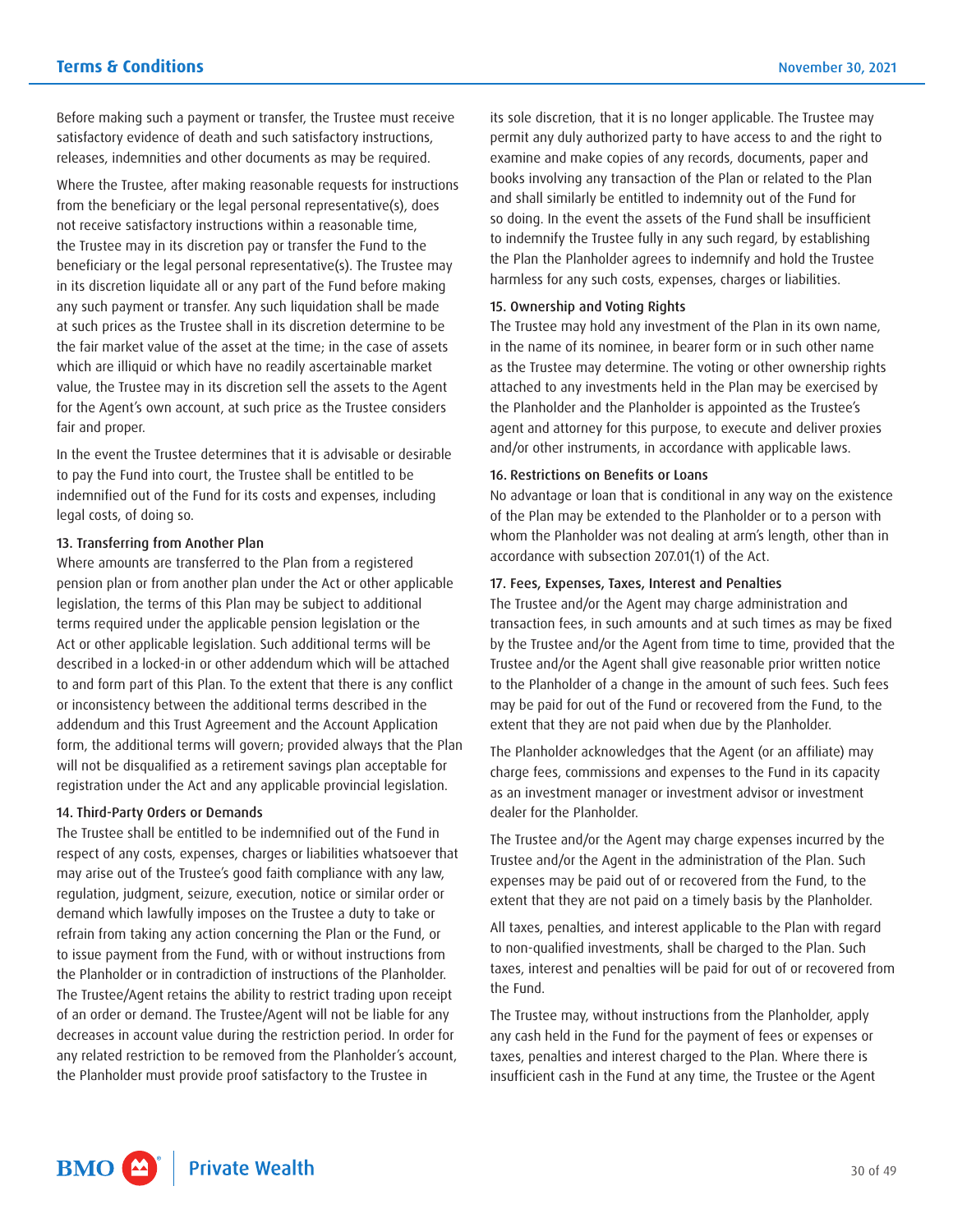Before making such a payment or transfer, the Trustee must receive satisfactory evidence of death and such satisfactory instructions, releases, indemnities and other documents as may be required.

Where the Trustee, after making reasonable requests for instructions from the beneficiary or the legal personal representative(s), does not receive satisfactory instructions within a reasonable time, the Trustee may in its discretion pay or transfer the Fund to the beneficiary or the legal personal representative(s). The Trustee may in its discretion liquidate all or any part of the Fund before making any such payment or transfer. Any such liquidation shall be made at such prices as the Trustee shall in its discretion determine to be the fair market value of the asset at the time; in the case of assets which are illiquid or which have no readily ascertainable market value, the Trustee may in its discretion sell the assets to the Agent for the Agent's own account, at such price as the Trustee considers fair and proper.

In the event the Trustee determines that it is advisable or desirable to pay the Fund into court, the Trustee shall be entitled to be indemnified out of the Fund for its costs and expenses, including legal costs, of doing so.

### 13. Transferring from Another Plan

Where amounts are transferred to the Plan from a registered pension plan or from another plan under the Act or other applicable legislation, the terms of this Plan may be subject to additional terms required under the applicable pension legislation or the Act or other applicable legislation. Such additional terms will be described in a locked-in or other addendum which will be attached to and form part of this Plan. To the extent that there is any conflict or inconsistency between the additional terms described in the addendum and this Trust Agreement and the Account Application form, the additional terms will govern; provided always that the Plan will not be disqualified as a retirement savings plan acceptable for registration under the Act and any applicable provincial legislation.

### 14. Third-Party Orders or Demands

The Trustee shall be entitled to be indemnified out of the Fund in respect of any costs, expenses, charges or liabilities whatsoever that may arise out of the Trustee's good faith compliance with any law, regulation, judgment, seizure, execution, notice or similar order or demand which lawfully imposes on the Trustee a duty to take or refrain from taking any action concerning the Plan or the Fund, or to issue payment from the Fund, with or without instructions from the Planholder or in contradiction of instructions of the Planholder. The Trustee/Agent retains the ability to restrict trading upon receipt of an order or demand. The Trustee/Agent will not be liable for any decreases in account value during the restriction period. In order for any related restriction to be removed from the Planholder's account, the Planholder must provide proof satisfactory to the Trustee in its sole discretion, that it is no longer applicable. The Trustee may permit any duly authorized party to have access to and the right to examine and make copies of any records, documents, paper and books involving any transaction of the Plan or related to the Plan and shall similarly be entitled to indemnity out of the Fund for so doing. In the event the assets of the Fund shall be insufficient to indemnify the Trustee fully in any such regard, by establishing the Plan the Planholder agrees to indemnify and hold the Trustee harmless for any such costs, expenses, charges or liabilities.

### 15. Ownership and Voting Rights

The Trustee may hold any investment of the Plan in its own name, in the name of its nominee, in bearer form or in such other name as the Trustee may determine. The voting or other ownership rights attached to any investments held in the Plan may be exercised by the Planholder and the Planholder is appointed as the Trustee's agent and attorney for this purpose, to execute and deliver proxies and/or other instruments, in accordance with applicable laws.

### 16. Restrictions on Benefits or Loans

No advantage or loan that is conditional in any way on the existence of the Plan may be extended to the Planholder or to a person with whom the Planholder was not dealing at arm's length, other than in accordance with subsection 207.01(1) of the Act.

### 17. Fees, Expenses, Taxes, Interest and Penalties

The Trustee and/or the Agent may charge administration and transaction fees, in such amounts and at such times as may be fixed by the Trustee and/or the Agent from time to time, provided that the Trustee and/or the Agent shall give reasonable prior written notice to the Planholder of a change in the amount of such fees. Such fees may be paid for out of the Fund or recovered from the Fund, to the extent that they are not paid when due by the Planholder.

The Planholder acknowledges that the Agent (or an affiliate) may charge fees, commissions and expenses to the Fund in its capacity as an investment manager or investment advisor or investment dealer for the Planholder.

The Trustee and/or the Agent may charge expenses incurred by the Trustee and/or the Agent in the administration of the Plan. Such expenses may be paid out of or recovered from the Fund, to the extent that they are not paid on a timely basis by the Planholder.

All taxes, penalties, and interest applicable to the Plan with regard to non-qualified investments, shall be charged to the Plan. Such taxes, interest and penalties will be paid for out of or recovered from the Fund.

The Trustee may, without instructions from the Planholder, apply any cash held in the Fund for the payment of fees or expenses or taxes, penalties and interest charged to the Plan. Where there is insufficient cash in the Fund at any time, the Trustee or the Agent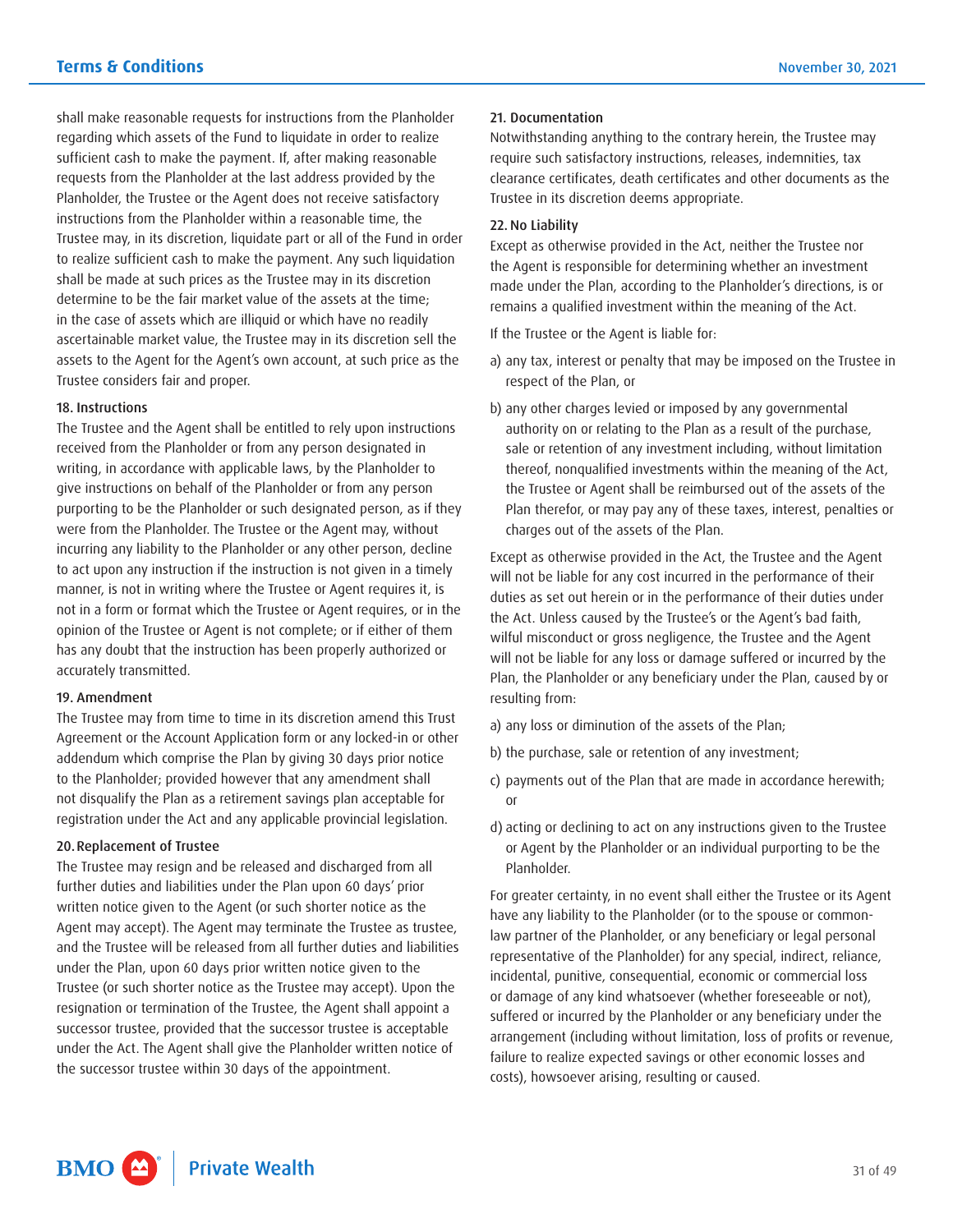shall make reasonable requests for instructions from the Planholder regarding which assets of the Fund to liquidate in order to realize sufficient cash to make the payment. If, after making reasonable requests from the Planholder at the last address provided by the Planholder, the Trustee or the Agent does not receive satisfactory instructions from the Planholder within a reasonable time, the Trustee may, in its discretion, liquidate part or all of the Fund in order to realize sufficient cash to make the payment. Any such liquidation shall be made at such prices as the Trustee may in its discretion determine to be the fair market value of the assets at the time; in the case of assets which are illiquid or which have no readily ascertainable market value, the Trustee may in its discretion sell the assets to the Agent for the Agent's own account, at such price as the Trustee considers fair and proper.

### 18. Instructions

The Trustee and the Agent shall be entitled to rely upon instructions received from the Planholder or from any person designated in writing, in accordance with applicable laws, by the Planholder to give instructions on behalf of the Planholder or from any person purporting to be the Planholder or such designated person, as if they were from the Planholder. The Trustee or the Agent may, without incurring any liability to the Planholder or any other person, decline to act upon any instruction if the instruction is not given in a timely manner, is not in writing where the Trustee or Agent requires it, is not in a form or format which the Trustee or Agent requires, or in the opinion of the Trustee or Agent is not complete; or if either of them has any doubt that the instruction has been properly authorized or accurately transmitted.

### 19. Amendment

The Trustee may from time to time in its discretion amend this Trust Agreement or the Account Application form or any locked-in or other addendum which comprise the Plan by giving 30 days prior notice to the Planholder; provided however that any amendment shall not disqualify the Plan as a retirement savings plan acceptable for registration under the Act and any applicable provincial legislation.

### 20. Replacement of Trustee

The Trustee may resign and be released and discharged from all further duties and liabilities under the Plan upon 60 days' prior written notice given to the Agent (or such shorter notice as the Agent may accept). The Agent may terminate the Trustee as trustee, and the Trustee will be released from all further duties and liabilities under the Plan, upon 60 days prior written notice given to the Trustee (or such shorter notice as the Trustee may accept). Upon the resignation or termination of the Trustee, the Agent shall appoint a successor trustee, provided that the successor trustee is acceptable under the Act. The Agent shall give the Planholder written notice of the successor trustee within 30 days of the appointment.

### 21. Documentation

Notwithstanding anything to the contrary herein, the Trustee may require such satisfactory instructions, releases, indemnities, tax clearance certificates, death certificates and other documents as the Trustee in its discretion deems appropriate.

### 22. No Liability

Except as otherwise provided in the Act, neither the Trustee nor the Agent is responsible for determining whether an investment made under the Plan, according to the Planholder's directions, is or remains a qualified investment within the meaning of the Act.

If the Trustee or the Agent is liable for:

a) any tax, interest or penalty that may be imposed on the Trustee in respect of the Plan, or

b) any other charges levied or imposed by any governmental authority on or relating to the Plan as a result of the purchase, sale or retention of any investment including, without limitation thereof, nonqualified investments within the meaning of the Act, the Trustee or Agent shall be reimbursed out of the assets of the Plan therefor, or may pay any of these taxes, interest, penalties or charges out of the assets of the Plan.

Except as otherwise provided in the Act, the Trustee and the Agent will not be liable for any cost incurred in the performance of their duties as set out herein or in the performance of their duties under the Act. Unless caused by the Trustee's or the Agent's bad faith, wilful misconduct or gross negligence, the Trustee and the Agent will not be liable for any loss or damage suffered or incurred by the Plan, the Planholder or any beneficiary under the Plan, caused by or resulting from:

a) any loss or diminution of the assets of the Plan;

b) the purchase, sale or retention of any investment;

c) payments out of the Plan that are made in accordance herewith; or

d) acting or declining to act on any instructions given to the Trustee or Agent by the Planholder or an individual purporting to be the Planholder.

For greater certainty, in no event shall either the Trustee or its Agent have any liability to the Planholder (or to the spouse or common-law partner of the Planholder, or any beneficiary or legal personal representative of the Planholder) for any special, indirect, reliance, incidental, punitive, consequential, economic or commercial loss or damage of any kind whatsoever (whether foreseeable or not), suffered or incurred by the Planholder or any beneficiary under the arrangement (including without limitation, loss of profits or revenue, failure to realize expected savings or other economic losses and costs), howsoever arising, resulting or caused.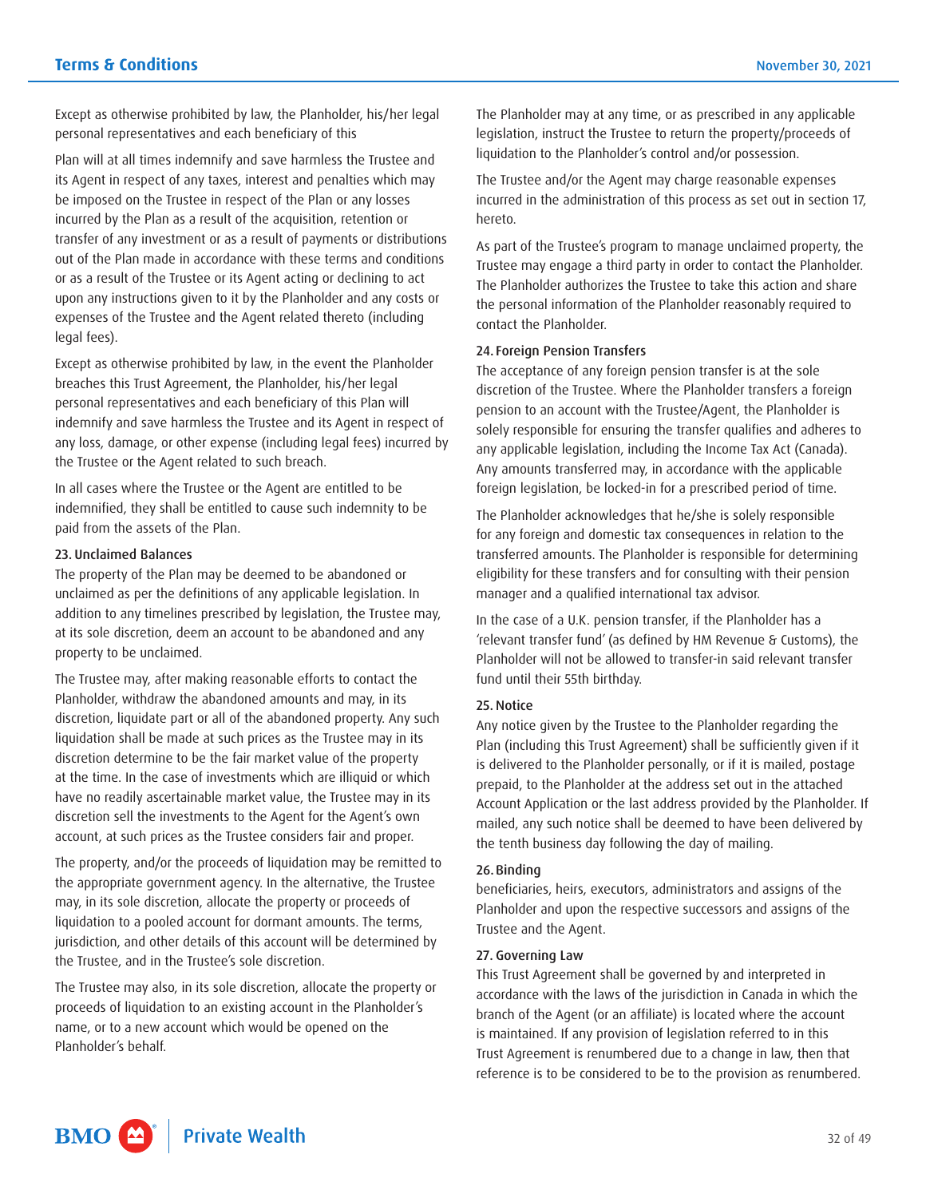Except as otherwise prohibited by law, the Planholder, his/her legal personal representatives and each beneficiary of this

Plan will at all times indemnify and save harmless the Trustee and its Agent in respect of any taxes, interest and penalties which may be imposed on the Trustee in respect of the Plan or any losses incurred by the Plan as a result of the acquisition, retention or transfer of any investment or as a result of payments or distributions out of the Plan made in accordance with these terms and conditions or as a result of the Trustee or its Agent acting or declining to act upon any instructions given to it by the Planholder and any costs or expenses of the Trustee and the Agent related thereto (including legal fees).

Except as otherwise prohibited by law, in the event the Planholder breaches this Trust Agreement, the Planholder, his/her legal personal representatives and each beneficiary of this Plan will indemnify and save harmless the Trustee and its Agent in respect of any loss, damage, or other expense (including legal fees) incurred by the Trustee or the Agent related to such breach.

In all cases where the Trustee or the Agent are entitled to be indemnified, they shall be entitled to cause such indemnity to be paid from the assets of the Plan.

### 23. Unclaimed Balances

The property of the Plan may be deemed to be abandoned or unclaimed as per the definitions of any applicable legislation. In addition to any timelines prescribed by legislation, the Trustee may, at its sole discretion, deem an account to be abandoned and any property to be unclaimed.

The Trustee may, after making reasonable efforts to contact the Planholder, withdraw the abandoned amounts and may, in its discretion, liquidate part or all of the abandoned property. Any such liquidation shall be made at such prices as the Trustee may in its discretion determine to be the fair market value of the property at the time. In the case of investments which are illiquid or which have no readily ascertainable market value, the Trustee may in its discretion sell the investments to the Agent for the Agent's own account, at such prices as the Trustee considers fair and proper.

The property, and/or the proceeds of liquidation may be remitted to the appropriate government agency. In the alternative, the Trustee may, in its sole discretion, allocate the property or proceeds of liquidation to a pooled account for dormant amounts. The terms, jurisdiction, and other details of this account will be determined by the Trustee, and in the Trustee's sole discretion.

The Trustee may also, in its sole discretion, allocate the property or proceeds of liquidation to an existing account in the Planholder's name, or to a new account which would be opened on the Planholder's behalf.

The Planholder may at any time, or as prescribed in any applicable legislation, instruct the Trustee to return the property/proceeds of liquidation to the Planholder's control and/or possession.

The Trustee and/or the Agent may charge reasonable expenses incurred in the administration of this process as set out in section 17, hereto.

As part of the Trustee's program to manage unclaimed property, the Trustee may engage a third party in order to contact the Planholder. The Planholder authorizes the Trustee to take this action and share the personal information of the Planholder reasonably required to contact the Planholder.

### 24. Foreign Pension Transfers

The acceptance of any foreign pension transfer is at the sole discretion of the Trustee. Where the Planholder transfers a foreign pension to an account with the Trustee/Agent, the Planholder is solely responsible for ensuring the transfer qualifies and adheres to any applicable legislation, including the Income Tax Act (Canada). Any amounts transferred may, in accordance with the applicable foreign legislation, be locked-in for a prescribed period of time.

The Planholder acknowledges that he/she is solely responsible for any foreign and domestic tax consequences in relation to the transferred amounts. The Planholder is responsible for determining eligibility for these transfers and for consulting with their pension manager and a qualified international tax advisor.

In the case of a U.K. pension transfer, if the Planholder has a 'relevant transfer fund' (as defined by HM Revenue & Customs), the Planholder will not be allowed to transfer-in said relevant transfer fund until their 55th birthday.

### 25. Notice

Any notice given by the Trustee to the Planholder regarding the Plan (including this Trust Agreement) shall be sufficiently given if it is delivered to the Planholder personally, or if it is mailed, postage prepaid, to the Planholder at the address set out in the attached Account Application or the last address provided by the Planholder. If mailed, any such notice shall be deemed to have been delivered by the tenth business day following the day of mailing.

### 26. Binding

beneficiaries, heirs, executors, administrators and assigns of the Planholder and upon the respective successors and assigns of the Trustee and the Agent.

### 27. Governing Law

This Trust Agreement shall be governed by and interpreted in accordance with the laws of the jurisdiction in Canada in which the branch of the Agent (or an affiliate) is located where the account is maintained. If any provision of legislation referred to in this Trust Agreement is renumbered due to a change in law, then that reference is to be considered to be to the provision as renumbered.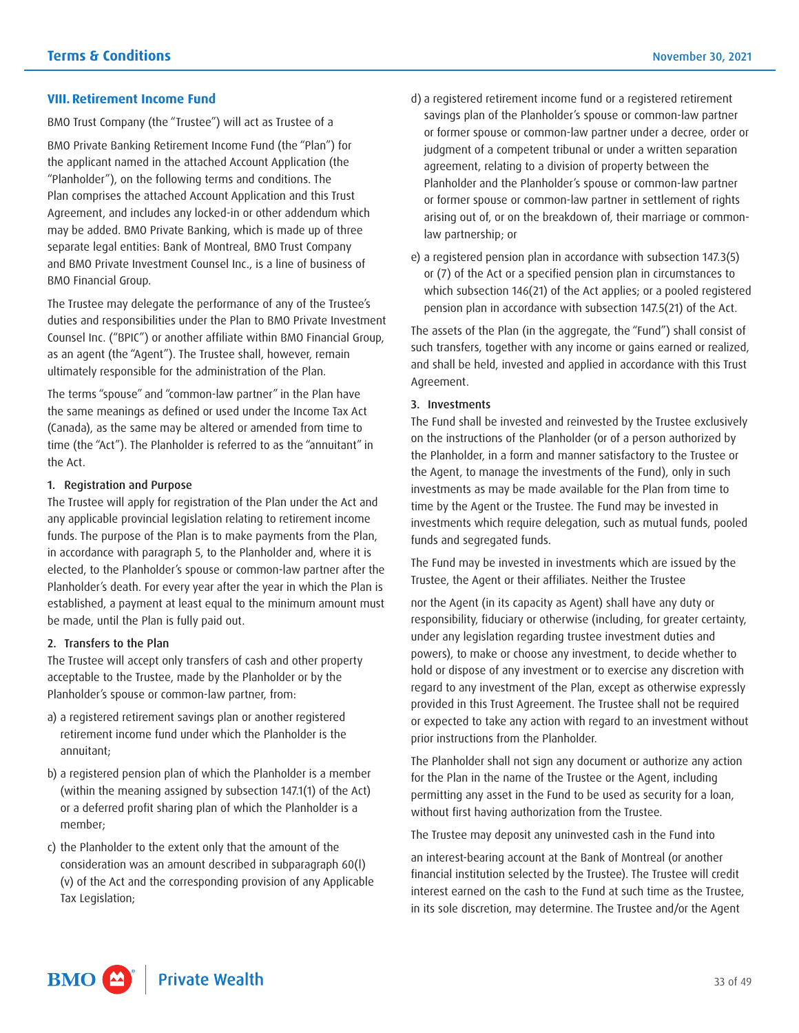## VIII. Retirement Income Fund

BMO Trust Company (the "Trustee") will act as Trustee of a

BMO Private Banking Retirement Income Fund (the "Plan") for the applicant named in the attached Account Application (the "Planholder"), on the following terms and conditions. The Plan comprises the attached Account Application and this Trust Agreement, and includes any locked-in or other addendum which may be added. BMO Private Banking, which is made up of three separate legal entities: Bank of Montreal, BMO Trust Company and BMO Private Investment Counsel Inc., is a line of business of BMO Financial Group.

The Trustee may delegate the performance of any of the Trustee's duties and responsibilities under the Plan to BMO Private Investment Counsel Inc. ("BPIC") or another affiliate within BMO Financial Group, as an agent (the "Agent"). The Trustee shall, however, remain ultimately responsible for the administration of the Plan.

The terms "spouse" and "common-law partner" in the Plan have the same meanings as defined or used under the Income Tax Act (Canada), as the same may be altered or amended from time to time (the "Act"). The Planholder is referred to as the "annuitant" in the Act.

### 1. Registration and Purpose

The Trustee will apply for registration of the Plan under the Act and any applicable provincial legislation relating to retirement income funds. The purpose of the Plan is to make payments from the Plan, in accordance with paragraph 5, to the Planholder and, where it is elected, to the Planholder's spouse or common-law partner after the Planholder's death. For every year after the year in which the Plan is established, a payment at least equal to the minimum amount must be made, until the Plan is fully paid out.

### 2. Transfers to the Plan

The Trustee will accept only transfers of cash and other property acceptable to the Trustee, made by the Planholder or by the Planholder's spouse or common-law partner, from:

a) a registered retirement savings plan or another registered retirement income fund under which the Planholder is the annuitant;

b) a registered pension plan of which the Planholder is a member (within the meaning assigned by subsection 147.1(1) of the Act) or a deferred profit sharing plan of which the Planholder is a member;

c) the Planholder to the extent only that the amount of the consideration was an amount described in subparagraph 60(l)(v) of the Act and the corresponding provision of any Applicable Tax Legislation;

d) a registered retirement income fund or a registered retirement savings plan of the Planholder's spouse or common-law partner or former spouse or common-law partner under a decree, order or judgment of a competent tribunal or under a written separation agreement, relating to a division of property between the Planholder and the Planholder's spouse or common-law partner or former spouse or common-law partner in settlement of rights arising out of, or on the breakdown of, their marriage or common-law partnership; or

e) a registered pension plan in accordance with subsection 147.3(5) or (7) of the Act or a specified pension plan in circumstances to which subsection 146(21) of the Act applies; or a pooled registered pension plan in accordance with subsection 147.5(21) of the Act.

The assets of the Plan (in the aggregate, the "Fund") shall consist of such transfers, together with any income or gains earned or realized, and shall be held, invested and applied in accordance with this Trust Agreement.

### 3. Investments

The Fund shall be invested and reinvested by the Trustee exclusively on the instructions of the Planholder (or of a person authorized by the Planholder, in a form and manner satisfactory to the Trustee or the Agent, to manage the investments of the Fund), only in such investments as may be made available for the Plan from time to time by the Agent or the Trustee. The Fund may be invested in investments which require delegation, such as mutual funds, pooled funds and segregated funds.

The Fund may be invested in investments which are issued by the Trustee, the Agent or their affiliates. Neither the Trustee nor the Agent (in its capacity as Agent) shall have any duty or responsibility, fiduciary or otherwise (including, for greater certainty, under any legislation regarding trustee investment duties and powers), to make or choose any investment, to decide whether to hold or dispose of any investment or to exercise any discretion with regard to any investment of the Plan, except as otherwise expressly provided in this Trust Agreement. The Trustee shall not be required or expected to take any action with regard to an investment without prior instructions from the Planholder.

The Planholder shall not sign any document or authorize any action for the Plan in the name of the Trustee or the Agent, including permitting any asset in the Fund to be used as security for a loan, without first having authorization from the Trustee.

The Trustee may deposit any uninvested cash in the Fund into an interest-bearing account at the Bank of Montreal (or another financial institution selected by the Trustee). The Trustee will credit interest earned on the cash to the Fund at such time as the Trustee, in its sole discretion, may determine. The Trustee and/or the Agent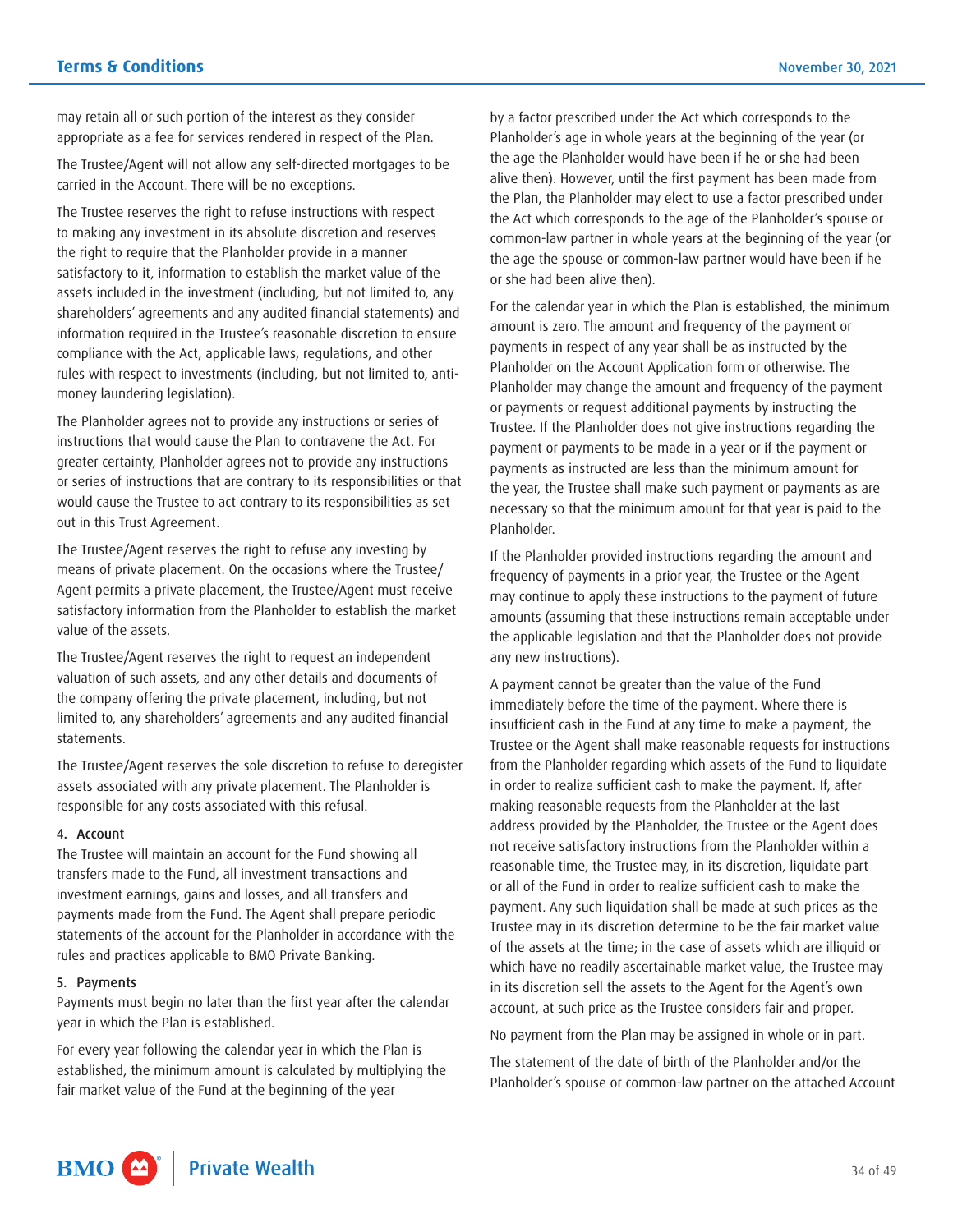may retain all or such portion of the interest as they consider appropriate as a fee for services rendered in respect of the Plan.

The Trustee/Agent will not allow any self-directed mortgages to be carried in the Account. There will be no exceptions.

The Trustee reserves the right to refuse instructions with respect to making any investment in its absolute discretion and reserves the right to require that the Planholder provide in a manner satisfactory to it, information to establish the market value of the assets included in the investment (including, but not limited to, any shareholders' agreements and any audited financial statements) and information required in the Trustee's reasonable discretion to ensure compliance with the Act, applicable laws, regulations, and other rules with respect to investments (including, but not limited to, anti-money laundering legislation).

The Planholder agrees not to provide any instructions or series of instructions that would cause the Plan to contravene the Act. For greater certainty, Planholder agrees not to provide any instructions or series of instructions that are contrary to its responsibilities or that would cause the Trustee to act contrary to its responsibilities as set out in this Trust Agreement.

The Trustee/Agent reserves the right to refuse any investing by means of private placement. On the occasions where the Trustee/Agent permits a private placement, the Trustee/Agent must receive satisfactory information from the Planholder to establish the market value of the assets.

The Trustee/Agent reserves the right to request an independent valuation of such assets, and any other details and documents of the company offering the private placement, including, but not limited to, any shareholders' agreements and any audited financial statements.

The Trustee/Agent reserves the sole discretion to refuse to deregister assets associated with any private placement. The Planholder is responsible for any costs associated with this refusal.

#### 4. Account

The Trustee will maintain an account for the Fund showing all transfers made to the Fund, all investment transactions and investment earnings, gains and losses, and all transfers and payments made from the Fund. The Agent shall prepare periodic statements of the account for the Planholder in accordance with the rules and practices applicable to BMO Private Banking.

#### 5. Payments

Payments must begin no later than the first year after the calendar year in which the Plan is established.

For every year following the calendar year in which the Plan is established, the minimum amount is calculated by multiplying the fair market value of the Fund at the beginning of the year by a factor prescribed under the Act which corresponds to the Planholder's age in whole years at the beginning of the year (or the age the Planholder would have been if he or she had been alive then). However, until the first payment has been made from the Plan, the Planholder may elect to use a factor prescribed under the Act which corresponds to the age of the Planholder's spouse or common-law partner in whole years at the beginning of the year (or the age the spouse or common-law partner would have been if he or she had been alive then).

For the calendar year in which the Plan is established, the minimum amount is zero. The amount and frequency of the payment or payments in respect of any year shall be as instructed by the Planholder on the Account Application form or otherwise. The Planholder may change the amount and frequency of the payment or payments or request additional payments by instructing the Trustee. If the Planholder does not give instructions regarding the payment or payments to be made in a year or if the payment or payments as instructed are less than the minimum amount for the year, the Trustee shall make such payment or payments as are necessary so that the minimum amount for that year is paid to the Planholder.

If the Planholder provided instructions regarding the amount and frequency of payments in a prior year, the Trustee or the Agent may continue to apply these instructions to the payment of future amounts (assuming that these instructions remain acceptable under the applicable legislation and that the Planholder does not provide any new instructions).

A payment cannot be greater than the value of the Fund immediately before the time of the payment. Where there is insufficient cash in the Fund at any time to make a payment, the Trustee or the Agent shall make reasonable requests for instructions from the Planholder regarding which assets of the Fund to liquidate in order to realize sufficient cash to make the payment. If, after making reasonable requests from the Planholder at the last address provided by the Planholder, the Trustee or the Agent does not receive satisfactory instructions from the Planholder within a reasonable time, the Trustee may, in its discretion, liquidate part or all of the Fund in order to realize sufficient cash to make the payment. Any such liquidation shall be made at such prices as the Trustee may in its discretion determine to be the fair market value of the assets at the time; in the case of assets which are illiquid or which have no readily ascertainable market value, the Trustee may in its discretion sell the assets to the Agent for the Agent's own account, at such price as the Trustee considers fair and proper.

No payment from the Plan may be assigned in whole or in part.

The statement of the date of birth of the Planholder and/or the Planholder's spouse or common-law partner on the attached Account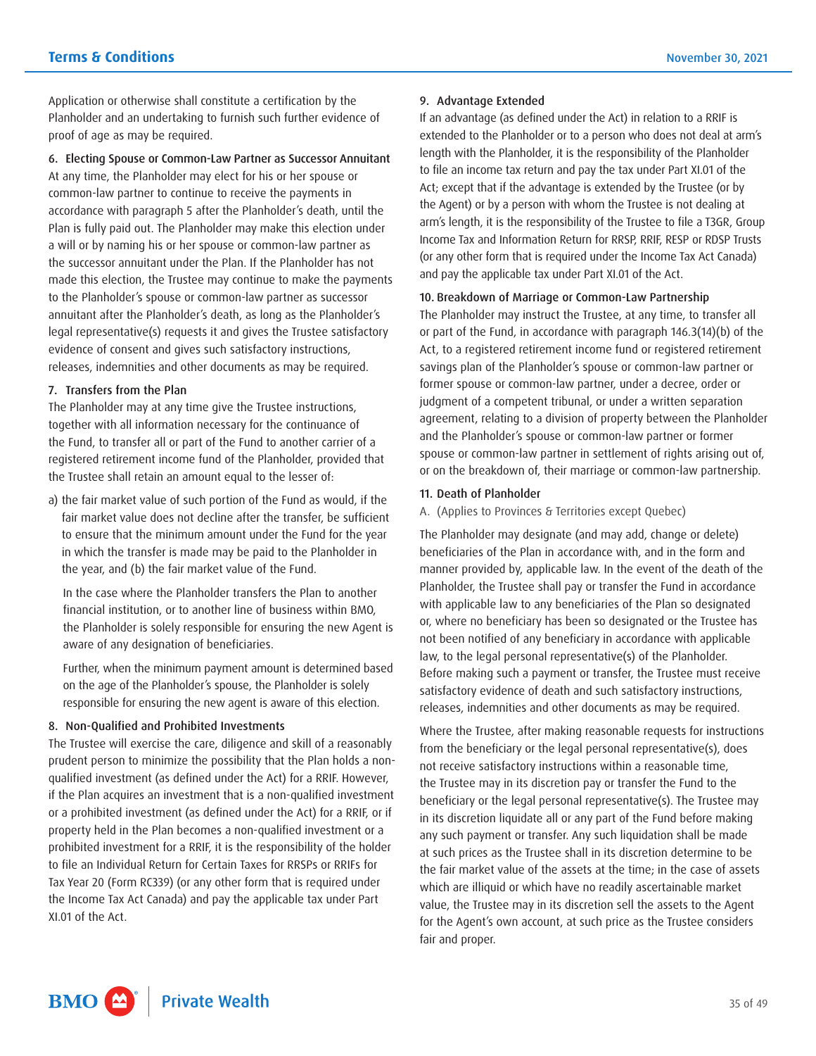Application or otherwise shall constitute a certification by the Planholder and an undertaking to furnish such further evidence of proof of age as may be required.

#### 6. Electing Spouse or Common-Law Partner as Successor Annuitant

At any time, the Planholder may elect for his or her spouse or common-law partner to continue to receive the payments in accordance with paragraph 5 after the Planholder's death, until the Plan is fully paid out. The Planholder may make this election under a will or by naming his or her spouse or common-law partner as the successor annuitant under the Plan. If the Planholder has not made this election, the Trustee may continue to make the payments to the Planholder's spouse or common-law partner as successor annuitant after the Planholder's death, as long as the Planholder's legal representative(s) requests it and gives the Trustee satisfactory evidence of consent and gives such satisfactory instructions, releases, indemnities and other documents as may be required.

#### 7. Transfers from the Plan

The Planholder may at any time give the Trustee instructions, together with all information necessary for the continuance of the Fund, to transfer all or part of the Fund to another carrier of a registered retirement income fund of the Planholder, provided that the Trustee shall retain an amount equal to the lesser of:

a) the fair market value of such portion of the Fund as would, if the fair market value does not decline after the transfer, be sufficient to ensure that the minimum amount under the Fund for the year in which the transfer is made may be paid to the Planholder in the year, and (b) the fair market value of the Fund.

   In the case where the Planholder transfers the Plan to another financial institution, or to another line of business within BMO, the Planholder is solely responsible for ensuring the new Agent is aware of any designation of beneficiaries.

   Further, when the minimum payment amount is determined based on the age of the Planholder's spouse, the Planholder is solely responsible for ensuring the new agent is aware of this election.

#### 8. Non-Qualified and Prohibited Investments

The Trustee will exercise the care, diligence and skill of a reasonably prudent person to minimize the possibility that the Plan holds a non-qualified investment (as defined under the Act) for a RRIF. However, if the Plan acquires an investment that is a non-qualified investment or a prohibited investment (as defined under the Act) for a RRIF, or if property held in the Plan becomes a non-qualified investment or a prohibited investment for a RRIF, it is the responsibility of the holder to file an Individual Return for Certain Taxes for RRSPs or RRIFs for Tax Year 20 (Form RC339) (or any other form that is required under the Income Tax Act Canada) and pay the applicable tax under Part XI.01 of the Act.

#### 9. Advantage Extended

If an advantage (as defined under the Act) in relation to a RRIF is extended to the Planholder or to a person who does not deal at arm's length with the Planholder, it is the responsibility of the Planholder to file an income tax return and pay the tax under Part XI.01 of the Act; except that if the advantage is extended by the Trustee (or by the Agent) or by a person with whom the Trustee is not dealing at arm's length, it is the responsibility of the Trustee to file a T3GR, Group Income Tax and Information Return for RRSP, RRIF, RESP or RDSP Trusts (or any other form that is required under the Income Tax Act Canada) and pay the applicable tax under Part XI.01 of the Act.

#### 10. Breakdown of Marriage or Common-Law Partnership

The Planholder may instruct the Trustee, at any time, to transfer all or part of the Fund, in accordance with paragraph 146.3(14)(b) of the Act, to a registered retirement income fund or registered retirement savings plan of the Planholder's spouse or common-law partner or former spouse or common-law partner, under a decree, order or judgment of a competent tribunal, or under a written separation agreement, relating to a division of property between the Planholder and the Planholder's spouse or common-law partner or former spouse or common-law partner in settlement of rights arising out of, or on the breakdown of, their marriage or common-law partnership.

#### 11. Death of Planholder

A. (Applies to Provinces & Territories except Quebec)

The Planholder may designate (and may add, change or delete) beneficiaries of the Plan in accordance with, and in the form and manner provided by, applicable law. In the event of the death of the Planholder, the Trustee shall pay or transfer the Fund in accordance with applicable law to any beneficiaries of the Plan so designated or, where no beneficiary has been so designated or the Trustee has not been notified of any beneficiary in accordance with applicable law, to the legal personal representative(s) of the Planholder. Before making such a payment or transfer, the Trustee must receive satisfactory evidence of death and such satisfactory instructions, releases, indemnities and other documents as may be required.

Where the Trustee, after making reasonable requests for instructions from the beneficiary or the legal personal representative(s), does not receive satisfactory instructions within a reasonable time, the Trustee may in its discretion pay or transfer the Fund to the beneficiary or the legal personal representative(s). The Trustee may in its discretion liquidate all or any part of the Fund before making any such payment or transfer. Any such liquidation shall be made at such prices as the Trustee shall in its discretion determine to be the fair market value of the assets at the time; in the case of assets which are illiquid or which have no readily ascertainable market value, the Trustee may in its discretion sell the assets to the Agent for the Agent's own account, at such price as the Trustee considers fair and proper.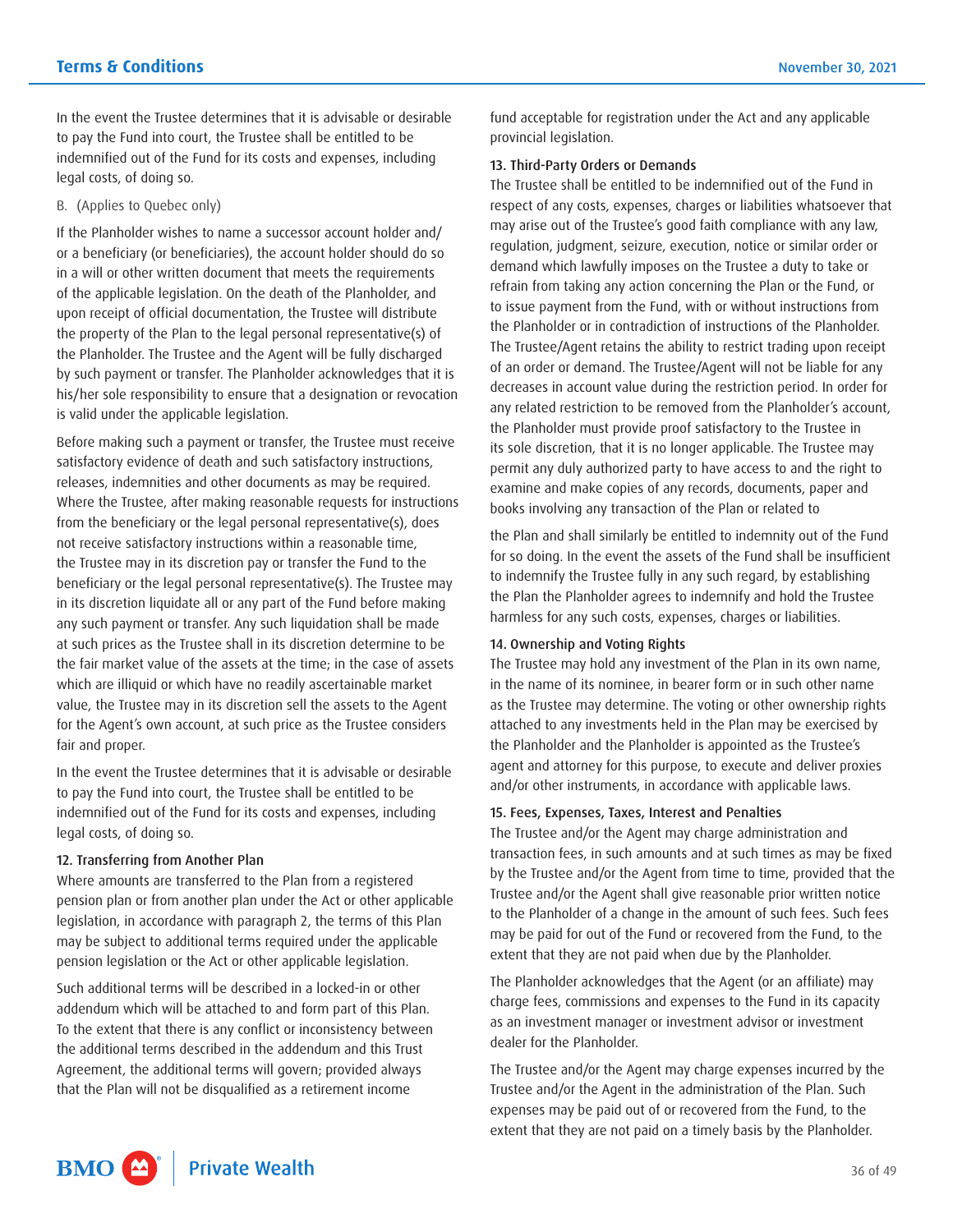In the event the Trustee determines that it is advisable or desirable to pay the Fund into court, the Trustee shall be entitled to be indemnified out of the Fund for its costs and expenses, including legal costs, of doing so.

B. (Applies to Quebec only)

If the Planholder wishes to name a successor account holder and/or a beneficiary (or beneficiaries), the account holder should do so in a will or other written document that meets the requirements of the applicable legislation. On the death of the Planholder, and upon receipt of official documentation, the Trustee will distribute the property of the Plan to the legal personal representative(s) of the Planholder. The Trustee and the Agent will be fully discharged by such payment or transfer. The Planholder acknowledges that it is his/her sole responsibility to ensure that a designation or revocation is valid under the applicable legislation.

Before making such a payment or transfer, the Trustee must receive satisfactory evidence of death and such satisfactory instructions, releases, indemnities and other documents as may be required. Where the Trustee, after making reasonable requests for instructions from the beneficiary or the legal personal representative(s), does not receive satisfactory instructions within a reasonable time, the Trustee may in its discretion pay or transfer the Fund to the beneficiary or the legal personal representative(s). The Trustee may in its discretion liquidate all or any part of the Fund before making any such payment or transfer. Any such liquidation shall be made at such prices as the Trustee shall in its discretion determine to be the fair market value of the assets at the time; in the case of assets which are illiquid or which have no readily ascertainable market value, the Trustee may in its discretion sell the assets to the Agent for the Agent's own account, at such price as the Trustee considers fair and proper.

In the event the Trustee determines that it is advisable or desirable to pay the Fund into court, the Trustee shall be entitled to be indemnified out of the Fund for its costs and expenses, including legal costs, of doing so.

### 12. Transferring from Another Plan

Where amounts are transferred to the Plan from a registered pension plan or from another plan under the Act or other applicable legislation, in accordance with paragraph 2, the terms of this Plan may be subject to additional terms required under the applicable pension legislation or the Act or other applicable legislation.

Such additional terms will be described in a locked-in or other addendum which will be attached to and form part of this Plan. To the extent that there is any conflict or inconsistency between the additional terms described in the addendum and this Trust Agreement, the additional terms will govern; provided always that the Plan will not be disqualified as a retirement income fund acceptable for registration under the Act and any applicable provincial legislation.

### 13. Third-Party Orders or Demands

The Trustee shall be entitled to be indemnified out of the Fund in respect of any costs, expenses, charges or liabilities whatsoever that may arise out of the Trustee's good faith compliance with any law, regulation, judgment, seizure, execution, notice or similar order or demand which lawfully imposes on the Trustee a duty to take or refrain from taking any action concerning the Plan or the Fund, or to issue payment from the Fund, with or without instructions from the Planholder or in contradiction of instructions of the Planholder. The Trustee/Agent retains the ability to restrict trading upon receipt of an order or demand. The Trustee/Agent will not be liable for any decreases in account value during the restriction period. In order for any related restriction to be removed from the Planholder's account, the Planholder must provide proof satisfactory to the Trustee in its sole discretion, that it is no longer applicable. The Trustee may permit any duly authorized party to have access to and the right to examine and make copies of any records, documents, paper and books involving any transaction of the Plan or related to the Plan and shall similarly be entitled to indemnity out of the Fund for so doing. In the event the assets of the Fund shall be insufficient to indemnify the Trustee fully in any such regard, by establishing the Plan the Planholder agrees to indemnify and hold the Trustee harmless for any such costs, expenses, charges or liabilities.

### 14. Ownership and Voting Rights

The Trustee may hold any investment of the Plan in its own name, in the name of its nominee, in bearer form or in such other name as the Trustee may determine. The voting or other ownership rights attached to any investments held in the Plan may be exercised by the Planholder and the Planholder is appointed as the Trustee's agent and attorney for this purpose, to execute and deliver proxies and/or other instruments, in accordance with applicable laws.

### 15. Fees, Expenses, Taxes, Interest and Penalties

The Trustee and/or the Agent may charge administration and transaction fees, in such amounts and at such times as may be fixed by the Trustee and/or the Agent from time to time, provided that the Trustee and/or the Agent shall give reasonable prior written notice to the Planholder of a change in the amount of such fees. Such fees may be paid for out of the Fund or recovered from the Fund, to the extent that they are not paid when due by the Planholder.

The Planholder acknowledges that the Agent (or an affiliate) may charge fees, commissions and expenses to the Fund in its capacity as an investment manager or investment advisor or investment dealer for the Planholder.

The Trustee and/or the Agent may charge expenses incurred by the Trustee and/or the Agent in the administration of the Plan. Such expenses may be paid out of or recovered from the Fund, to the extent that they are not paid on a timely basis by the Planholder.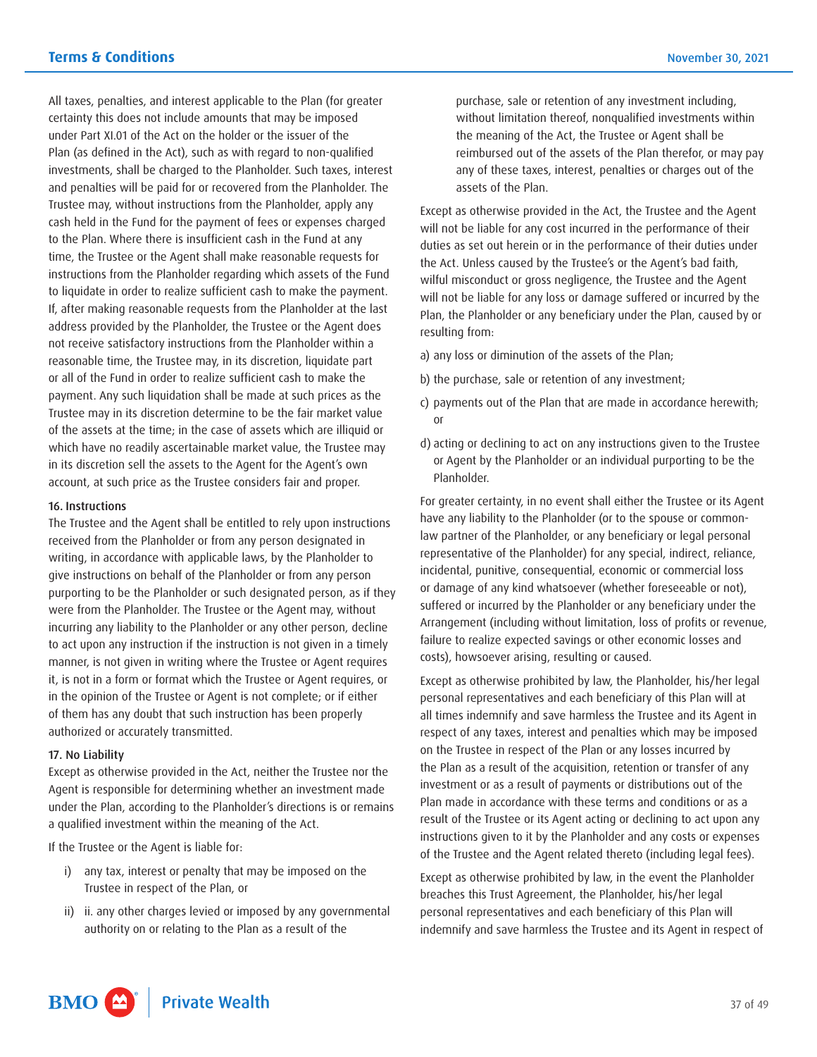All taxes, penalties, and interest applicable to the Plan (for greater certainty this does not include amounts that may be imposed under Part XI.01 of the Act on the holder or the issuer of the Plan (as defined in the Act), such as with regard to non-qualified investments, shall be charged to the Planholder. Such taxes, interest and penalties will be paid for or recovered from the Planholder. The Trustee may, without instructions from the Planholder, apply any cash held in the Fund for the payment of fees or expenses charged to the Plan. Where there is insufficient cash in the Fund at any time, the Trustee or the Agent shall make reasonable requests for instructions from the Planholder regarding which assets of the Fund to liquidate in order to realize sufficient cash to make the payment. If, after making reasonable requests from the Planholder at the last address provided by the Planholder, the Trustee or the Agent does not receive satisfactory instructions from the Planholder within a reasonable time, the Trustee may, in its discretion, liquidate part or all of the Fund in order to realize sufficient cash to make the payment. Any such liquidation shall be made at such prices as the Trustee may in its discretion determine to be the fair market value of the assets at the time; in the case of assets which are illiquid or which have no readily ascertainable market value, the Trustee may in its discretion sell the assets to the Agent for the Agent's own account, at such price as the Trustee considers fair and proper.

### 16. Instructions

The Trustee and the Agent shall be entitled to rely upon instructions received from the Planholder or from any person designated in writing, in accordance with applicable laws, by the Planholder to give instructions on behalf of the Planholder or from any person purporting to be the Planholder or such designated person, as if they were from the Planholder. The Trustee or the Agent may, without incurring any liability to the Planholder or any other person, decline to act upon any instruction if the instruction is not given in a timely manner, is not given in writing where the Trustee or Agent requires it, is not in a form or format which the Trustee or Agent requires, or in the opinion of the Trustee or Agent is not complete; or if either of them has any doubt that such instruction has been properly authorized or accurately transmitted.

### 17. No Liability

Except as otherwise provided in the Act, neither the Trustee nor the Agent is responsible for determining whether an investment made under the Plan, according to the Planholder's directions is or remains a qualified investment within the meaning of the Act.

If the Trustee or the Agent is liable for:

i) any tax, interest or penalty that may be imposed on the Trustee in respect of the Plan, or

ii) ii. any other charges levied or imposed by any governmental authority on or relating to the Plan as a result of the purchase, sale or retention of any investment including, without limitation thereof, nonqualified investments within the meaning of the Act, the Trustee or Agent shall be reimbursed out of the assets of the Plan therefor, or may pay any of these taxes, interest, penalties or charges out of the assets of the Plan.

Except as otherwise provided in the Act, the Trustee and the Agent will not be liable for any cost incurred in the performance of their duties as set out herein or in the performance of their duties under the Act. Unless caused by the Trustee's or the Agent's bad faith, wilful misconduct or gross negligence, the Trustee and the Agent will not be liable for any loss or damage suffered or incurred by the Plan, the Planholder or any beneficiary under the Plan, caused by or resulting from:

a) any loss or diminution of the assets of the Plan;

b) the purchase, sale or retention of any investment;

c) payments out of the Plan that are made in accordance herewith; or

d) acting or declining to act on any instructions given to the Trustee or Agent by the Planholder or an individual purporting to be the Planholder.

For greater certainty, in no event shall either the Trustee or its Agent have any liability to the Planholder (or to the spouse or common-law partner of the Planholder, or any beneficiary or legal personal representative of the Planholder) for any special, indirect, reliance, incidental, punitive, consequential, economic or commercial loss or damage of any kind whatsoever (whether foreseeable or not), suffered or incurred by the Planholder or any beneficiary under the Arrangement (including without limitation, loss of profits or revenue, failure to realize expected savings or other economic losses and costs), howsoever arising, resulting or caused.

Except as otherwise prohibited by law, the Planholder, his/her legal personal representatives and each beneficiary of this Plan will at all times indemnify and save harmless the Trustee and its Agent in respect of any taxes, interest and penalties which may be imposed on the Trustee in respect of the Plan or any losses incurred by the Plan as a result of the acquisition, retention or transfer of any investment or as a result of payments or distributions out of the Plan made in accordance with these terms and conditions or as a result of the Trustee or its Agent acting or declining to act upon any instructions given to it by the Planholder and any costs or expenses of the Trustee and the Agent related thereto (including legal fees).

Except as otherwise prohibited by law, in the event the Planholder breaches this Trust Agreement, the Planholder, his/her legal personal representatives and each beneficiary of this Plan will indemnify and save harmless the Trustee and its Agent in respect of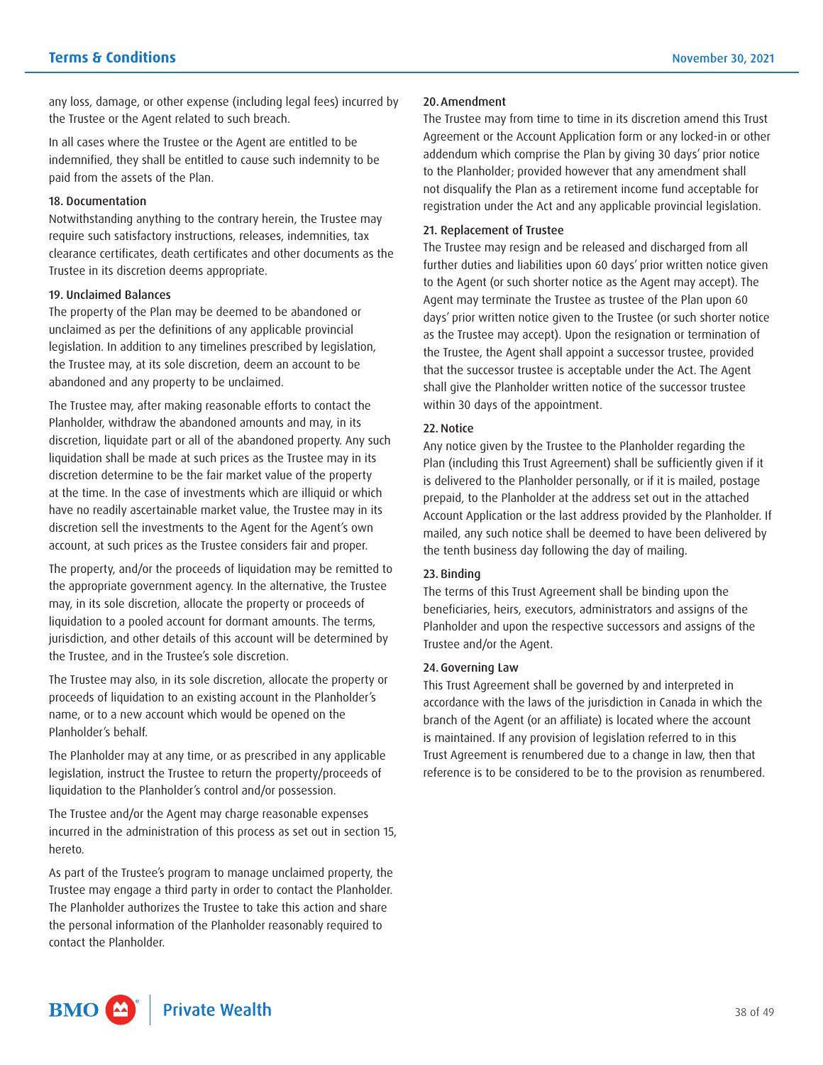any loss, damage, or other expense (including legal fees) incurred by the Trustee or the Agent related to such breach.

In all cases where the Trustee or the Agent are entitled to be indemnified, they shall be entitled to cause such indemnity to be paid from the assets of the Plan.

### 18. Documentation

Notwithstanding anything to the contrary herein, the Trustee may require such satisfactory instructions, releases, indemnities, tax clearance certificates, death certificates and other documents as the Trustee in its discretion deems appropriate.

### 19. Unclaimed Balances

The property of the Plan may be deemed to be abandoned or unclaimed as per the definitions of any applicable provincial legislation. In addition to any timelines prescribed by legislation, the Trustee may, at its sole discretion, deem an account to be abandoned and any property to be unclaimed.

The Trustee may, after making reasonable efforts to contact the Planholder, withdraw the abandoned amounts and may, in its discretion, liquidate part or all of the abandoned property. Any such liquidation shall be made at such prices as the Trustee may in its discretion determine to be the fair market value of the property at the time. In the case of investments which are illiquid or which have no readily ascertainable market value, the Trustee may in its discretion sell the investments to the Agent for the Agent's own account, at such prices as the Trustee considers fair and proper.

The property, and/or the proceeds of liquidation may be remitted to the appropriate government agency. In the alternative, the Trustee may, in its sole discretion, allocate the property or proceeds of liquidation to a pooled account for dormant amounts. The terms, jurisdiction, and other details of this account will be determined by the Trustee, and in the Trustee's sole discretion.

The Trustee may also, in its sole discretion, allocate the property or proceeds of liquidation to an existing account in the Planholder's name, or to a new account which would be opened on the Planholder's behalf.

The Planholder may at any time, or as prescribed in any applicable legislation, instruct the Trustee to return the property/proceeds of liquidation to the Planholder's control and/or possession.

The Trustee and/or the Agent may charge reasonable expenses incurred in the administration of this process as set out in section 15, hereto.

As part of the Trustee's program to manage unclaimed property, the Trustee may engage a third party in order to contact the Planholder. The Planholder authorizes the Trustee to take this action and share the personal information of the Planholder reasonably required to contact the Planholder.

### 20. Amendment

The Trustee may from time to time in its discretion amend this Trust Agreement or the Account Application form or any locked-in or other addendum which comprise the Plan by giving 30 days' prior notice to the Planholder; provided however that any amendment shall not disqualify the Plan as a retirement income fund acceptable for registration under the Act and any applicable provincial legislation.

### 21. Replacement of Trustee

The Trustee may resign and be released and discharged from all further duties and liabilities upon 60 days' prior written notice given to the Agent (or such shorter notice as the Agent may accept). The Agent may terminate the Trustee as trustee of the Plan upon 60 days' prior written notice given to the Trustee (or such shorter notice as the Trustee may accept). Upon the resignation or termination of the Trustee, the Agent shall appoint a successor trustee, provided that the successor trustee is acceptable under the Act. The Agent shall give the Planholder written notice of the successor trustee within 30 days of the appointment.

### 22. Notice

Any notice given by the Trustee to the Planholder regarding the Plan (including this Trust Agreement) shall be sufficiently given if it is delivered to the Planholder personally, or if it is mailed, postage prepaid, to the Planholder at the address set out in the attached Account Application or the last address provided by the Planholder. If mailed, any such notice shall be deemed to have been delivered by the tenth business day following the day of mailing.

### 23. Binding

The terms of this Trust Agreement shall be binding upon the beneficiaries, heirs, executors, administrators and assigns of the Planholder and upon the respective successors and assigns of the Trustee and/or the Agent.

### 24. Governing Law

This Trust Agreement shall be governed by and interpreted in accordance with the laws of the jurisdiction in Canada in which the branch of the Agent (or an affiliate) is located where the account is maintained. If any provision of legislation referred to in this Trust Agreement is renumbered due to a change in law, then that reference is to be considered to be to the provision as renumbered.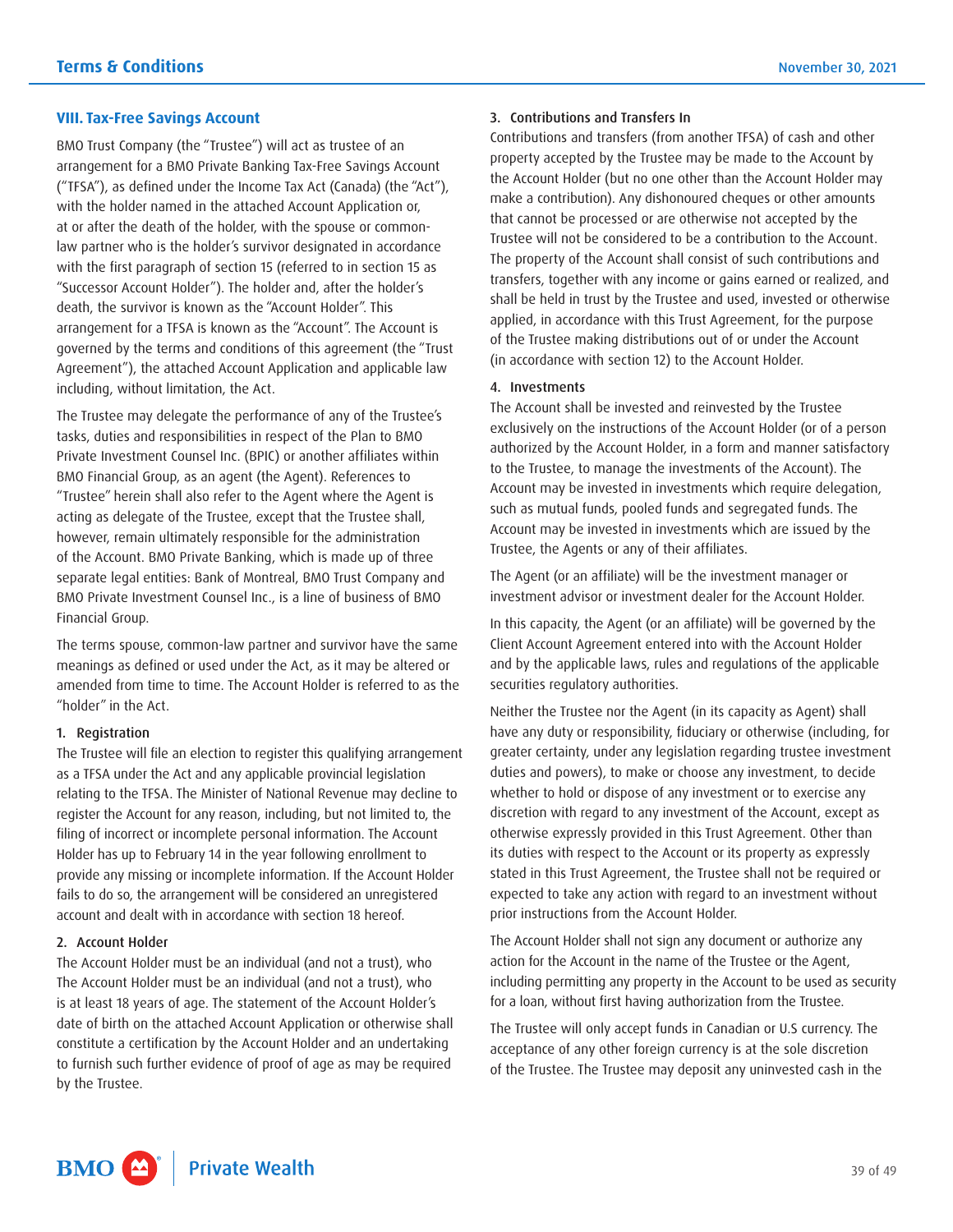## VIII. Tax-Free Savings Account

BMO Trust Company (the "Trustee") will act as trustee of an arrangement for a BMO Private Banking Tax-Free Savings Account ("TFSA"), as defined under the Income Tax Act (Canada) (the "Act"), with the holder named in the attached Account Application or, at or after the death of the holder, with the spouse or common-law partner who is the holder's survivor designated in accordance with the first paragraph of section 15 (referred to in section 15 as "Successor Account Holder"). The holder and, after the holder's death, the survivor is known as the "Account Holder". This arrangement for a TFSA is known as the "Account". The Account is governed by the terms and conditions of this agreement (the "Trust Agreement"), the attached Account Application and applicable law including, without limitation, the Act.

The Trustee may delegate the performance of any of the Trustee's tasks, duties and responsibilities in respect of the Plan to BMO Private Investment Counsel Inc. (BPIC) or another affiliates within BMO Financial Group, as an agent (the Agent). References to "Trustee" herein shall also refer to the Agent where the Agent is acting as delegate of the Trustee, except that the Trustee shall, however, remain ultimately responsible for the administration of the Account. BMO Private Banking, which is made up of three separate legal entities: Bank of Montreal, BMO Trust Company and BMO Private Investment Counsel Inc., is a line of business of BMO Financial Group.

The terms spouse, common-law partner and survivor have the same meanings as defined or used under the Act, as it may be altered or amended from time to time. The Account Holder is referred to as the "holder" in the Act.

### 1. Registration

The Trustee will file an election to register this qualifying arrangement as a TFSA under the Act and any applicable provincial legislation relating to the TFSA. The Minister of National Revenue may decline to register the Account for any reason, including, but not limited to, the filing of incorrect or incomplete personal information. The Account Holder has up to February 14 in the year following enrollment to provide any missing or incomplete information. If the Account Holder fails to do so, the arrangement will be considered an unregistered account and dealt with in accordance with section 18 hereof.

### 2. Account Holder

The Account Holder must be an individual (and not a trust), who The Account Holder must be an individual (and not a trust), who is at least 18 years of age. The statement of the Account Holder's date of birth on the attached Account Application or otherwise shall constitute a certification by the Account Holder and an undertaking to furnish such further evidence of proof of age as may be required by the Trustee.

### 3. Contributions and Transfers In

Contributions and transfers (from another TFSA) of cash and other property accepted by the Trustee may be made to the Account by the Account Holder (but no one other than the Account Holder may make a contribution). Any dishonoured cheques or other amounts that cannot be processed or are otherwise not accepted by the Trustee will not be considered to be a contribution to the Account. The property of the Account shall consist of such contributions and transfers, together with any income or gains earned or realized, and shall be held in trust by the Trustee and used, invested or otherwise applied, in accordance with this Trust Agreement, for the purpose of the Trustee making distributions out of or under the Account (in accordance with section 12) to the Account Holder.

### 4. Investments

The Account shall be invested and reinvested by the Trustee exclusively on the instructions of the Account Holder (or of a person authorized by the Account Holder, in a form and manner satisfactory to the Trustee, to manage the investments of the Account). The Account may be invested in investments which require delegation, such as mutual funds, pooled funds and segregated funds. The Account may be invested in investments which are issued by the Trustee, the Agents or any of their affiliates.

The Agent (or an affiliate) will be the investment manager or investment advisor or investment dealer for the Account Holder.

In this capacity, the Agent (or an affiliate) will be governed by the Client Account Agreement entered into with the Account Holder and by the applicable laws, rules and regulations of the applicable securities regulatory authorities.

Neither the Trustee nor the Agent (in its capacity as Agent) shall have any duty or responsibility, fiduciary or otherwise (including, for greater certainty, under any legislation regarding trustee investment duties and powers), to make or choose any investment, to decide whether to hold or dispose of any investment or to exercise any discretion with regard to any investment of the Account, except as otherwise expressly provided in this Trust Agreement. Other than its duties with respect to the Account or its property as expressly stated in this Trust Agreement, the Trustee shall not be required or expected to take any action with regard to an investment without prior instructions from the Account Holder.

The Account Holder shall not sign any document or authorize any action for the Account in the name of the Trustee or the Agent, including permitting any property in the Account to be used as security for a loan, without first having authorization from the Trustee.

The Trustee will only accept funds in Canadian or U.S currency. The acceptance of any other foreign currency is at the sole discretion of the Trustee. The Trustee may deposit any uninvested cash in the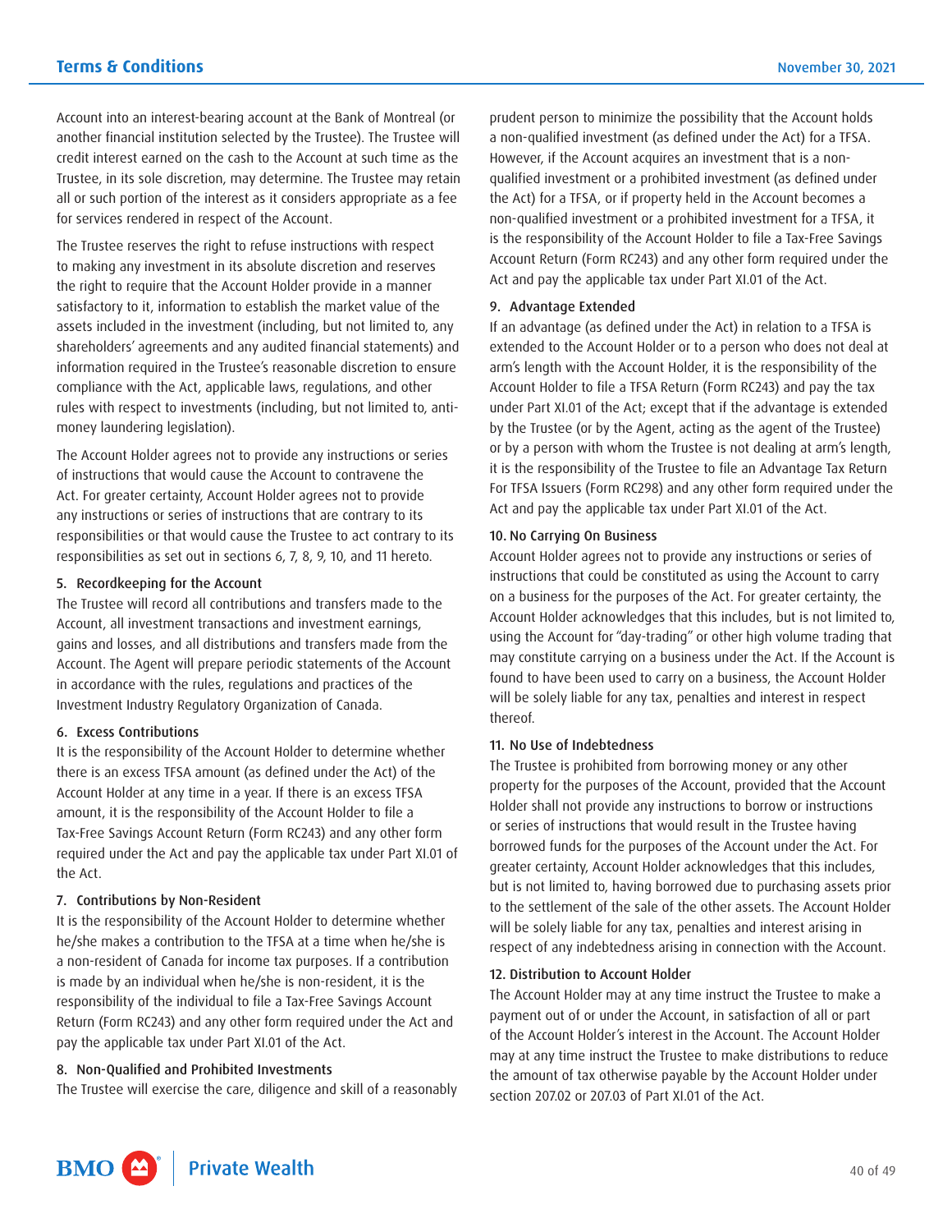Account into an interest-bearing account at the Bank of Montreal (or another financial institution selected by the Trustee). The Trustee will credit interest earned on the cash to the Account at such time as the Trustee, in its sole discretion, may determine. The Trustee may retain all or such portion of the interest as it considers appropriate as a fee for services rendered in respect of the Account.

The Trustee reserves the right to refuse instructions with respect to making any investment in its absolute discretion and reserves the right to require that the Account Holder provide in a manner satisfactory to it, information to establish the market value of the assets included in the investment (including, but not limited to, any shareholders' agreements and any audited financial statements) and information required in the Trustee's reasonable discretion to ensure compliance with the Act, applicable laws, regulations, and other rules with respect to investments (including, but not limited to, anti-money laundering legislation).

The Account Holder agrees not to provide any instructions or series of instructions that would cause the Account to contravene the Act. For greater certainty, Account Holder agrees not to provide any instructions or series of instructions that are contrary to its responsibilities or that would cause the Trustee to act contrary to its responsibilities as set out in sections 6, 7, 8, 9, 10, and 11 hereto.

#### 5. Recordkeeping for the Account

The Trustee will record all contributions and transfers made to the Account, all investment transactions and investment earnings, gains and losses, and all distributions and transfers made from the Account. The Agent will prepare periodic statements of the Account in accordance with the rules, regulations and practices of the Investment Industry Regulatory Organization of Canada.

#### 6. Excess Contributions

It is the responsibility of the Account Holder to determine whether there is an excess TFSA amount (as defined under the Act) of the Account Holder at any time in a year. If there is an excess TFSA amount, it is the responsibility of the Account Holder to file a Tax-Free Savings Account Return (Form RC243) and any other form required under the Act and pay the applicable tax under Part XI.01 of the Act.

#### 7. Contributions by Non-Resident

It is the responsibility of the Account Holder to determine whether he/she makes a contribution to the TFSA at a time when he/she is a non-resident of Canada for income tax purposes. If a contribution is made by an individual when he/she is non-resident, it is the responsibility of the individual to file a Tax-Free Savings Account Return (Form RC243) and any other form required under the Act and pay the applicable tax under Part XI.01 of the Act.

#### 8. Non-Qualified and Prohibited Investments

The Trustee will exercise the care, diligence and skill of a reasonably prudent person to minimize the possibility that the Account holds a non-qualified investment (as defined under the Act) for a TFSA. However, if the Account acquires an investment that is a non-qualified investment or a prohibited investment (as defined under the Act) for a TFSA, or if property held in the Account becomes a non-qualified investment or a prohibited investment for a TFSA, it is the responsibility of the Account Holder to file a Tax-Free Savings Account Return (Form RC243) and any other form required under the Act and pay the applicable tax under Part XI.01 of the Act.

#### 9. Advantage Extended

If an advantage (as defined under the Act) in relation to a TFSA is extended to the Account Holder or to a person who does not deal at arm's length with the Account Holder, it is the responsibility of the Account Holder to file a TFSA Return (Form RC243) and pay the tax under Part XI.01 of the Act; except that if the advantage is extended by the Trustee (or by the Agent, acting as the agent of the Trustee) or by a person with whom the Trustee is not dealing at arm's length, it is the responsibility of the Trustee to file an Advantage Tax Return For TFSA Issuers (Form RC298) and any other form required under the Act and pay the applicable tax under Part XI.01 of the Act.

#### 10. No Carrying On Business

Account Holder agrees not to provide any instructions or series of instructions that could be constituted as using the Account to carry on a business for the purposes of the Act. For greater certainty, the Account Holder acknowledges that this includes, but is not limited to, using the Account for "day-trading" or other high volume trading that may constitute carrying on a business under the Act. If the Account is found to have been used to carry on a business, the Account Holder will be solely liable for any tax, penalties and interest in respect thereof.

#### 11. No Use of Indebtedness

The Trustee is prohibited from borrowing money or any other property for the purposes of the Account, provided that the Account Holder shall not provide any instructions to borrow or instructions or series of instructions that would result in the Trustee having borrowed funds for the purposes of the Account under the Act. For greater certainty, Account Holder acknowledges that this includes, but is not limited to, having borrowed due to purchasing assets prior to the settlement of the sale of the other assets. The Account Holder will be solely liable for any tax, penalties and interest arising in respect of any indebtedness arising in connection with the Account.

#### 12. Distribution to Account Holder

The Account Holder may at any time instruct the Trustee to make a payment out of or under the Account, in satisfaction of all or part of the Account Holder's interest in the Account. The Account Holder may at any time instruct the Trustee to make distributions to reduce the amount of tax otherwise payable by the Account Holder under section 207.02 or 207.03 of Part XI.01 of the Act.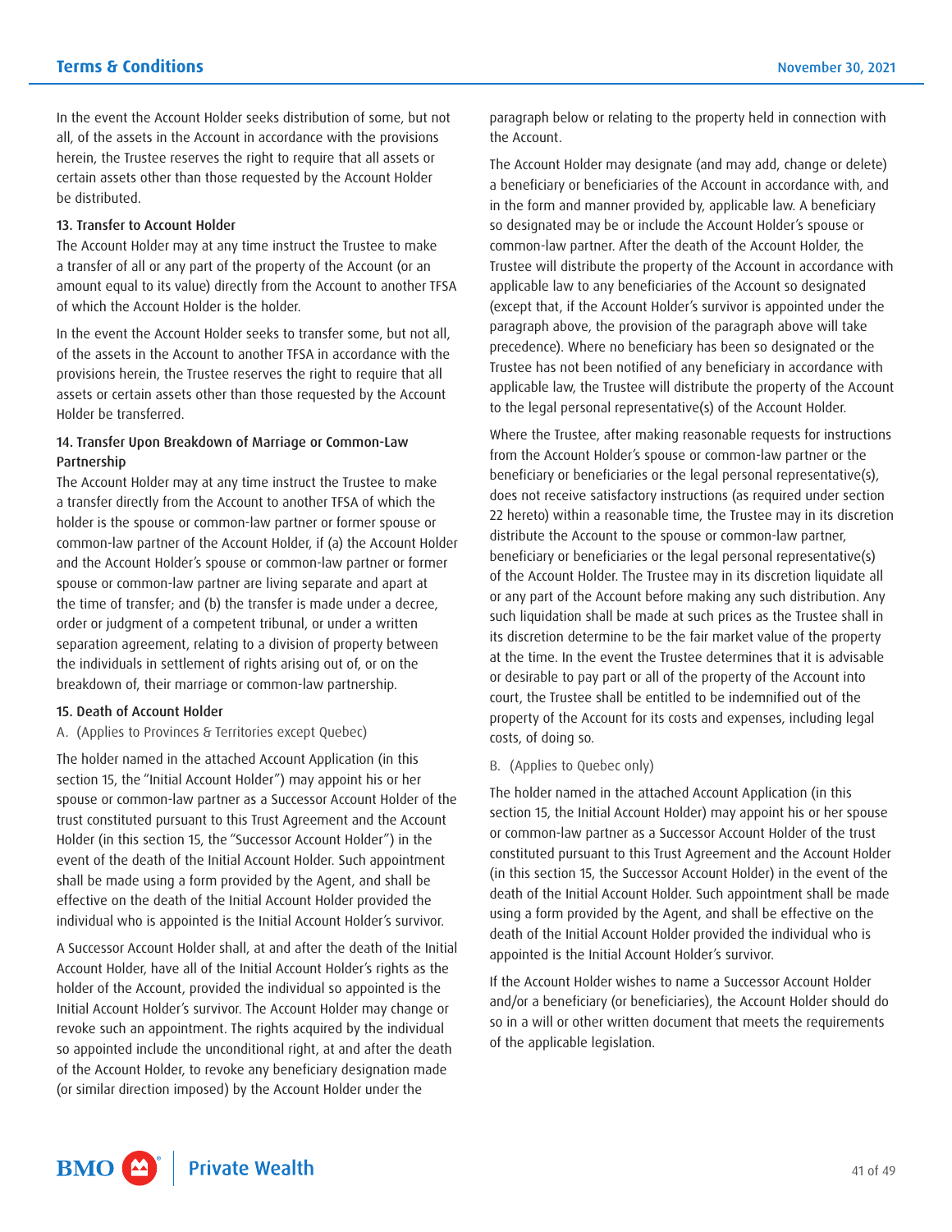In the event the Account Holder seeks distribution of some, but not all, of the assets in the Account in accordance with the provisions herein, the Trustee reserves the right to require that all assets or certain assets other than those requested by the Account Holder be distributed.

### 13. Transfer to Account Holder

The Account Holder may at any time instruct the Trustee to make a transfer of all or any part of the property of the Account (or an amount equal to its value) directly from the Account to another TFSA of which the Account Holder is the holder.

In the event the Account Holder seeks to transfer some, but not all, of the assets in the Account to another TFSA in accordance with the provisions herein, the Trustee reserves the right to require that all assets or certain assets other than those requested by the Account Holder be transferred.

### 14. Transfer Upon Breakdown of Marriage or Common-Law Partnership

The Account Holder may at any time instruct the Trustee to make a transfer directly from the Account to another TFSA of which the holder is the spouse or common-law partner or former spouse or common-law partner of the Account Holder, if (a) the Account Holder and the Account Holder's spouse or common-law partner or former spouse or common-law partner are living separate and apart at the time of transfer; and (b) the transfer is made under a decree, order or judgment of a competent tribunal, or under a written separation agreement, relating to a division of property between the individuals in settlement of rights arising out of, or on the breakdown of, their marriage or common-law partnership.

### 15. Death of Account Holder

A. (Applies to Provinces & Territories except Quebec)

The holder named in the attached Account Application (in this section 15, the "Initial Account Holder") may appoint his or her spouse or common-law partner as a Successor Account Holder of the trust constituted pursuant to this Trust Agreement and the Account Holder (in this section 15, the "Successor Account Holder") in the event of the death of the Initial Account Holder. Such appointment shall be made using a form provided by the Agent, and shall be effective on the death of the Initial Account Holder provided the individual who is appointed is the Initial Account Holder's survivor.

A Successor Account Holder shall, at and after the death of the Initial Account Holder, have all of the Initial Account Holder's rights as the holder of the Account, provided the individual so appointed is the Initial Account Holder's survivor. The Account Holder may change or revoke such an appointment. The rights acquired by the individual so appointed include the unconditional right, at and after the death of the Account Holder, to revoke any beneficiary designation made (or similar direction imposed) by the Account Holder under the paragraph below or relating to the property held in connection with the Account.

The Account Holder may designate (and may add, change or delete) a beneficiary or beneficiaries of the Account in accordance with, and in the form and manner provided by, applicable law. A beneficiary so designated may be or include the Account Holder's spouse or common-law partner. After the death of the Account Holder, the Trustee will distribute the property of the Account in accordance with applicable law to any beneficiaries of the Account so designated (except that, if the Account Holder's survivor is appointed under the paragraph above, the provision of the paragraph above will take precedence). Where no beneficiary has been so designated or the Trustee has not been notified of any beneficiary in accordance with applicable law, the Trustee will distribute the property of the Account to the legal personal representative(s) of the Account Holder.

Where the Trustee, after making reasonable requests for instructions from the Account Holder's spouse or common-law partner or the beneficiary or beneficiaries or the legal personal representative(s), does not receive satisfactory instructions (as required under section 22 hereto) within a reasonable time, the Trustee may in its discretion distribute the Account to the spouse or common-law partner, beneficiary or beneficiaries or the legal personal representative(s) of the Account Holder. The Trustee may in its discretion liquidate all or any part of the Account before making any such distribution. Any such liquidation shall be made at such prices as the Trustee shall in its discretion determine to be the fair market value of the property at the time. In the event the Trustee determines that it is advisable or desirable to pay part or all of the property of the Account into court, the Trustee shall be entitled to be indemnified out of the property of the Account for its costs and expenses, including legal costs, of doing so.

B. (Applies to Quebec only)

The holder named in the attached Account Application (in this section 15, the Initial Account Holder) may appoint his or her spouse or common-law partner as a Successor Account Holder of the trust constituted pursuant to this Trust Agreement and the Account Holder (in this section 15, the Successor Account Holder) in the event of the death of the Initial Account Holder. Such appointment shall be made using a form provided by the Agent, and shall be effective on the death of the Initial Account Holder provided the individual who is appointed is the Initial Account Holder's survivor.

If the Account Holder wishes to name a Successor Account Holder and/or a beneficiary (or beneficiaries), the Account Holder should do so in a will or other written document that meets the requirements of the applicable legislation.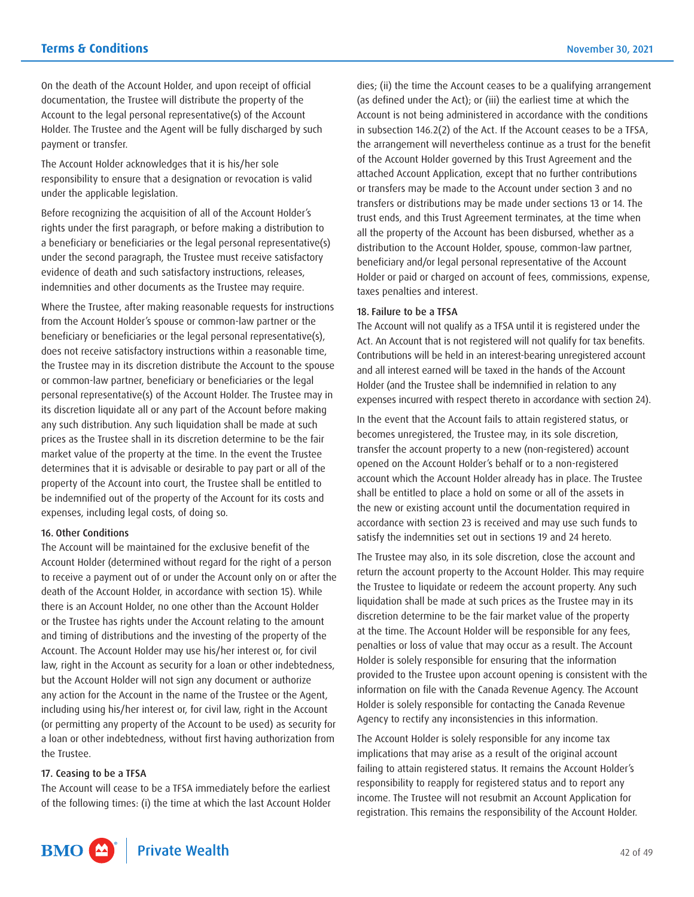On the death of the Account Holder, and upon receipt of official documentation, the Trustee will distribute the property of the Account to the legal personal representative(s) of the Account Holder. The Trustee and the Agent will be fully discharged by such payment or transfer.

The Account Holder acknowledges that it is his/her sole responsibility to ensure that a designation or revocation is valid under the applicable legislation.

Before recognizing the acquisition of all of the Account Holder's rights under the first paragraph, or before making a distribution to a beneficiary or beneficiaries or the legal personal representative(s) under the second paragraph, the Trustee must receive satisfactory evidence of death and such satisfactory instructions, releases, indemnities and other documents as the Trustee may require.

Where the Trustee, after making reasonable requests for instructions from the Account Holder's spouse or common-law partner or the beneficiary or beneficiaries or the legal personal representative(s), does not receive satisfactory instructions within a reasonable time, the Trustee may in its discretion distribute the Account to the spouse or common-law partner, beneficiary or beneficiaries or the legal personal representative(s) of the Account Holder. The Trustee may in its discretion liquidate all or any part of the Account before making any such distribution. Any such liquidation shall be made at such prices as the Trustee shall in its discretion determine to be the fair market value of the property at the time. In the event the Trustee determines that it is advisable or desirable to pay part or all of the property of the Account into court, the Trustee shall be entitled to be indemnified out of the property of the Account for its costs and expenses, including legal costs, of doing so.

### 16. Other Conditions

The Account will be maintained for the exclusive benefit of the Account Holder (determined without regard for the right of a person to receive a payment out of or under the Account only on or after the death of the Account Holder, in accordance with section 15). While there is an Account Holder, no one other than the Account Holder or the Trustee has rights under the Account relating to the amount and timing of distributions and the investing of the property of the Account. The Account Holder may use his/her interest or, for civil law, right in the Account as security for a loan or other indebtedness, but the Account Holder will not sign any document or authorize any action for the Account in the name of the Trustee or the Agent, including using his/her interest or, for civil law, right in the Account (or permitting any property of the Account to be used) as security for a loan or other indebtedness, without first having authorization from the Trustee.

### 17. Ceasing to be a TFSA

The Account will cease to be a TFSA immediately before the earliest of the following times: (i) the time at which the last Account Holder dies; (ii) the time the Account ceases to be a qualifying arrangement (as defined under the Act); or (iii) the earliest time at which the Account is not being administered in accordance with the conditions in subsection 146.2(2) of the Act. If the Account ceases to be a TFSA, the arrangement will nevertheless continue as a trust for the benefit of the Account Holder governed by this Trust Agreement and the attached Account Application, except that no further contributions or transfers may be made to the Account under section 3 and no transfers or distributions may be made under sections 13 or 14. The trust ends, and this Trust Agreement terminates, at the time when all the property of the Account has been disbursed, whether as a distribution to the Account Holder, spouse, common-law partner, beneficiary and/or legal personal representative of the Account Holder or paid or charged on account of fees, commissions, expense, taxes penalties and interest.

### 18. Failure to be a TFSA

The Account will not qualify as a TFSA until it is registered under the Act. An Account that is not registered will not qualify for tax benefits. Contributions will be held in an interest-bearing unregistered account and all interest earned will be taxed in the hands of the Account Holder (and the Trustee shall be indemnified in relation to any expenses incurred with respect thereto in accordance with section 24).

In the event that the Account fails to attain registered status, or becomes unregistered, the Trustee may, in its sole discretion, transfer the account property to a new (non-registered) account opened on the Account Holder's behalf or to a non-registered account which the Account Holder already has in place. The Trustee shall be entitled to place a hold on some or all of the assets in the new or existing account until the documentation required in accordance with section 23 is received and may use such funds to satisfy the indemnities set out in sections 19 and 24 hereto.

The Trustee may also, in its sole discretion, close the account and return the account property to the Account Holder. This may require the Trustee to liquidate or redeem the account property. Any such liquidation shall be made at such prices as the Trustee may in its discretion determine to be the fair market value of the property at the time. The Account Holder will be responsible for any fees, penalties or loss of value that may occur as a result. The Account Holder is solely responsible for ensuring that the information provided to the Trustee upon account opening is consistent with the information on file with the Canada Revenue Agency. The Account Holder is solely responsible for contacting the Canada Revenue Agency to rectify any inconsistencies in this information.

The Account Holder is solely responsible for any income tax implications that may arise as a result of the original account failing to attain registered status. It remains the Account Holder's responsibility to reapply for registered status and to report any income. The Trustee will not resubmit an Account Application for registration. This remains the responsibility of the Account Holder.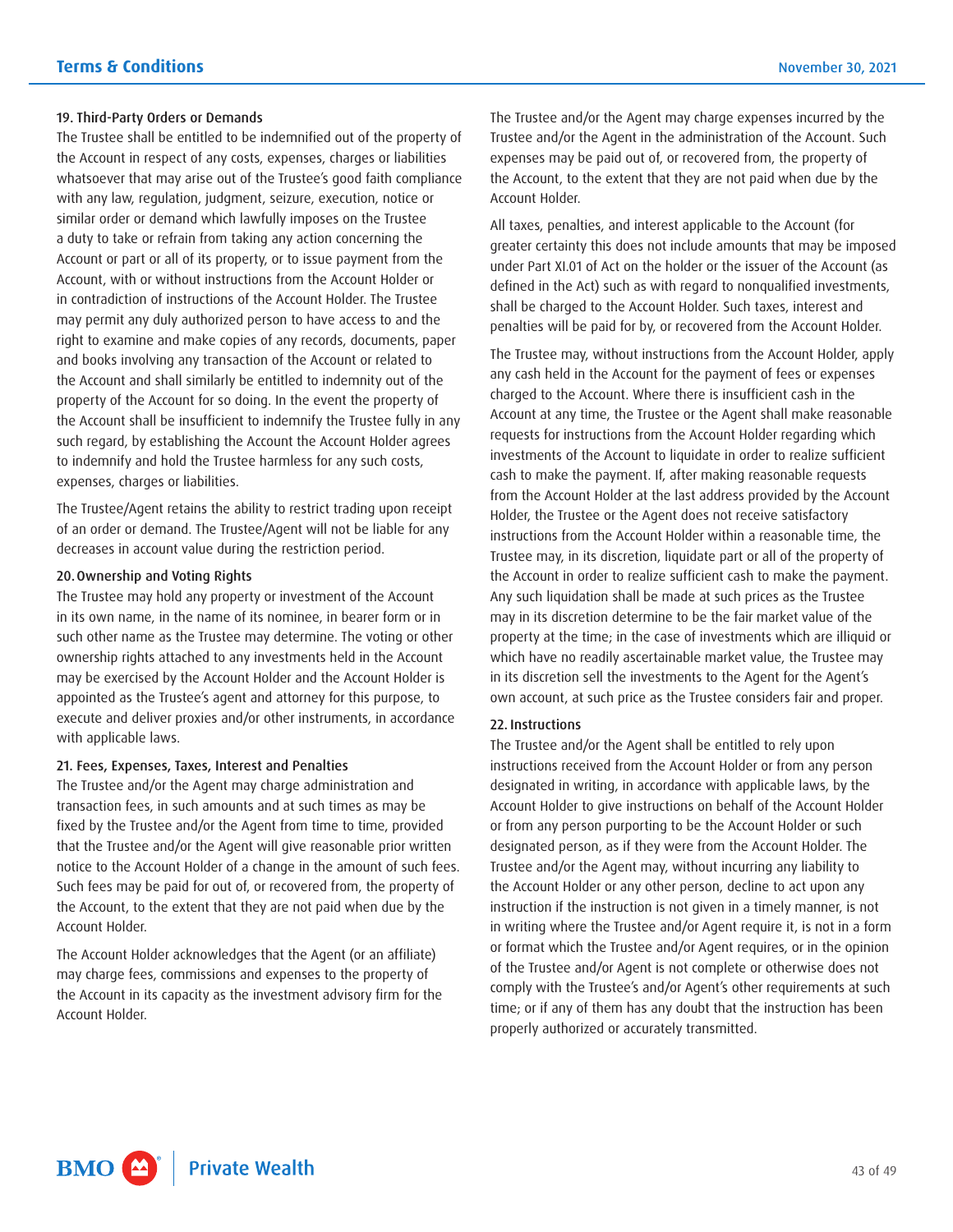### 19. Third-Party Orders or Demands

The Trustee shall be entitled to be indemnified out of the property of the Account in respect of any costs, expenses, charges or liabilities whatsoever that may arise out of the Trustee's good faith compliance with any law, regulation, judgment, seizure, execution, notice or similar order or demand which lawfully imposes on the Trustee a duty to take or refrain from taking any action concerning the Account or part or all of its property, or to issue payment from the Account, with or without instructions from the Account Holder or in contradiction of instructions of the Account Holder. The Trustee may permit any duly authorized person to have access to and the right to examine and make copies of any records, documents, paper and books involving any transaction of the Account or related to the Account and shall similarly be entitled to indemnity out of the property of the Account for so doing. In the event the property of the Account shall be insufficient to indemnify the Trustee fully in any such regard, by establishing the Account the Account Holder agrees to indemnify and hold the Trustee harmless for any such costs, expenses, charges or liabilities.

The Trustee/Agent retains the ability to restrict trading upon receipt of an order or demand. The Trustee/Agent will not be liable for any decreases in account value during the restriction period.

### 20. Ownership and Voting Rights

The Trustee may hold any property or investment of the Account in its own name, in the name of its nominee, in bearer form or in such other name as the Trustee may determine. The voting or other ownership rights attached to any investments held in the Account may be exercised by the Account Holder and the Account Holder is appointed as the Trustee's agent and attorney for this purpose, to execute and deliver proxies and/or other instruments, in accordance with applicable laws.

### 21. Fees, Expenses, Taxes, Interest and Penalties

The Trustee and/or the Agent may charge administration and transaction fees, in such amounts and at such times as may be fixed by the Trustee and/or the Agent from time to time, provided that the Trustee and/or the Agent will give reasonable prior written notice to the Account Holder of a change in the amount of such fees. Such fees may be paid for out of, or recovered from, the property of the Account, to the extent that they are not paid when due by the Account Holder.

The Account Holder acknowledges that the Agent (or an affiliate) may charge fees, commissions and expenses to the property of the Account in its capacity as the investment advisory firm for the Account Holder.

The Trustee and/or the Agent may charge expenses incurred by the Trustee and/or the Agent in the administration of the Account. Such expenses may be paid out of, or recovered from, the property of the Account, to the extent that they are not paid when due by the Account Holder.

All taxes, penalties, and interest applicable to the Account (for greater certainty this does not include amounts that may be imposed under Part XI.01 of Act on the holder or the issuer of the Account (as defined in the Act) such as with regard to nonqualified investments, shall be charged to the Account Holder. Such taxes, interest and penalties will be paid for by, or recovered from the Account Holder.

The Trustee may, without instructions from the Account Holder, apply any cash held in the Account for the payment of fees or expenses charged to the Account. Where there is insufficient cash in the Account at any time, the Trustee or the Agent shall make reasonable requests for instructions from the Account Holder regarding which investments of the Account to liquidate in order to realize sufficient cash to make the payment. If, after making reasonable requests from the Account Holder at the last address provided by the Account Holder, the Trustee or the Agent does not receive satisfactory instructions from the Account Holder within a reasonable time, the Trustee may, in its discretion, liquidate part or all of the property of the Account in order to realize sufficient cash to make the payment. Any such liquidation shall be made at such prices as the Trustee may in its discretion determine to be the fair market value of the property at the time; in the case of investments which are illiquid or which have no readily ascertainable market value, the Trustee may in its discretion sell the investments to the Agent for the Agent's own account, at such price as the Trustee considers fair and proper.

### 22. Instructions

The Trustee and/or the Agent shall be entitled to rely upon instructions received from the Account Holder or from any person designated in writing, in accordance with applicable laws, by the Account Holder to give instructions on behalf of the Account Holder or from any person purporting to be the Account Holder or such designated person, as if they were from the Account Holder. The Trustee and/or the Agent may, without incurring any liability to the Account Holder or any other person, decline to act upon any instruction if the instruction is not given in a timely manner, is not in writing where the Trustee and/or Agent require it, is not in a form or format which the Trustee and/or Agent requires, or in the opinion of the Trustee and/or Agent is not complete or otherwise does not comply with the Trustee's and/or Agent's other requirements at such time; or if any of them has any doubt that the instruction has been properly authorized or accurately transmitted.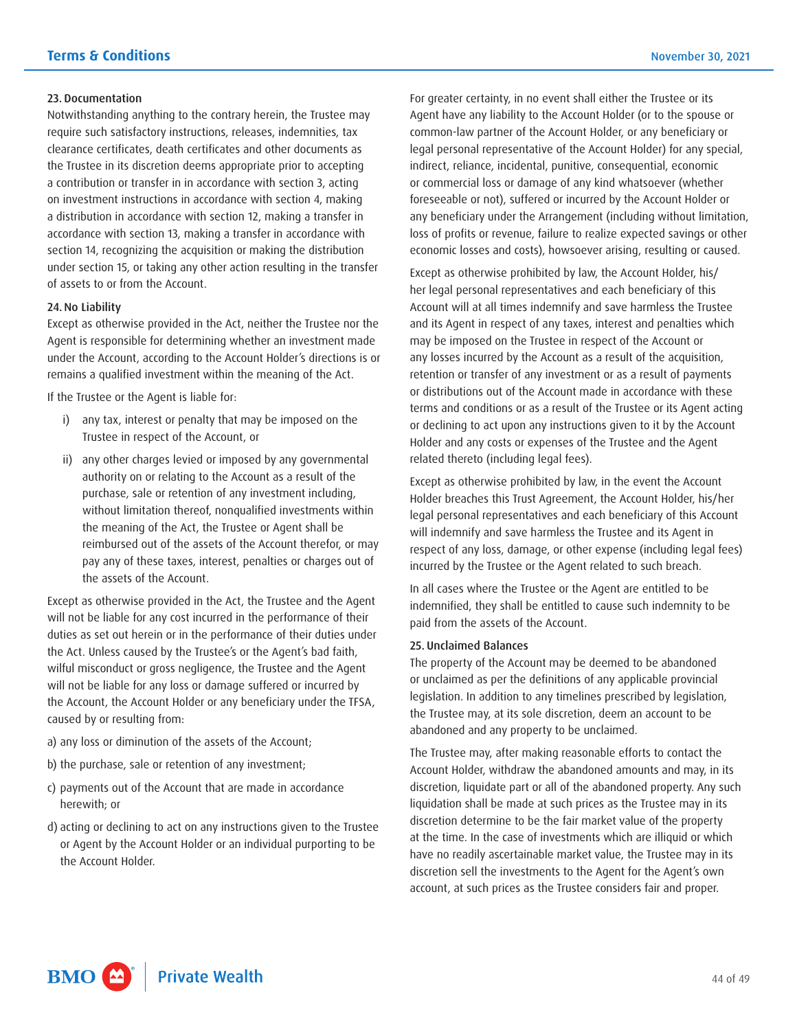### 23. Documentation

Notwithstanding anything to the contrary herein, the Trustee may require such satisfactory instructions, releases, indemnities, tax clearance certificates, death certificates and other documents as the Trustee in its discretion deems appropriate prior to accepting a contribution or transfer in in accordance with section 3, acting on investment instructions in accordance with section 4, making a distribution in accordance with section 12, making a transfer in accordance with section 13, making a transfer in accordance with section 14, recognizing the acquisition or making the distribution under section 15, or taking any other action resulting in the transfer of assets to or from the Account.

### 24. No Liability

Except as otherwise provided in the Act, neither the Trustee nor the Agent is responsible for determining whether an investment made under the Account, according to the Account Holder's directions is or remains a qualified investment within the meaning of the Act.

If the Trustee or the Agent is liable for:

i) any tax, interest or penalty that may be imposed on the Trustee in respect of the Account, or

ii) any other charges levied or imposed by any governmental authority on or relating to the Account as a result of the purchase, sale or retention of any investment including, without limitation thereof, nonqualified investments within the meaning of the Act, the Trustee or Agent shall be reimbursed out of the assets of the Account therefor, or may pay any of these taxes, interest, penalties or charges out of the assets of the Account.

Except as otherwise provided in the Act, the Trustee and the Agent will not be liable for any cost incurred in the performance of their duties as set out herein or in the performance of their duties under the Act. Unless caused by the Trustee's or the Agent's bad faith, wilful misconduct or gross negligence, the Trustee and the Agent will not be liable for any loss or damage suffered or incurred by the Account, the Account Holder or any beneficiary under the TFSA, caused by or resulting from:

a) any loss or diminution of the assets of the Account;

b) the purchase, sale or retention of any investment;

c) payments out of the Account that are made in accordance herewith; or

d) acting or declining to act on any instructions given to the Trustee or Agent by the Account Holder or an individual purporting to be the Account Holder.

For greater certainty, in no event shall either the Trustee or its Agent have any liability to the Account Holder (or to the spouse or common-law partner of the Account Holder, or any beneficiary or legal personal representative of the Account Holder) for any special, indirect, reliance, incidental, punitive, consequential, economic or commercial loss or damage of any kind whatsoever (whether foreseeable or not), suffered or incurred by the Account Holder or any beneficiary under the Arrangement (including without limitation, loss of profits or revenue, failure to realize expected savings or other economic losses and costs), howsoever arising, resulting or caused.

Except as otherwise prohibited by law, the Account Holder, his/her legal personal representatives and each beneficiary of this Account will at all times indemnify and save harmless the Trustee and its Agent in respect of any taxes, interest and penalties which may be imposed on the Trustee in respect of the Account or any losses incurred by the Account as a result of the acquisition, retention or transfer of any investment or as a result of payments or distributions out of the Account made in accordance with these terms and conditions or as a result of the Trustee or its Agent acting or declining to act upon any instructions given to it by the Account Holder and any costs or expenses of the Trustee and the Agent related thereto (including legal fees).

Except as otherwise prohibited by law, in the event the Account Holder breaches this Trust Agreement, the Account Holder, his/her legal personal representatives and each beneficiary of this Account will indemnify and save harmless the Trustee and its Agent in respect of any loss, damage, or other expense (including legal fees) incurred by the Trustee or the Agent related to such breach.

In all cases where the Trustee or the Agent are entitled to be indemnified, they shall be entitled to cause such indemnity to be paid from the assets of the Account.

### 25. Unclaimed Balances

The property of the Account may be deemed to be abandoned or unclaimed as per the definitions of any applicable provincial legislation. In addition to any timelines prescribed by legislation, the Trustee may, at its sole discretion, deem an account to be abandoned and any property to be unclaimed.

The Trustee may, after making reasonable efforts to contact the Account Holder, withdraw the abandoned amounts and may, in its discretion, liquidate part or all of the abandoned property. Any such liquidation shall be made at such prices as the Trustee may in its discretion determine to be the fair market value of the property at the time. In the case of investments which are illiquid or which have no readily ascertainable market value, the Trustee may in its discretion sell the investments to the Agent for the Agent's own account, at such prices as the Trustee considers fair and proper.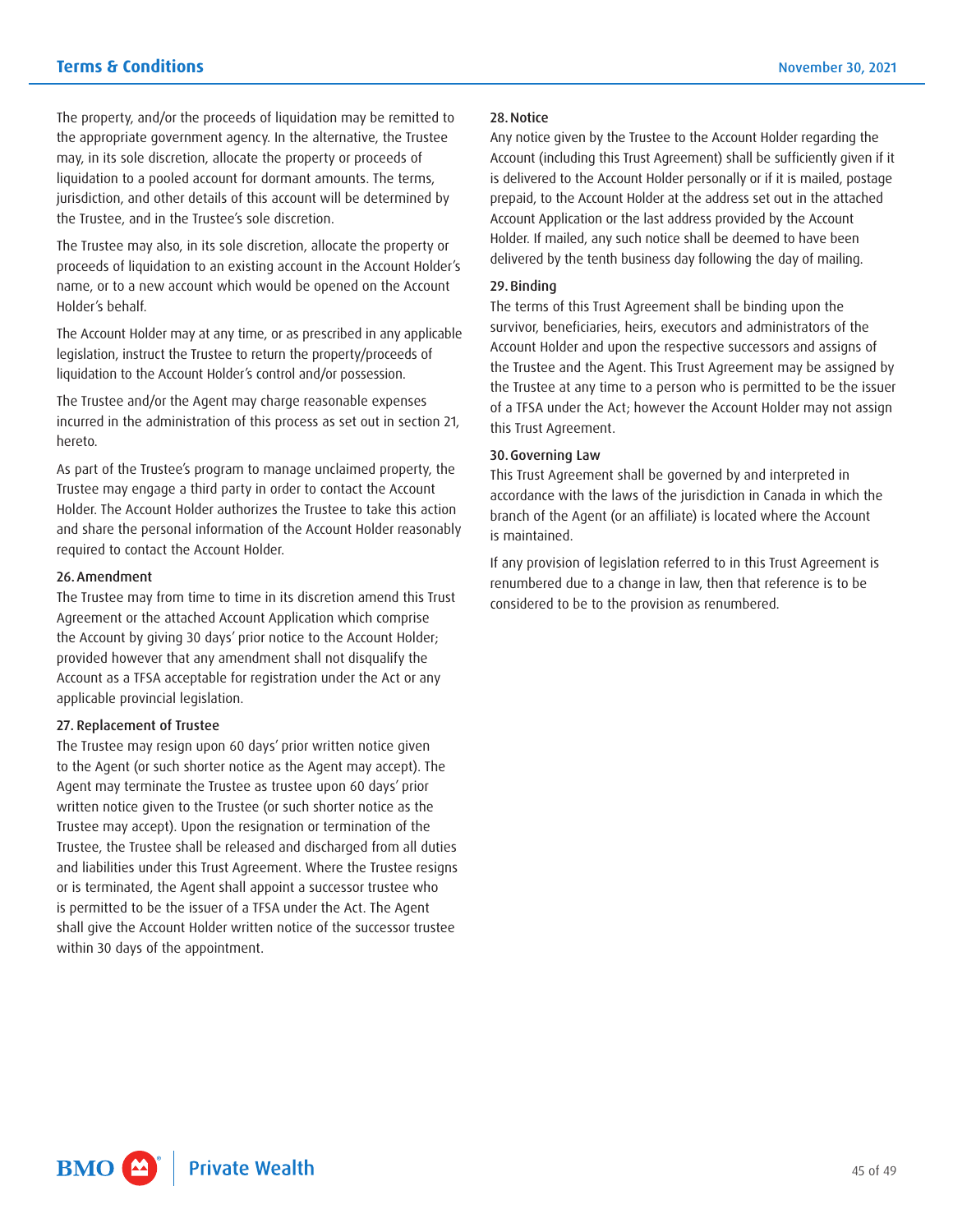The property, and/or the proceeds of liquidation may be remitted to the appropriate government agency. In the alternative, the Trustee may, in its sole discretion, allocate the property or proceeds of liquidation to a pooled account for dormant amounts. The terms, jurisdiction, and other details of this account will be determined by the Trustee, and in the Trustee's sole discretion.

The Trustee may also, in its sole discretion, allocate the property or proceeds of liquidation to an existing account in the Account Holder's name, or to a new account which would be opened on the Account Holder's behalf.

The Account Holder may at any time, or as prescribed in any applicable legislation, instruct the Trustee to return the property/proceeds of liquidation to the Account Holder's control and/or possession.

The Trustee and/or the Agent may charge reasonable expenses incurred in the administration of this process as set out in section 21, hereto.

As part of the Trustee's program to manage unclaimed property, the Trustee may engage a third party in order to contact the Account Holder. The Account Holder authorizes the Trustee to take this action and share the personal information of the Account Holder reasonably required to contact the Account Holder.

### 26. Amendment

The Trustee may from time to time in its discretion amend this Trust Agreement or the attached Account Application which comprise the Account by giving 30 days' prior notice to the Account Holder; provided however that any amendment shall not disqualify the Account as a TFSA acceptable for registration under the Act or any applicable provincial legislation.

### 27. Replacement of Trustee

The Trustee may resign upon 60 days' prior written notice given to the Agent (or such shorter notice as the Agent may accept). The Agent may terminate the Trustee as trustee upon 60 days' prior written notice given to the Trustee (or such shorter notice as the Trustee may accept). Upon the resignation or termination of the Trustee, the Trustee shall be released and discharged from all duties and liabilities under this Trust Agreement. Where the Trustee resigns or is terminated, the Agent shall appoint a successor trustee who is permitted to be the issuer of a TFSA under the Act. The Agent shall give the Account Holder written notice of the successor trustee within 30 days of the appointment.

### 28. Notice

Any notice given by the Trustee to the Account Holder regarding the Account (including this Trust Agreement) shall be sufficiently given if it is delivered to the Account Holder personally or if it is mailed, postage prepaid, to the Account Holder at the address set out in the attached Account Application or the last address provided by the Account Holder. If mailed, any such notice shall be deemed to have been delivered by the tenth business day following the day of mailing.

### 29. Binding

The terms of this Trust Agreement shall be binding upon the survivor, beneficiaries, heirs, executors and administrators of the Account Holder and upon the respective successors and assigns of the Trustee and the Agent. This Trust Agreement may be assigned by the Trustee at any time to a person who is permitted to be the issuer of a TFSA under the Act; however the Account Holder may not assign this Trust Agreement.

### 30. Governing Law

This Trust Agreement shall be governed by and interpreted in accordance with the laws of the jurisdiction in Canada in which the branch of the Agent (or an affiliate) is located where the Account is maintained.

If any provision of legislation referred to in this Trust Agreement is renumbered due to a change in law, then that reference is to be considered to be to the provision as renumbered.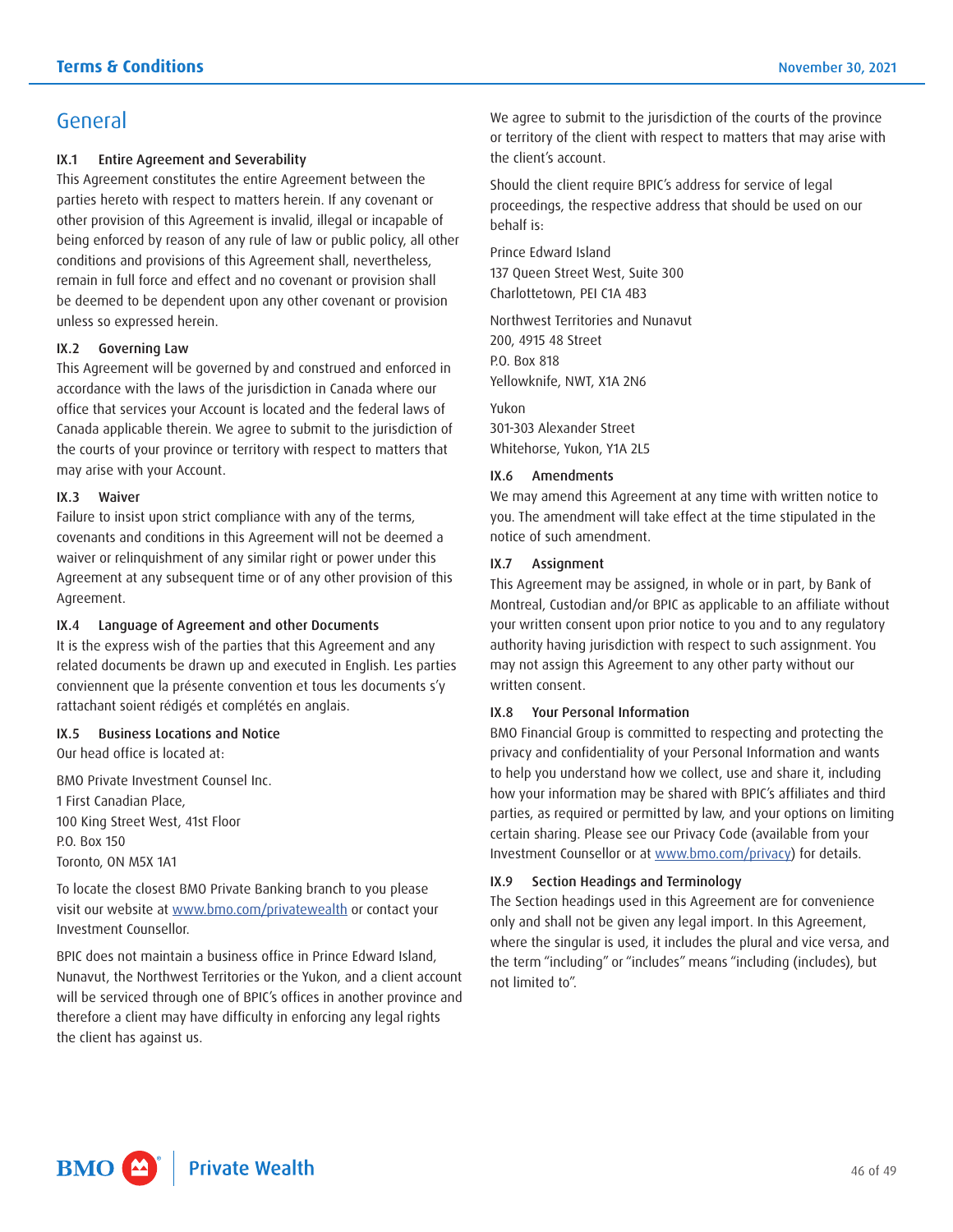## General

### IX.1 Entire Agreement and Severability

This Agreement constitutes the entire Agreement between the parties hereto with respect to matters herein. If any covenant or other provision of this Agreement is invalid, illegal or incapable of being enforced by reason of any rule of law or public policy, all other conditions and provisions of this Agreement shall, nevertheless, remain in full force and effect and no covenant or provision shall be deemed to be dependent upon any other covenant or provision unless so expressed herein.

### IX.2 Governing Law

This Agreement will be governed by and construed and enforced in accordance with the laws of the jurisdiction in Canada where our office that services your Account is located and the federal laws of Canada applicable therein. We agree to submit to the jurisdiction of the courts of your province or territory with respect to matters that may arise with your Account.

### IX.3 Waiver

Failure to insist upon strict compliance with any of the terms, covenants and conditions in this Agreement will not be deemed a waiver or relinquishment of any similar right or power under this Agreement at any subsequent time or of any other provision of this Agreement.

### IX.4 Language of Agreement and other Documents

It is the express wish of the parties that this Agreement and any related documents be drawn up and executed in English. Les parties conviennent que la présente convention et tous les documents s'y rattachant soient rédigés et complétés en anglais.

### IX.5 Business Locations and Notice

Our head office is located at:

BMO Private Investment Counsel Inc.
1 First Canadian Place,
100 King Street West, 41st Floor
P.O. Box 150
Toronto, ON M5X 1A1

To locate the closest BMO Private Banking branch to you please visit our website at www.bmo.com/privatewealth or contact your Investment Counsellor.

BPIC does not maintain a business office in Prince Edward Island, Nunavut, the Northwest Territories or the Yukon, and a client account will be serviced through one of BPIC's offices in another province and therefore a client may have difficulty in enforcing any legal rights the client has against us.

We agree to submit to the jurisdiction of the courts of the province or territory of the client with respect to matters that may arise with the client's account.

Should the client require BPIC's address for service of legal proceedings, the respective address that should be used on our behalf is:

Prince Edward Island
137 Queen Street West, Suite 300
Charlottetown, PEI C1A 4B3

Northwest Territories and Nunavut
200, 4915 48 Street
P.O. Box 818
Yellowknife, NWT, X1A 2N6

Yukon
301-303 Alexander Street
Whitehorse, Yukon, Y1A 2L5

### IX.6 Amendments

We may amend this Agreement at any time with written notice to you. The amendment will take effect at the time stipulated in the notice of such amendment.

### IX.7 Assignment

This Agreement may be assigned, in whole or in part, by Bank of Montreal, Custodian and/or BPIC as applicable to an affiliate without your written consent upon prior notice to you and to any regulatory authority having jurisdiction with respect to such assignment. You may not assign this Agreement to any other party without our written consent.

### IX.8 Your Personal Information

BMO Financial Group is committed to respecting and protecting the privacy and confidentiality of your Personal Information and wants to help you understand how we collect, use and share it, including how your information may be shared with BPIC's affiliates and third parties, as required or permitted by law, and your options on limiting certain sharing. Please see our Privacy Code (available from your Investment Counsellor or at www.bmo.com/privacy) for details.

### IX.9 Section Headings and Terminology

The Section headings used in this Agreement are for convenience only and shall not be given any legal import. In this Agreement, where the singular is used, it includes the plural and vice versa, and the term "including" or "includes" means "including (includes), but not limited to".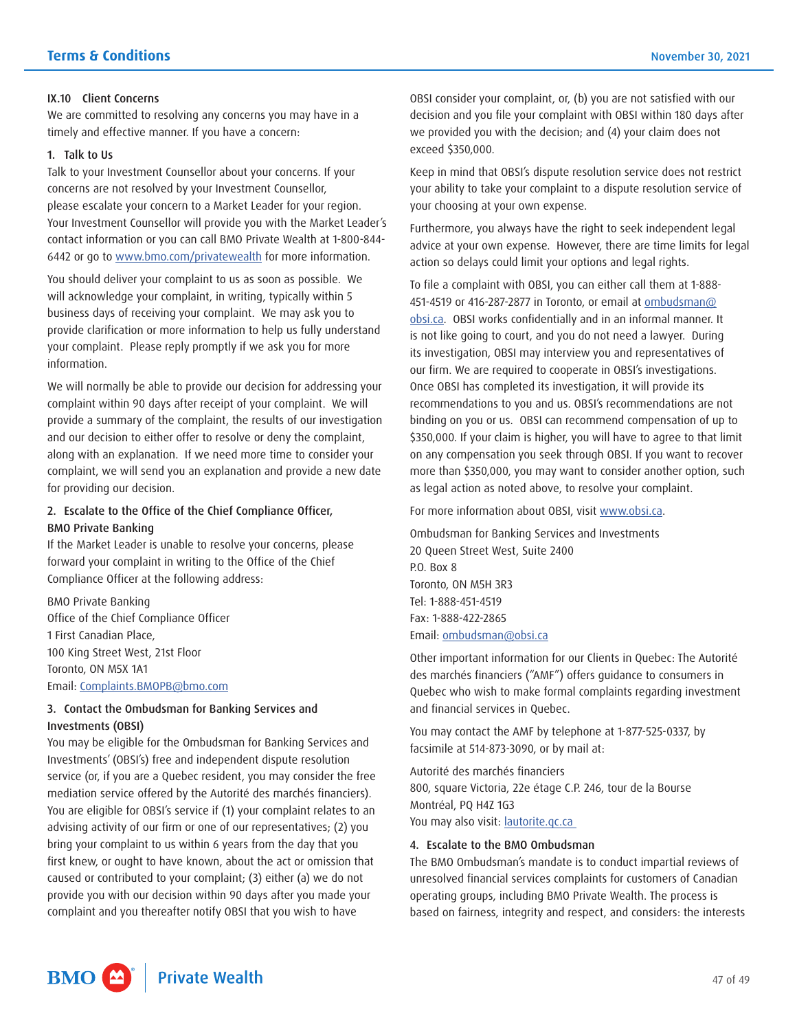### IX.10 Client Concerns

We are committed to resolving any concerns you may have in a timely and effective manner. If you have a concern:

#### 1. Talk to Us

Talk to your Investment Counsellor about your concerns. If your concerns are not resolved by your Investment Counsellor, please escalate your concern to a Market Leader for your region. Your Investment Counsellor will provide you with the Market Leader's contact information or you can call BMO Private Wealth at 1-800-844-6442 or go to www.bmo.com/privatewealth for more information.

You should deliver your complaint to us as soon as possible. We will acknowledge your complaint, in writing, typically within 5 business days of receiving your complaint. We may ask you to provide clarification or more information to help us fully understand your complaint. Please reply promptly if we ask you for more information.

We will normally be able to provide our decision for addressing your complaint within 90 days after receipt of your complaint. We will provide a summary of the complaint, the results of our investigation and our decision to either offer to resolve or deny the complaint, along with an explanation. If we need more time to consider your complaint, we will send you an explanation and provide a new date for providing our decision.

#### 2. Escalate to the Office of the Chief Compliance Officer, BMO Private Banking

If the Market Leader is unable to resolve your concerns, please forward your complaint in writing to the Office of the Chief Compliance Officer at the following address:

BMO Private Banking
Office of the Chief Compliance Officer
1 First Canadian Place,
100 King Street West, 21st Floor
Toronto, ON M5X 1A1
Email: Complaints.BMOPB@bmo.com

#### 3. Contact the Ombudsman for Banking Services and Investments (OBSI)

You may be eligible for the Ombudsman for Banking Services and Investments' (OBSI's) free and independent dispute resolution service (or, if you are a Quebec resident, you may consider the free mediation service offered by the Autorité des marchés financiers). You are eligible for OBSI's service if (1) your complaint relates to an advising activity of our firm or one of our representatives; (2) you bring your complaint to us within 6 years from the day that you first knew, or ought to have known, about the act or omission that caused or contributed to your complaint; (3) either (a) we do not provide you with our decision within 90 days after you made your complaint and you thereafter notify OBSI that you wish to have OBSI consider your complaint, or, (b) you are not satisfied with our decision and you file your complaint with OBSI within 180 days after we provided you with the decision; and (4) your claim does not exceed $350,000.

Keep in mind that OBSI's dispute resolution service does not restrict your ability to take your complaint to a dispute resolution service of your choosing at your own expense.

Furthermore, you always have the right to seek independent legal advice at your own expense. However, there are time limits for legal action so delays could limit your options and legal rights.

To file a complaint with OBSI, you can either call them at 1-888-451-4519 or 416-287-2877 in Toronto, or email at ombudsman@obsi.ca. OBSI works confidentially and in an informal manner. It is not like going to court, and you do not need a lawyer. During its investigation, OBSI may interview you and representatives of our firm. We are required to cooperate in OBSI's investigations. Once OBSI has completed its investigation, it will provide its recommendations to you and us. OBSI's recommendations are not binding on you or us. OBSI can recommend compensation of up to $350,000. If your claim is higher, you will have to agree to that limit on any compensation you seek through OBSI. If you want to recover more than $350,000, you may want to consider another option, such as legal action as noted above, to resolve your complaint.

For more information about OBSI, visit www.obsi.ca.

Ombudsman for Banking Services and Investments
20 Queen Street West, Suite 2400
P.O. Box 8
Toronto, ON M5H 3R3
Tel: 1-888-451-4519
Fax: 1-888-422-2865
Email: ombudsman@obsi.ca

Other important information for our Clients in Quebec: The Autorité des marchés financiers ("AMF") offers guidance to consumers in Quebec who wish to make formal complaints regarding investment and financial services in Quebec.

You may contact the AMF by telephone at 1-877-525-0337, by facsimile at 514-873-3090, or by mail at:

Autorité des marchés financiers
800, square Victoria, 22e étage C.P. 246, tour de la Bourse
Montréal, PQ H4Z 1G3
You may also visit: lautorite.qc.ca

#### 4. Escalate to the BMO Ombudsman

The BMO Ombudsman's mandate is to conduct impartial reviews of unresolved financial services complaints for customers of Canadian operating groups, including BMO Private Wealth. The process is based on fairness, integrity and respect, and considers: the interests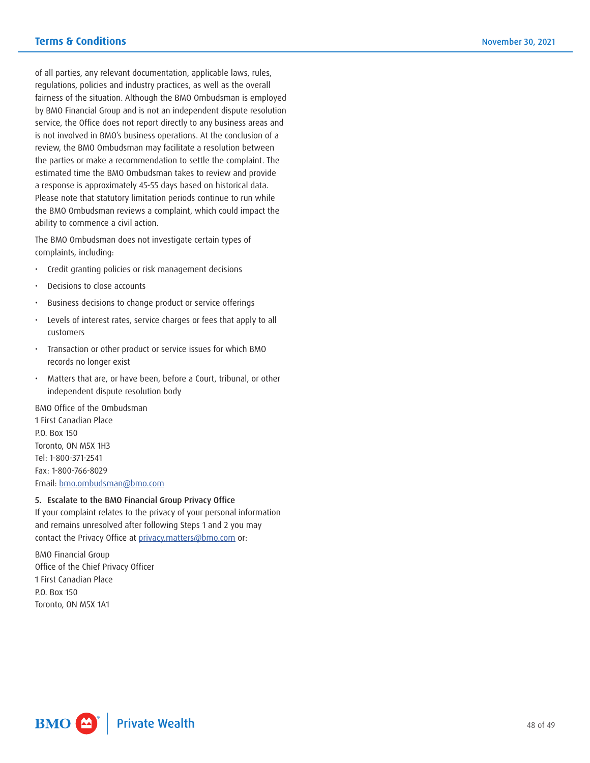of all parties, any relevant documentation, applicable laws, rules, regulations, policies and industry practices, as well as the overall fairness of the situation. Although the BMO Ombudsman is employed by BMO Financial Group and is not an independent dispute resolution service, the Office does not report directly to any business areas and is not involved in BMO's business operations. At the conclusion of a review, the BMO Ombudsman may facilitate a resolution between the parties or make a recommendation to settle the complaint. The estimated time the BMO Ombudsman takes to review and provide a response is approximately 45-55 days based on historical data. Please note that statutory limitation periods continue to run while the BMO Ombudsman reviews a complaint, which could impact the ability to commence a civil action.

The BMO Ombudsman does not investigate certain types of complaints, including:

- Credit granting policies or risk management decisions
- Decisions to close accounts
- Business decisions to change product or service offerings
- Levels of interest rates, service charges or fees that apply to all customers
- Transaction or other product or service issues for which BMO records no longer exist
- Matters that are, or have been, before a Court, tribunal, or other independent dispute resolution body

BMO Office of the Ombudsman
1 First Canadian Place
P.O. Box 150
Toronto, ON M5X 1H3
Tel: 1-800-371-2541
Fax: 1-800-766-8029
Email: bmo.ombudsman@bmo.com

**5. Escalate to the BMO Financial Group Privacy Office**
If your complaint relates to the privacy of your personal information and remains unresolved after following Steps 1 and 2 you may contact the Privacy Office at privacy.matters@bmo.com or:

BMO Financial Group
Office of the Chief Privacy Officer
1 First Canadian Place
P.O. Box 150
Toronto, ON M5X 1A1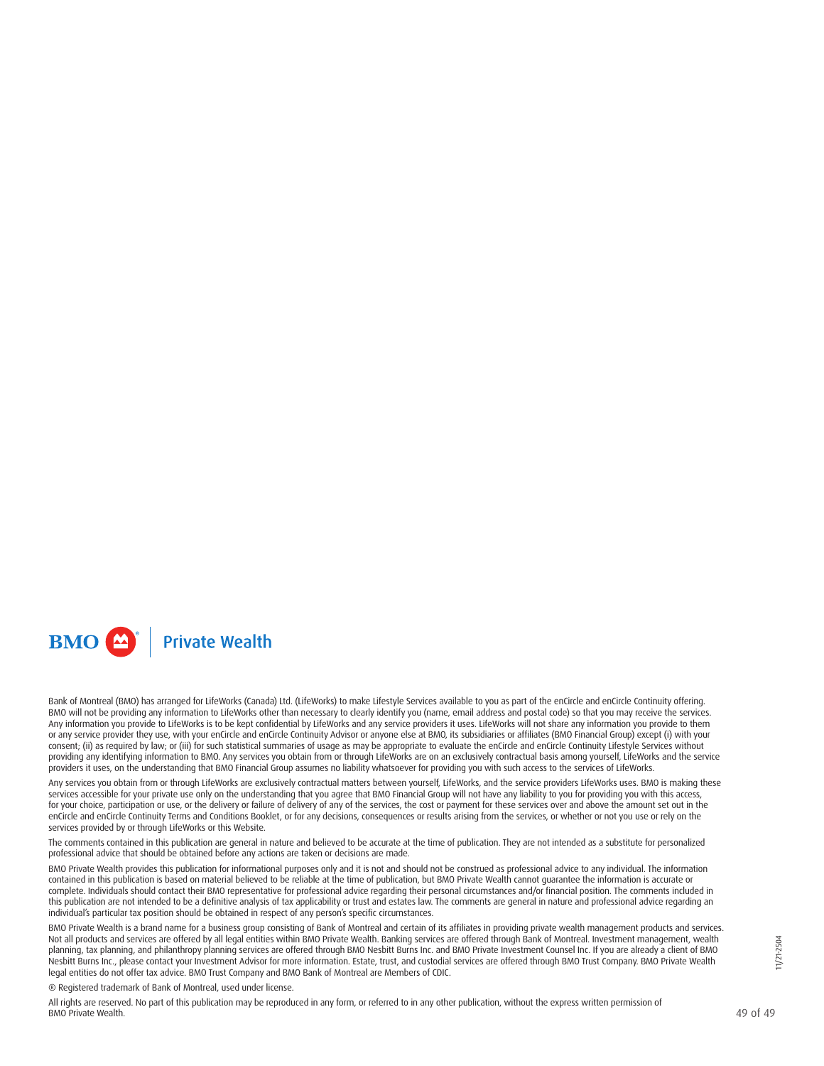BMO Private Wealth

Bank of Montreal (BMO) has arranged for LifeWorks (Canada) Ltd. (LifeWorks) to make Lifestyle Services available to you as part of the enCircle and enCircle Continuity offering. BMO will not be providing any information to LifeWorks other than necessary to clearly identify you (name, email address and postal code) so that you may receive the services. Any information you provide to LifeWorks is to be kept confidential by LifeWorks and any service providers it uses. LifeWorks will not share any information you provide to them or any service provider they use, with your enCircle and enCircle Continuity Advisor or anyone else at BMO, its subsidiaries or affiliates (BMO Financial Group) except (i) with your consent; (ii) as required by law; or (iii) for such statistical summaries of usage as may be appropriate to evaluate the enCircle and enCircle Continuity Lifestyle Services without providing any identifying information to BMO. Any services you obtain from or through LifeWorks are on an exclusively contractual basis among yourself, LifeWorks and the service providers it uses, on the understanding that BMO Financial Group assumes no liability whatsoever for providing you with such access to the services of LifeWorks.

Any services you obtain from or through LifeWorks are exclusively contractual matters between yourself, LifeWorks, and the service providers LifeWorks uses. BMO is making these services accessible for your private use only on the understanding that you agree that BMO Financial Group will not have any liability to you for providing you with this access, for your choice, participation or use, or the delivery or failure of delivery of any of the services, the cost or payment for these services over and above the amount set out in the enCircle and enCircle Continuity Terms and Conditions Booklet, or for any decisions, consequences or results arising from the services, or whether or not you use or rely on the services provided by or through LifeWorks or this Website.

The comments contained in this publication are general in nature and believed to be accurate at the time of publication. They are not intended as a substitute for personalized professional advice that should be obtained before any actions are taken or decisions are made.

BMO Private Wealth provides this publication for informational purposes only and it is not and should not be construed as professional advice to any individual. The information contained in this publication is based on material believed to be reliable at the time of publication, but BMO Private Wealth cannot guarantee the information is accurate or complete. Individuals should contact their BMO representative for professional advice regarding their personal circumstances and/or financial position. The comments included in this publication are not intended to be a definitive analysis of tax applicability or trust and estates law. The comments are general in nature and professional advice regarding an individual's particular tax position should be obtained in respect of any person's specific circumstances.

BMO Private Wealth is a brand name for a business group consisting of Bank of Montreal and certain of its affiliates in providing private wealth management products and services. Not all products and services are offered by all legal entities within BMO Private Wealth. Banking services are offered through Bank of Montreal. Investment management, wealth planning, tax planning, and philanthropy planning services are offered through BMO Nesbitt Burns Inc. and BMO Private Investment Counsel Inc. If you are already a client of BMO Nesbitt Burns Inc., please contact your Investment Advisor for more information. Estate, trust, and custodial services are offered through BMO Trust Company. BMO Private Wealth legal entities do not offer tax advice. BMO Trust Company and BMO Bank of Montreal are Members of CDIC.

® Registered trademark of Bank of Montreal, used under license.

All rights are reserved. No part of this publication may be reproduced in any form, or referred to in any other publication, without the express written permission of BMO Private Wealth.

11/21-2504